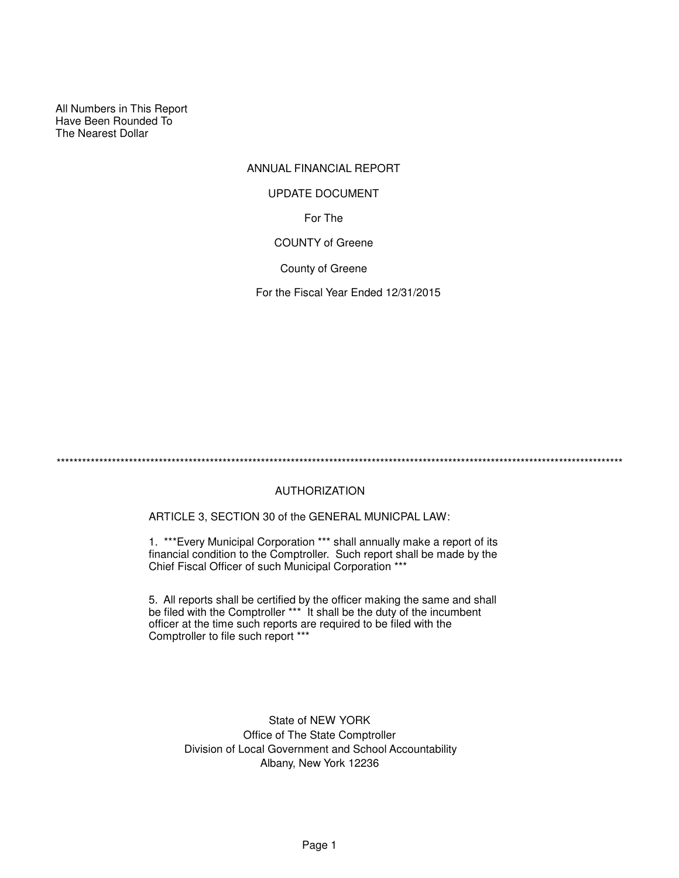All Numbers in This Report
Have Been Rounded To
The Nearest Dollar

# ANNUAL FINANCIAL REPORT

## UPDATE DOCUMENT

For The

COUNTY of Greene

County of Greene

For the Fiscal Year Ended 12/31/2015

***********************************************************************************************************************************

## AUTHORIZATION

ARTICLE 3, SECTION 30 of the GENERAL MUNICPAL LAW:

1. ***Every Municipal Corporation *** shall annually make a report of its financial condition to the Comptroller. Such report shall be made by the Chief Fiscal Officer of such Municipal Corporation ***

5. All reports shall be certified by the officer making the same and shall be filed with the Comptroller *** It shall be the duty of the incumbent officer at the time such reports are required to be filed with the Comptroller to file such report ***

State of NEW YORK
Office of The State Comptroller
Division of Local Government and School Accountability
Albany, New York 12236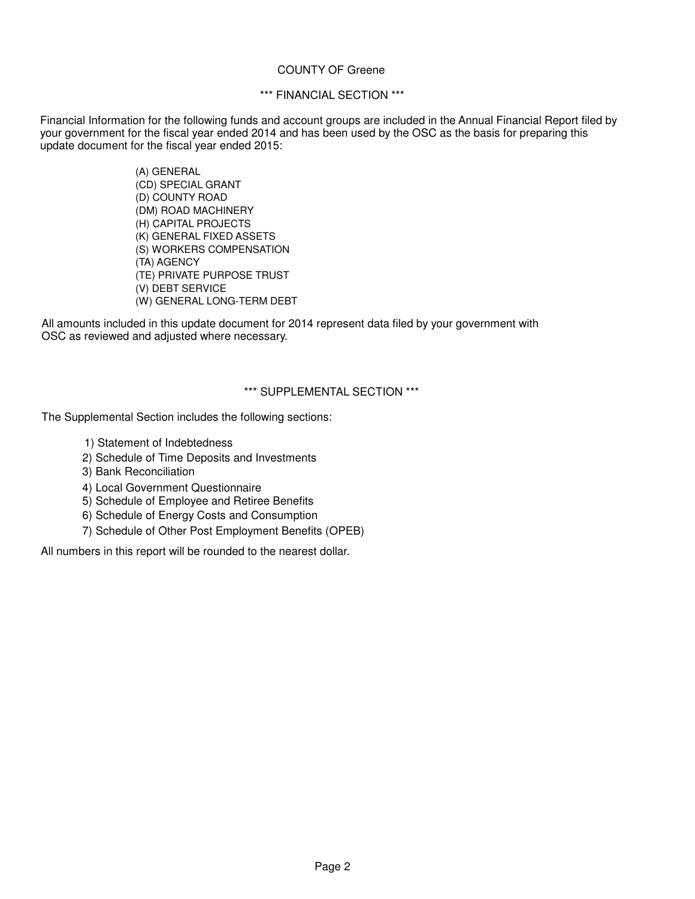COUNTY OF Greene

## *** FINANCIAL SECTION ***

Financial Information for the following funds and account groups are included in the Annual Financial Report filed by your government for the fiscal year ended 2014 and has been used by the OSC as the basis for preparing this update document for the fiscal year ended 2015:

- (A) GENERAL
- (CD) SPECIAL GRANT
- (D) COUNTY ROAD
- (DM) ROAD MACHINERY
- (H) CAPITAL PROJECTS
- (K) GENERAL FIXED ASSETS
- (S) WORKERS COMPENSATION
- (TA) AGENCY
- (TE) PRIVATE PURPOSE TRUST
- (V) DEBT SERVICE
- (W) GENERAL LONG-TERM DEBT

All amounts included in this update document for 2014 represent data filed by your government with OSC as reviewed and adjusted where necessary.

## *** SUPPLEMENTAL SECTION ***

The Supplemental Section includes the following sections:

1) Statement of Indebtedness
2) Schedule of Time Deposits and Investments
3) Bank Reconciliation
4) Local Government Questionnaire
5) Schedule of Employee and Retiree Benefits
6) Schedule of Energy Costs and Consumption
7) Schedule of Other Post Employment Benefits (OPEB)

All numbers in this report will be rounded to the nearest dollar.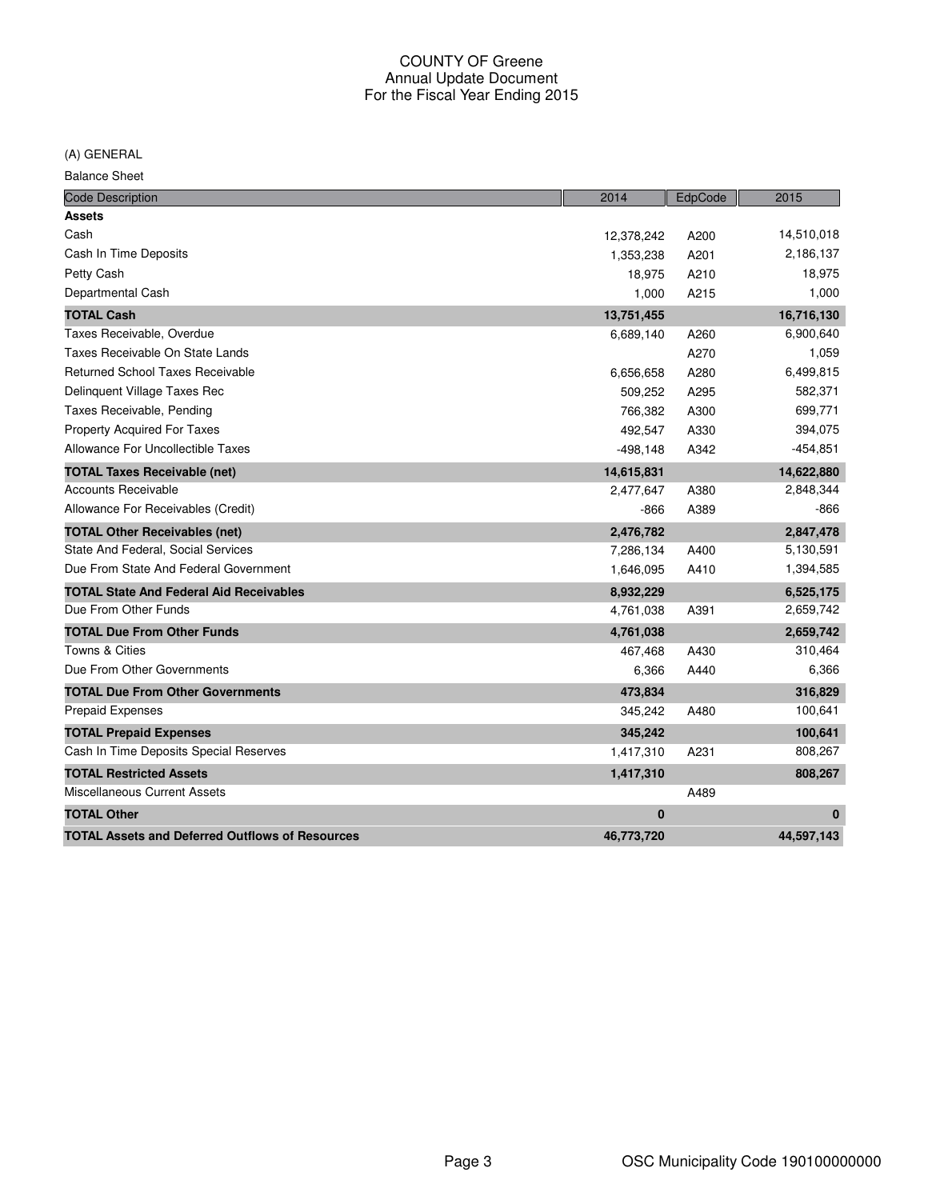# COUNTY OF Greene
## Annual Update Document
## For the Fiscal Year Ending 2015

(A) GENERAL

Balance Sheet

| Code Description | 2014 | EdpCode | 2015 |
|---|---|---|---|
| **Assets** | | | |
| Cash | 12,378,242 | A200 | 14,510,018 |
| Cash In Time Deposits | 1,353,238 | A201 | 2,186,137 |
| Petty Cash | 18,975 | A210 | 18,975 |
| Departmental Cash | 1,000 | A215 | 1,000 |
| **TOTAL Cash** | **13,751,455** | | **16,716,130** |
| Taxes Receivable, Overdue | 6,689,140 | A260 | 6,900,640 |
| Taxes Receivable On State Lands | | A270 | 1,059 |
| Returned School Taxes Receivable | 6,656,658 | A280 | 6,499,815 |
| Delinquent Village Taxes Rec | 509,252 | A295 | 582,371 |
| Taxes Receivable, Pending | 766,382 | A300 | 699,771 |
| Property Acquired For Taxes | 492,547 | A330 | 394,075 |
| Allowance For Uncollectible Taxes | -498,148 | A342 | -454,851 |
| **TOTAL Taxes Receivable (net)** | **14,615,831** | | **14,622,880** |
| Accounts Receivable | 2,477,647 | A380 | 2,848,344 |
| Allowance For Receivables (Credit) | -866 | A389 | -866 |
| **TOTAL Other Receivables (net)** | **2,476,782** | | **2,847,478** |
| State And Federal, Social Services | 7,286,134 | A400 | 5,130,591 |
| Due From State And Federal Government | 1,646,095 | A410 | 1,394,585 |
| **TOTAL State And Federal Aid Receivables** | **8,932,229** | | **6,525,175** |
| Due From Other Funds | 4,761,038 | A391 | 2,659,742 |
| **TOTAL Due From Other Funds** | **4,761,038** | | **2,659,742** |
| Towns & Cities | 467,468 | A430 | 310,464 |
| Due From Other Governments | 6,366 | A440 | 6,366 |
| **TOTAL Due From Other Governments** | **473,834** | | **316,829** |
| Prepaid Expenses | 345,242 | A480 | 100,641 |
| **TOTAL Prepaid Expenses** | **345,242** | | **100,641** |
| Cash In Time Deposits Special Reserves | 1,417,310 | A231 | 808,267 |
| **TOTAL Restricted Assets** | **1,417,310** | | **808,267** |
| Miscellaneous Current Assets | | A489 | |
| **TOTAL Other** | **0** | | **0** |
| **TOTAL Assets and Deferred Outflows of Resources** | **46,773,720** | | **44,597,143** |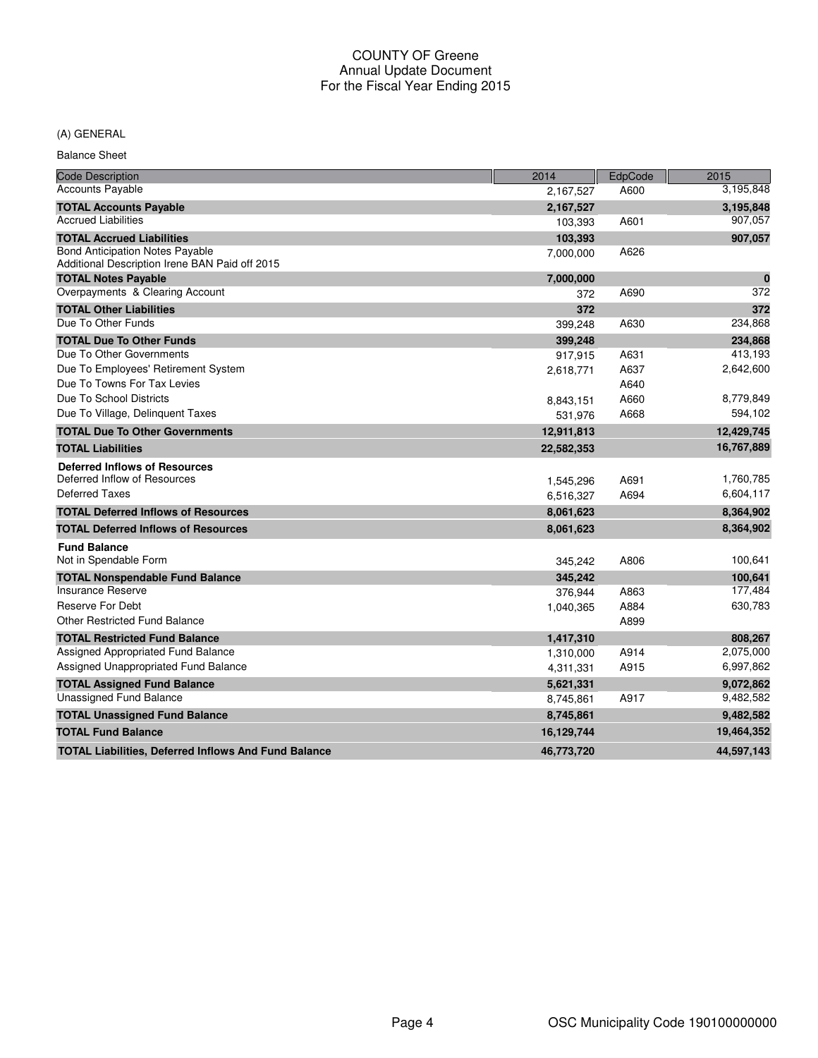# COUNTY OF Greene
## Annual Update Document
## For the Fiscal Year Ending 2015

(A) GENERAL

Balance Sheet

| Code Description | 2014 | EdpCode | 2015 |
|---|---|---|---|
| Accounts Payable | 2,167,527 | A600 | 3,195,848 |
| **TOTAL Accounts Payable** | **2,167,527** | | **3,195,848** |
| Accrued Liabilities | 103,393 | A601 | 907,057 |
| **TOTAL Accrued Liabilities** | **103,393** | | **907,057** |
| Bond Anticipation Notes Payable<br>Additional Description Irene BAN Paid off 2015 | 7,000,000 | A626 | |
| **TOTAL Notes Payable** | **7,000,000** | | **0** |
| Overpayments & Clearing Account | 372 | A690 | 372 |
| **TOTAL Other Liabilities** | **372** | | **372** |
| Due To Other Funds | 399,248 | A630 | 234,868 |
| **TOTAL Due To Other Funds** | **399,248** | | **234,868** |
| Due To Other Governments | 917,915 | A631 | 413,193 |
| Due To Employees' Retirement System | 2,618,771 | A637 | 2,642,600 |
| Due To Towns For Tax Levies | | A640 | |
| Due To School Districts | 8,843,151 | A660 | 8,779,849 |
| Due To Village, Delinquent Taxes | 531,976 | A668 | 594,102 |
| **TOTAL Due To Other Governments** | **12,911,813** | | **12,429,745** |
| **TOTAL Liabilities** | **22,582,353** | | **16,767,889** |
| **Deferred Inflows of Resources** | | | |
| Deferred Inflow of Resources | 1,545,296 | A691 | 1,760,785 |
| Deferred Taxes | 6,516,327 | A694 | 6,604,117 |
| **TOTAL Deferred Inflows of Resources** | **8,061,623** | | **8,364,902** |
| **TOTAL Deferred Inflows of Resources** | **8,061,623** | | **8,364,902** |
| **Fund Balance** | | | |
| Not in Spendable Form | 345,242 | A806 | 100,641 |
| **TOTAL Nonspendable Fund Balance** | **345,242** | | **100,641** |
| Insurance Reserve | 376,944 | A863 | 177,484 |
| Reserve For Debt | 1,040,365 | A884 | 630,783 |
| Other Restricted Fund Balance | | A899 | |
| **TOTAL Restricted Fund Balance** | **1,417,310** | | **808,267** |
| Assigned Appropriated Fund Balance | 1,310,000 | A914 | 2,075,000 |
| Assigned Unappropriated Fund Balance | 4,311,331 | A915 | 6,997,862 |
| **TOTAL Assigned Fund Balance** | **5,621,331** | | **9,072,862** |
| Unassigned Fund Balance | 8,745,861 | A917 | 9,482,582 |
| **TOTAL Unassigned Fund Balance** | **8,745,861** | | **9,482,582** |
| **TOTAL Fund Balance** | **16,129,744** | | **19,464,352** |
| **TOTAL Liabilities, Deferred Inflows And Fund Balance** | **46,773,720** | | **44,597,143** |

OSC Municipality Code 190100000000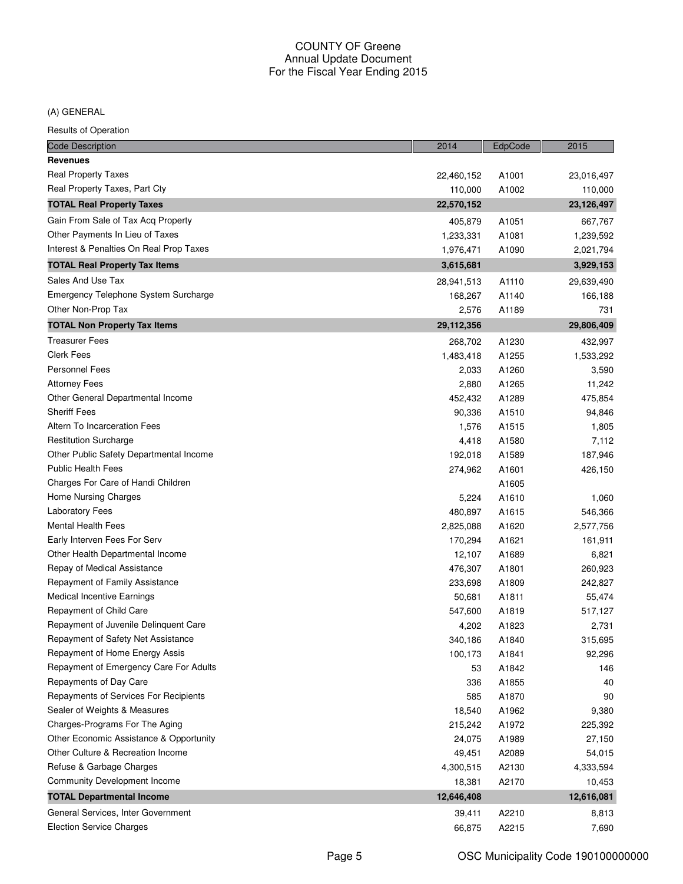# COUNTY OF Greene
## Annual Update Document
## For the Fiscal Year Ending 2015

(A) GENERAL

Results of Operation

| Code Description | 2014 | EdpCode | 2015 |
|---|---|---|---|
| **Revenues** | | | |
| Real Property Taxes | 22,460,152 | A1001 | 23,016,497 |
| Real Property Taxes, Part Cty | 110,000 | A1002 | 110,000 |
| **TOTAL Real Property Taxes** | **22,570,152** | | **23,126,497** |
| Gain From Sale of Tax Acq Property | 405,879 | A1051 | 667,767 |
| Other Payments In Lieu of Taxes | 1,233,331 | A1081 | 1,239,592 |
| Interest & Penalties On Real Prop Taxes | 1,976,471 | A1090 | 2,021,794 |
| **TOTAL Real Property Tax Items** | **3,615,681** | | **3,929,153** |
| Sales And Use Tax | 28,941,513 | A1110 | 29,639,490 |
| Emergency Telephone System Surcharge | 168,267 | A1140 | 166,188 |
| Other Non-Prop Tax | 2,576 | A1189 | 731 |
| **TOTAL Non Property Tax Items** | **29,112,356** | | **29,806,409** |
| Treasurer Fees | 268,702 | A1230 | 432,997 |
| Clerk Fees | 1,483,418 | A1255 | 1,533,292 |
| Personnel Fees | 2,033 | A1260 | 3,590 |
| Attorney Fees | 2,880 | A1265 | 11,242 |
| Other General Departmental Income | 452,432 | A1289 | 475,854 |
| Sheriff Fees | 90,336 | A1510 | 94,846 |
| Altern To Incarceration Fees | 1,576 | A1515 | 1,805 |
| Restitution Surcharge | 4,418 | A1580 | 7,112 |
| Other Public Safety Departmental Income | 192,018 | A1589 | 187,946 |
| Public Health Fees | 274,962 | A1601 | 426,150 |
| Charges For Care of Handi Children | | A1605 | |
| Home Nursing Charges | 5,224 | A1610 | 1,060 |
| Laboratory Fees | 480,897 | A1615 | 546,366 |
| Mental Health Fees | 2,825,088 | A1620 | 2,577,756 |
| Early Interven Fees For Serv | 170,294 | A1621 | 161,911 |
| Other Health Departmental Income | 12,107 | A1689 | 6,821 |
| Repay of Medical Assistance | 476,307 | A1801 | 260,923 |
| Repayment of Family Assistance | 233,698 | A1809 | 242,827 |
| Medical Incentive Earnings | 50,681 | A1811 | 55,474 |
| Repayment of Child Care | 547,600 | A1819 | 517,127 |
| Repayment of Juvenile Delinquent Care | 4,202 | A1823 | 2,731 |
| Repayment of Safety Net Assistance | 340,186 | A1840 | 315,695 |
| Repayment of Home Energy Assis | 100,173 | A1841 | 92,296 |
| Repayment of Emergency Care For Adults | 53 | A1842 | 146 |
| Repayments of Day Care | 336 | A1855 | 40 |
| Repayments of Services For Recipients | 585 | A1870 | 90 |
| Sealer of Weights & Measures | 18,540 | A1962 | 9,380 |
| Charges-Programs For The Aging | 215,242 | A1972 | 225,392 |
| Other Economic Assistance & Opportunity | 24,075 | A1989 | 27,150 |
| Other Culture & Recreation Income | 49,451 | A2089 | 54,015 |
| Refuse & Garbage Charges | 4,300,515 | A2130 | 4,333,594 |
| Community Development Income | 18,381 | A2170 | 10,453 |
| **TOTAL Departmental Income** | **12,646,408** | | **12,616,081** |
| General Services, Inter Government | 39,411 | A2210 | 8,813 |
| Election Service Charges | 66,875 | A2215 | 7,690 |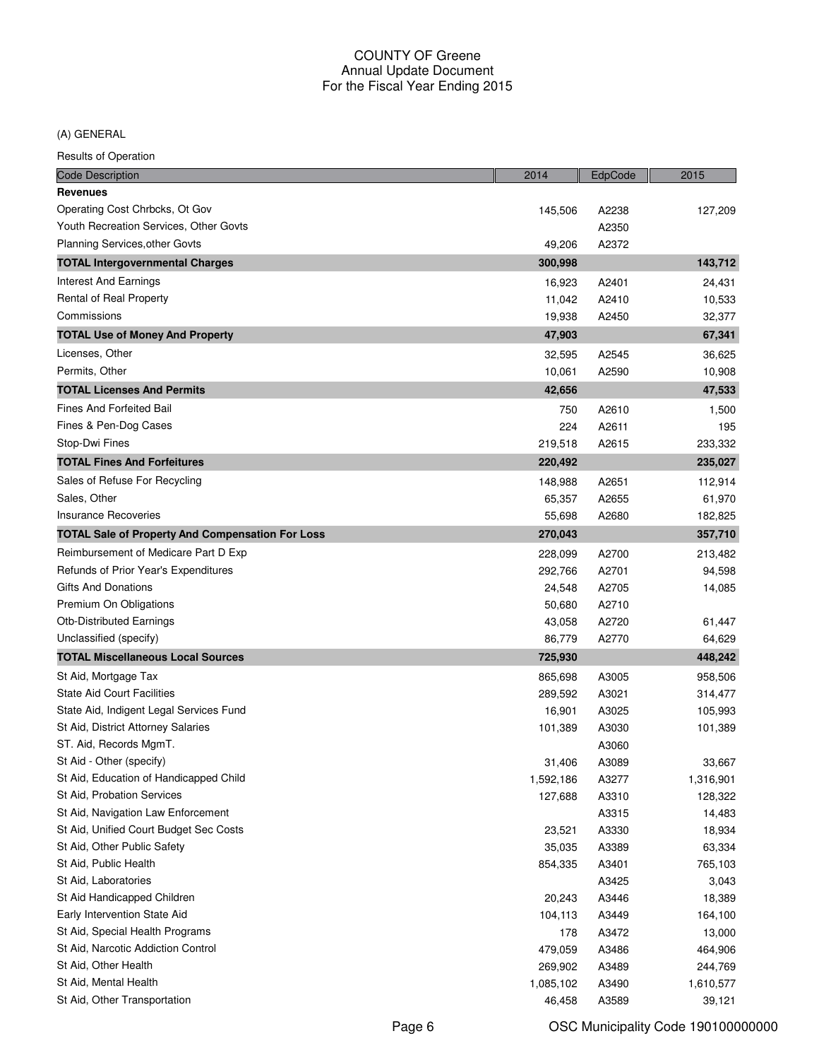# COUNTY OF Greene
## Annual Update Document
## For the Fiscal Year Ending 2015

(A) GENERAL

Results of Operation

| Code Description | 2014 | EdpCode | 2015 |
|---|---|---|---|
| **Revenues** | | | |
| Operating Cost Chrbcks, Ot Gov | 145,506 | A2238 | 127,209 |
| Youth Recreation Services, Other Govts | | A2350 | |
| Planning Services,other Govts | 49,206 | A2372 | |
| **TOTAL Intergovernmental Charges** | **300,998** | | **143,712** |
| Interest And Earnings | 16,923 | A2401 | 24,431 |
| Rental of Real Property | 11,042 | A2410 | 10,533 |
| Commissions | 19,938 | A2450 | 32,377 |
| **TOTAL Use of Money And Property** | **47,903** | | **67,341** |
| Licenses, Other | 32,595 | A2545 | 36,625 |
| Permits, Other | 10,061 | A2590 | 10,908 |
| **TOTAL Licenses And Permits** | **42,656** | | **47,533** |
| Fines And Forfeited Bail | 750 | A2610 | 1,500 |
| Fines & Pen-Dog Cases | 224 | A2611 | 195 |
| Stop-Dwi Fines | 219,518 | A2615 | 233,332 |
| **TOTAL Fines And Forfeitures** | **220,492** | | **235,027** |
| Sales of Refuse For Recycling | 148,988 | A2651 | 112,914 |
| Sales, Other | 65,357 | A2655 | 61,970 |
| Insurance Recoveries | 55,698 | A2680 | 182,825 |
| **TOTAL Sale of Property And Compensation For Loss** | **270,043** | | **357,710** |
| Reimbursement of Medicare Part D Exp | 228,099 | A2700 | 213,482 |
| Refunds of Prior Year's Expenditures | 292,766 | A2701 | 94,598 |
| Gifts And Donations | 24,548 | A2705 | 14,085 |
| Premium On Obligations | 50,680 | A2710 | |
| Otb-Distributed Earnings | 43,058 | A2720 | 61,447 |
| Unclassified (specify) | 86,779 | A2770 | 64,629 |
| **TOTAL Miscellaneous Local Sources** | **725,930** | | **448,242** |
| St Aid, Mortgage Tax | 865,698 | A3005 | 958,506 |
| State Aid Court Facilities | 289,592 | A3021 | 314,477 |
| State Aid, Indigent Legal Services Fund | 16,901 | A3025 | 105,993 |
| St Aid, District Attorney Salaries | 101,389 | A3030 | 101,389 |
| ST. Aid, Records MgmT. | | A3060 | |
| St Aid - Other (specify) | 31,406 | A3089 | 33,667 |
| St Aid, Education of Handicapped Child | 1,592,186 | A3277 | 1,316,901 |
| St Aid, Probation Services | 127,688 | A3310 | 128,322 |
| St Aid, Navigation Law Enforcement | | A3315 | 14,483 |
| St Aid, Unified Court Budget Sec Costs | 23,521 | A3330 | 18,934 |
| St Aid, Other Public Safety | 35,035 | A3389 | 63,334 |
| St Aid, Public Health | 854,335 | A3401 | 765,103 |
| St Aid, Laboratories | | A3425 | 3,043 |
| St Aid Handicapped Children | 20,243 | A3446 | 18,389 |
| Early Intervention State Aid | 104,113 | A3449 | 164,100 |
| St Aid, Special Health Programs | 178 | A3472 | 13,000 |
| St Aid, Narcotic Addiction Control | 479,059 | A3486 | 464,906 |
| St Aid, Other Health | 269,902 | A3489 | 244,769 |
| St Aid, Mental Health | 1,085,102 | A3490 | 1,610,577 |
| St Aid, Other Transportation | 46,458 | A3589 | 39,121 |

OSC Municipality Code 190100000000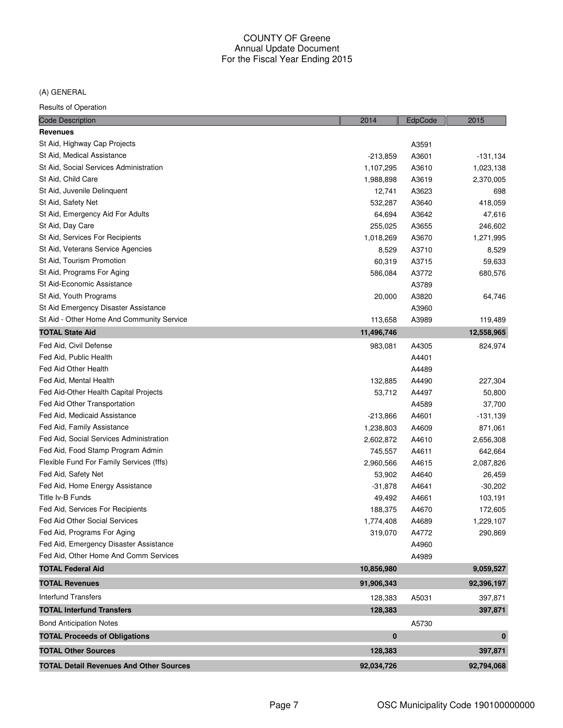COUNTY OF Greene
Annual Update Document
For the Fiscal Year Ending 2015

(A) GENERAL

Results of Operation

| Code Description | 2014 | EdpCode | 2015 |
|---|---|---|---|
| **Revenues** | | | |
| St Aid, Highway Cap Projects | | A3591 | |
| St Aid, Medical Assistance | -213,859 | A3601 | -131,134 |
| St Aid, Social Services Administration | 1,107,295 | A3610 | 1,023,138 |
| St Aid, Child Care | 1,988,898 | A3619 | 2,370,005 |
| St Aid, Juvenile Delinquent | 12,741 | A3623 | 698 |
| St Aid, Safety Net | 532,287 | A3640 | 418,059 |
| St Aid, Emergency Aid For Adults | 64,694 | A3642 | 47,616 |
| St Aid, Day Care | 255,025 | A3655 | 246,602 |
| St Aid, Services For Recipients | 1,018,269 | A3670 | 1,271,995 |
| St Aid, Veterans Service Agencies | 8,529 | A3710 | 8,529 |
| St Aid, Tourism Promotion | 60,319 | A3715 | 59,633 |
| St Aid, Programs For Aging | 586,084 | A3772 | 680,576 |
| St Aid-Economic Assistance | | A3789 | |
| St Aid, Youth Programs | 20,000 | A3820 | 64,746 |
| St Aid Emergency Disaster Assistance | | A3960 | |
| St Aid - Other Home And Community Service | 113,658 | A3989 | 119,489 |
| **TOTAL State Aid** | **11,496,746** | | **12,558,965** |
| Fed Aid, Civil Defense | 983,081 | A4305 | 824,974 |
| Fed Aid, Public Health | | A4401 | |
| Fed Aid Other Health | | A4489 | |
| Fed Aid, Mental Health | 132,885 | A4490 | 227,304 |
| Fed Aid-Other Health Capital Projects | 53,712 | A4497 | 50,800 |
| Fed Aid Other Transportation | | A4589 | 37,700 |
| Fed Aid, Medicaid Assistance | -213,866 | A4601 | -131,139 |
| Fed Aid, Family Assistance | 1,238,803 | A4609 | 871,061 |
| Fed Aid, Social Services Administration | 2,602,872 | A4610 | 2,656,308 |
| Fed Aid, Food Stamp Program Admin | 745,557 | A4611 | 642,664 |
| Flexible Fund For Family Services (fffs) | 2,960,566 | A4615 | 2,087,826 |
| Fed Aid, Safety Net | 53,902 | A4640 | 26,459 |
| Fed Aid, Home Energy Assistance | -31,878 | A4641 | -30,202 |
| Title Iv-B Funds | 49,492 | A4661 | 103,191 |
| Fed Aid, Services For Recipients | 188,375 | A4670 | 172,605 |
| Fed Aid Other Social Services | 1,774,408 | A4689 | 1,229,107 |
| Fed Aid, Programs For Aging | 319,070 | A4772 | 290,869 |
| Fed Aid, Emergency Disaster Assistance | | A4960 | |
| Fed Aid, Other Home And Comm Services | | A4989 | |
| **TOTAL Federal Aid** | **10,856,980** | | **9,059,527** |
| **TOTAL Revenues** | **91,906,343** | | **92,396,197** |
| Interfund Transfers | 128,383 | A5031 | 397,871 |
| **TOTAL Interfund Transfers** | **128,383** | | **397,871** |
| Bond Anticipation Notes | | A5730 | |
| **TOTAL Proceeds of Obligations** | **0** | | **0** |
| **TOTAL Other Sources** | **128,383** | | **397,871** |
| **TOTAL Detail Revenues And Other Sources** | **92,034,726** | | **92,794,068** |

OSC Municipality Code 190100000000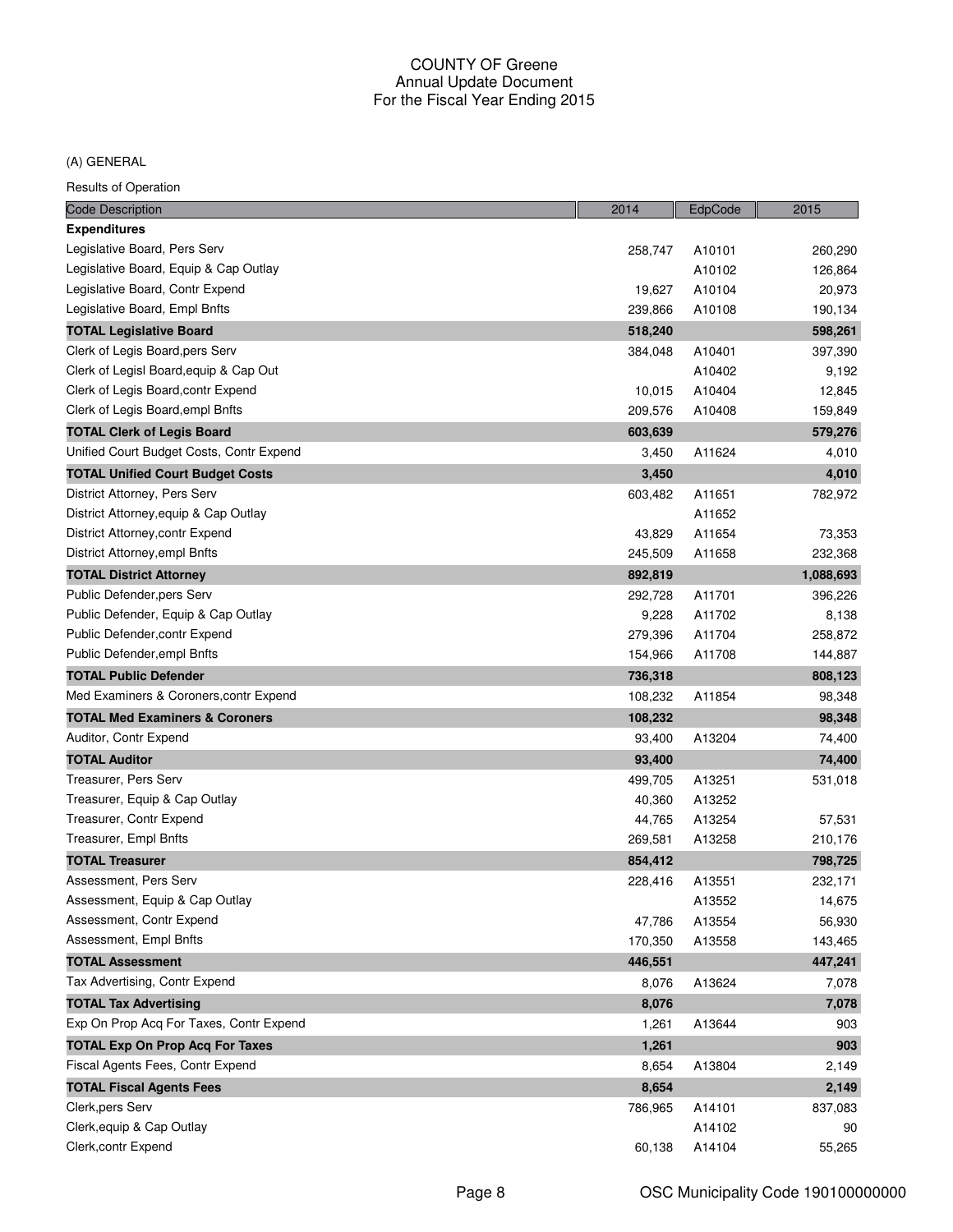# COUNTY OF Greene
## Annual Update Document
## For the Fiscal Year Ending 2015

(A) GENERAL

Results of Operation

| Code Description | 2014 | EdpCode | 2015 |
|---|---|---|---|
| **Expenditures** | | | |
| Legislative Board, Pers Serv | 258,747 | A10101 | 260,290 |
| Legislative Board, Equip & Cap Outlay | | A10102 | 126,864 |
| Legislative Board, Contr Expend | 19,627 | A10104 | 20,973 |
| Legislative Board, Empl Bnfts | 239,866 | A10108 | 190,134 |
| **TOTAL Legislative Board** | **518,240** | | **598,261** |
| Clerk of Legis Board,pers Serv | 384,048 | A10401 | 397,390 |
| Clerk of Legisl Board,equip & Cap Out | | A10402 | 9,192 |
| Clerk of Legis Board,contr Expend | 10,015 | A10404 | 12,845 |
| Clerk of Legis Board,empl Bnfts | 209,576 | A10408 | 159,849 |
| **TOTAL Clerk of Legis Board** | **603,639** | | **579,276** |
| Unified Court Budget Costs, Contr Expend | 3,450 | A11624 | 4,010 |
| **TOTAL Unified Court Budget Costs** | **3,450** | | **4,010** |
| District Attorney, Pers Serv | 603,482 | A11651 | 782,972 |
| District Attorney,equip & Cap Outlay | | A11652 | |
| District Attorney,contr Expend | 43,829 | A11654 | 73,353 |
| District Attorney,empl Bnfts | 245,509 | A11658 | 232,368 |
| **TOTAL District Attorney** | **892,819** | | **1,088,693** |
| Public Defender,pers Serv | 292,728 | A11701 | 396,226 |
| Public Defender, Equip & Cap Outlay | 9,228 | A11702 | 8,138 |
| Public Defender,contr Expend | 279,396 | A11704 | 258,872 |
| Public Defender,empl Bnfts | 154,966 | A11708 | 144,887 |
| **TOTAL Public Defender** | **736,318** | | **808,123** |
| Med Examiners & Coroners,contr Expend | 108,232 | A11854 | 98,348 |
| **TOTAL Med Examiners & Coroners** | **108,232** | | **98,348** |
| Auditor, Contr Expend | 93,400 | A13204 | 74,400 |
| **TOTAL Auditor** | **93,400** | | **74,400** |
| Treasurer, Pers Serv | 499,705 | A13251 | 531,018 |
| Treasurer, Equip & Cap Outlay | 40,360 | A13252 | |
| Treasurer, Contr Expend | 44,765 | A13254 | 57,531 |
| Treasurer, Empl Bnfts | 269,581 | A13258 | 210,176 |
| **TOTAL Treasurer** | **854,412** | | **798,725** |
| Assessment, Pers Serv | 228,416 | A13551 | 232,171 |
| Assessment, Equip & Cap Outlay | | A13552 | 14,675 |
| Assessment, Contr Expend | 47,786 | A13554 | 56,930 |
| Assessment, Empl Bnfts | 170,350 | A13558 | 143,465 |
| **TOTAL Assessment** | **446,551** | | **447,241** |
| Tax Advertising, Contr Expend | 8,076 | A13624 | 7,078 |
| **TOTAL Tax Advertising** | **8,076** | | **7,078** |
| Exp On Prop Acq For Taxes, Contr Expend | 1,261 | A13644 | 903 |
| **TOTAL Exp On Prop Acq For Taxes** | **1,261** | | **903** |
| Fiscal Agents Fees, Contr Expend | 8,654 | A13804 | 2,149 |
| **TOTAL Fiscal Agents Fees** | **8,654** | | **2,149** |
| Clerk,pers Serv | 786,965 | A14101 | 837,083 |
| Clerk,equip & Cap Outlay | | A14102 | 90 |
| Clerk,contr Expend | 60,138 | A14104 | 55,265 |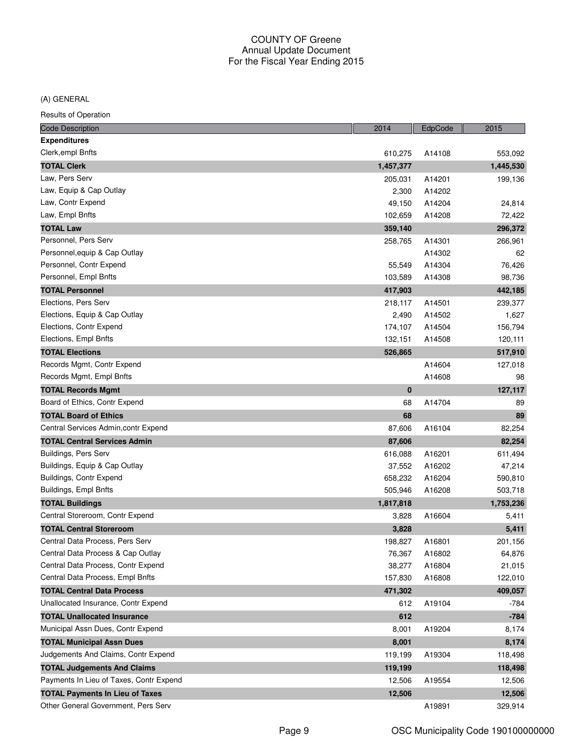COUNTY OF Greene
Annual Update Document
For the Fiscal Year Ending 2015

(A) GENERAL

Results of Operation

| Code Description | 2014 | EdpCode | 2015 |
|---|---|---|---|
| **Expenditures** | | | |
| Clerk,empl Bnfts | 610,275 | A14108 | 553,092 |
| **TOTAL Clerk** | **1,457,377** | | **1,445,530** |
| Law, Pers Serv | 205,031 | A14201 | 199,136 |
| Law, Equip & Cap Outlay | 2,300 | A14202 | |
| Law, Contr Expend | 49,150 | A14204 | 24,814 |
| Law, Empl Bnfts | 102,659 | A14208 | 72,422 |
| **TOTAL Law** | **359,140** | | **296,372** |
| Personnel, Pers Serv | 258,765 | A14301 | 266,961 |
| Personnel,equip & Cap Outlay | | A14302 | 62 |
| Personnel, Contr Expend | 55,549 | A14304 | 76,426 |
| Personnel, Empl Bnfts | 103,589 | A14308 | 98,736 |
| **TOTAL Personnel** | **417,903** | | **442,185** |
| Elections, Pers Serv | 218,117 | A14501 | 239,377 |
| Elections, Equip & Cap Outlay | 2,490 | A14502 | 1,627 |
| Elections, Contr Expend | 174,107 | A14504 | 156,794 |
| Elections, Empl Bnfts | 132,151 | A14508 | 120,111 |
| **TOTAL Elections** | **526,865** | | **517,910** |
| Records Mgmt, Contr Expend | | A14604 | 127,018 |
| Records Mgmt, Empl Bnfts | | A14608 | 98 |
| **TOTAL Records Mgmt** | **0** | | **127,117** |
| Board of Ethics, Contr Expend | 68 | A14704 | 89 |
| **TOTAL Board of Ethics** | **68** | | **89** |
| Central Services Admin,contr Expend | 87,606 | A16104 | 82,254 |
| **TOTAL Central Services Admin** | **87,606** | | **82,254** |
| Buildings, Pers Serv | 616,088 | A16201 | 611,494 |
| Buildings, Equip & Cap Outlay | 37,552 | A16202 | 47,214 |
| Buildings, Contr Expend | 658,232 | A16204 | 590,810 |
| Buildings, Empl Bnfts | 505,946 | A16208 | 503,718 |
| **TOTAL Buildings** | **1,817,818** | | **1,753,236** |
| Central Storeroom, Contr Expend | 3,828 | A16604 | 5,411 |
| **TOTAL Central Storeroom** | **3,828** | | **5,411** |
| Central Data Process, Pers Serv | 198,827 | A16801 | 201,156 |
| Central Data Process & Cap Outlay | 76,367 | A16802 | 64,876 |
| Central Data Process, Contr Expend | 38,277 | A16804 | 21,015 |
| Central Data Process, Empl Bnfts | 157,830 | A16808 | 122,010 |
| **TOTAL Central Data Process** | **471,302** | | **409,057** |
| Unallocated Insurance, Contr Expend | 612 | A19104 | -784 |
| **TOTAL Unallocated Insurance** | **612** | | **-784** |
| Municipal Assn Dues, Contr Expend | 8,001 | A19204 | 8,174 |
| **TOTAL Municipal Assn Dues** | **8,001** | | **8,174** |
| Judgements And Claims, Contr Expend | 119,199 | A19304 | 118,498 |
| **TOTAL Judgements And Claims** | **119,199** | | **118,498** |
| Payments In Lieu of Taxes, Contr Expend | 12,506 | A19554 | 12,506 |
| **TOTAL Payments In Lieu of Taxes** | **12,506** | | **12,506** |
| Other General Government, Pers Serv | | A19891 | 329,914 |

OSC Municipality Code 190100000000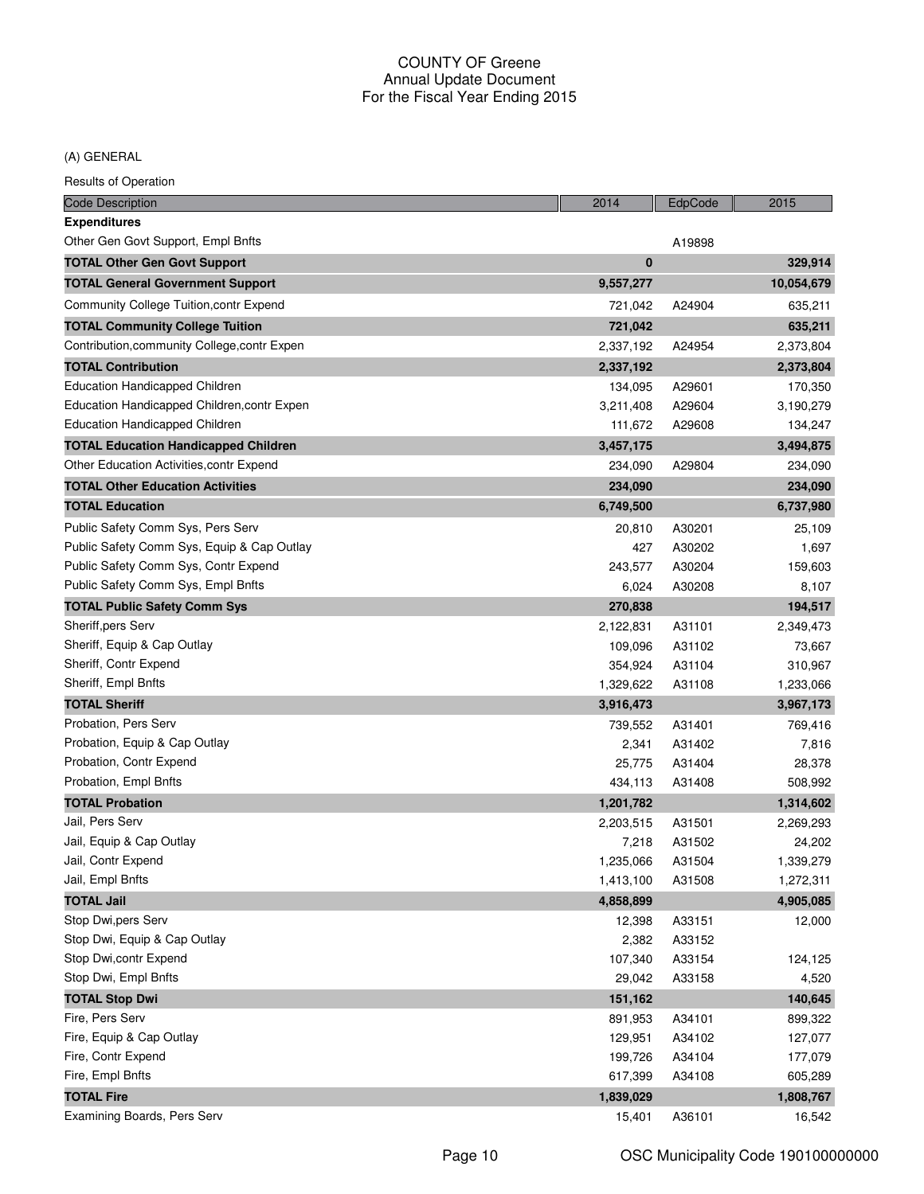# COUNTY OF Greene
## Annual Update Document
## For the Fiscal Year Ending 2015

(A) GENERAL

Results of Operation

| Code Description | 2014 | EdpCode | 2015 |
|---|---|---|---|
| **Expenditures** | | | |
| Other Gen Govt Support, Empl Bnfts | | A19898 | |
| **TOTAL Other Gen Govt Support** | **0** | | **329,914** |
| **TOTAL General Government Support** | **9,557,277** | | **10,054,679** |
| Community College Tuition,contr Expend | 721,042 | A24904 | 635,211 |
| **TOTAL Community College Tuition** | **721,042** | | **635,211** |
| Contribution,community College,contr Expen | 2,337,192 | A24954 | 2,373,804 |
| **TOTAL Contribution** | **2,337,192** | | **2,373,804** |
| Education Handicapped Children | 134,095 | A29601 | 170,350 |
| Education Handicapped Children,contr Expen | 3,211,408 | A29604 | 3,190,279 |
| Education Handicapped Children | 111,672 | A29608 | 134,247 |
| **TOTAL Education Handicapped Children** | **3,457,175** | | **3,494,875** |
| Other Education Activities,contr Expend | 234,090 | A29804 | 234,090 |
| **TOTAL Other Education Activities** | **234,090** | | **234,090** |
| **TOTAL Education** | **6,749,500** | | **6,737,980** |
| Public Safety Comm Sys, Pers Serv | 20,810 | A30201 | 25,109 |
| Public Safety Comm Sys, Equip & Cap Outlay | 427 | A30202 | 1,697 |
| Public Safety Comm Sys, Contr Expend | 243,577 | A30204 | 159,603 |
| Public Safety Comm Sys, Empl Bnfts | 6,024 | A30208 | 8,107 |
| **TOTAL Public Safety Comm Sys** | **270,838** | | **194,517** |
| Sheriff,pers Serv | 2,122,831 | A31101 | 2,349,473 |
| Sheriff, Equip & Cap Outlay | 109,096 | A31102 | 73,667 |
| Sheriff, Contr Expend | 354,924 | A31104 | 310,967 |
| Sheriff, Empl Bnfts | 1,329,622 | A31108 | 1,233,066 |
| **TOTAL Sheriff** | **3,916,473** | | **3,967,173** |
| Probation, Pers Serv | 739,552 | A31401 | 769,416 |
| Probation, Equip & Cap Outlay | 2,341 | A31402 | 7,816 |
| Probation, Contr Expend | 25,775 | A31404 | 28,378 |
| Probation, Empl Bnfts | 434,113 | A31408 | 508,992 |
| **TOTAL Probation** | **1,201,782** | | **1,314,602** |
| Jail, Pers Serv | 2,203,515 | A31501 | 2,269,293 |
| Jail, Equip & Cap Outlay | 7,218 | A31502 | 24,202 |
| Jail, Contr Expend | 1,235,066 | A31504 | 1,339,279 |
| Jail, Empl Bnfts | 1,413,100 | A31508 | 1,272,311 |
| **TOTAL Jail** | **4,858,899** | | **4,905,085** |
| Stop Dwi,pers Serv | 12,398 | A33151 | 12,000 |
| Stop Dwi, Equip & Cap Outlay | 2,382 | A33152 | |
| Stop Dwi,contr Expend | 107,340 | A33154 | 124,125 |
| Stop Dwi, Empl Bnfts | 29,042 | A33158 | 4,520 |
| **TOTAL Stop Dwi** | **151,162** | | **140,645** |
| Fire, Pers Serv | 891,953 | A34101 | 899,322 |
| Fire, Equip & Cap Outlay | 129,951 | A34102 | 127,077 |
| Fire, Contr Expend | 199,726 | A34104 | 177,079 |
| Fire, Empl Bnfts | 617,399 | A34108 | 605,289 |
| **TOTAL Fire** | **1,839,029** | | **1,808,767** |
| Examining Boards, Pers Serv | 15,401 | A36101 | 16,542 |

OSC Municipality Code 190100000000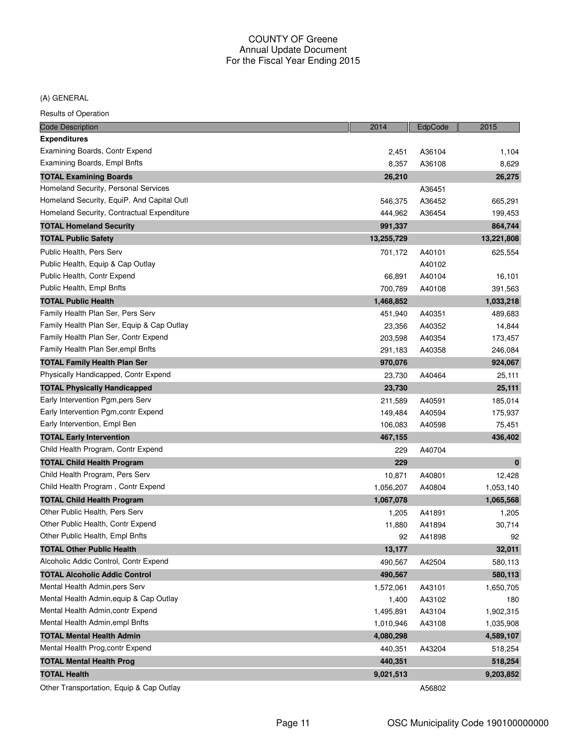# COUNTY OF Greene
## Annual Update Document
## For the Fiscal Year Ending 2015

(A) GENERAL

Results of Operation

| Code Description | 2014 | EdpCode | 2015 |
|---|---|---|---|
| **Expenditures** | | | |
| Examining Boards, Contr Expend | 2,451 | A36104 | 1,104 |
| Examining Boards, Empl Bnfts | 8,357 | A36108 | 8,629 |
| **TOTAL Examining Boards** | **26,210** | | **26,275** |
| Homeland Security, Personal Services | | A36451 | |
| Homeland Security, EquiP. And Capital Outl | 546,375 | A36452 | 665,291 |
| Homeland Security, Contractual Expenditure | 444,962 | A36454 | 199,453 |
| **TOTAL Homeland Security** | **991,337** | | **864,744** |
| **TOTAL Public Safety** | **13,255,729** | | **13,221,808** |
| Public Health, Pers Serv | 701,172 | A40101 | 625,554 |
| Public Health, Equip & Cap Outlay | | A40102 | |
| Public Health, Contr Expend | 66,891 | A40104 | 16,101 |
| Public Health, Empl Bnfts | 700,789 | A40108 | 391,563 |
| **TOTAL Public Health** | **1,468,852** | | **1,033,218** |
| Family Health Plan Ser, Pers Serv | 451,940 | A40351 | 489,683 |
| Family Health Plan Ser, Equip & Cap Outlay | 23,356 | A40352 | 14,844 |
| Family Health Plan Ser, Contr Expend | 203,598 | A40354 | 173,457 |
| Family Health Plan Ser,empl Bnfts | 291,183 | A40358 | 246,084 |
| **TOTAL Family Health Plan Ser** | **970,076** | | **924,067** |
| Physically Handicapped, Contr Expend | 23,730 | A40464 | 25,111 |
| **TOTAL Physically Handicapped** | **23,730** | | **25,111** |
| Early Intervention Pgm,pers Serv | 211,589 | A40591 | 185,014 |
| Early Intervention Pgm,contr Expend | 149,484 | A40594 | 175,937 |
| Early Intervention, Empl Ben | 106,083 | A40598 | 75,451 |
| **TOTAL Early Intervention** | **467,155** | | **436,402** |
| Child Health Program, Contr Expend | 229 | A40704 | |
| **TOTAL Child Health Program** | **229** | | **0** |
| Child Health Program, Pers Serv | 10,871 | A40801 | 12,428 |
| Child Health Program , Contr Expend | 1,056,207 | A40804 | 1,053,140 |
| **TOTAL Child Health Program** | **1,067,078** | | **1,065,568** |
| Other Public Health, Pers Serv | 1,205 | A41891 | 1,205 |
| Other Public Health, Contr Expend | 11,880 | A41894 | 30,714 |
| Other Public Health, Empl Bnfts | 92 | A41898 | 92 |
| **TOTAL Other Public Health** | **13,177** | | **32,011** |
| Alcoholic Addic Control, Contr Expend | 490,567 | A42504 | 580,113 |
| **TOTAL Alcoholic Addic Control** | **490,567** | | **580,113** |
| Mental Health Admin,pers Serv | 1,572,061 | A43101 | 1,650,705 |
| Mental Health Admin,equip & Cap Outlay | 1,400 | A43102 | 180 |
| Mental Health Admin,contr Expend | 1,495,891 | A43104 | 1,902,315 |
| Mental Health Admin,empl Bnfts | 1,010,946 | A43108 | 1,035,908 |
| **TOTAL Mental Health Admin** | **4,080,298** | | **4,589,107** |
| Mental Health Prog,contr Expend | 440,351 | A43204 | 518,254 |
| **TOTAL Mental Health Prog** | **440,351** | | **518,254** |
| **TOTAL Health** | **9,021,513** | | **9,203,852** |
| Other Transportation, Equip & Cap Outlay | | A56802 | |

OSC Municipality Code 190100000000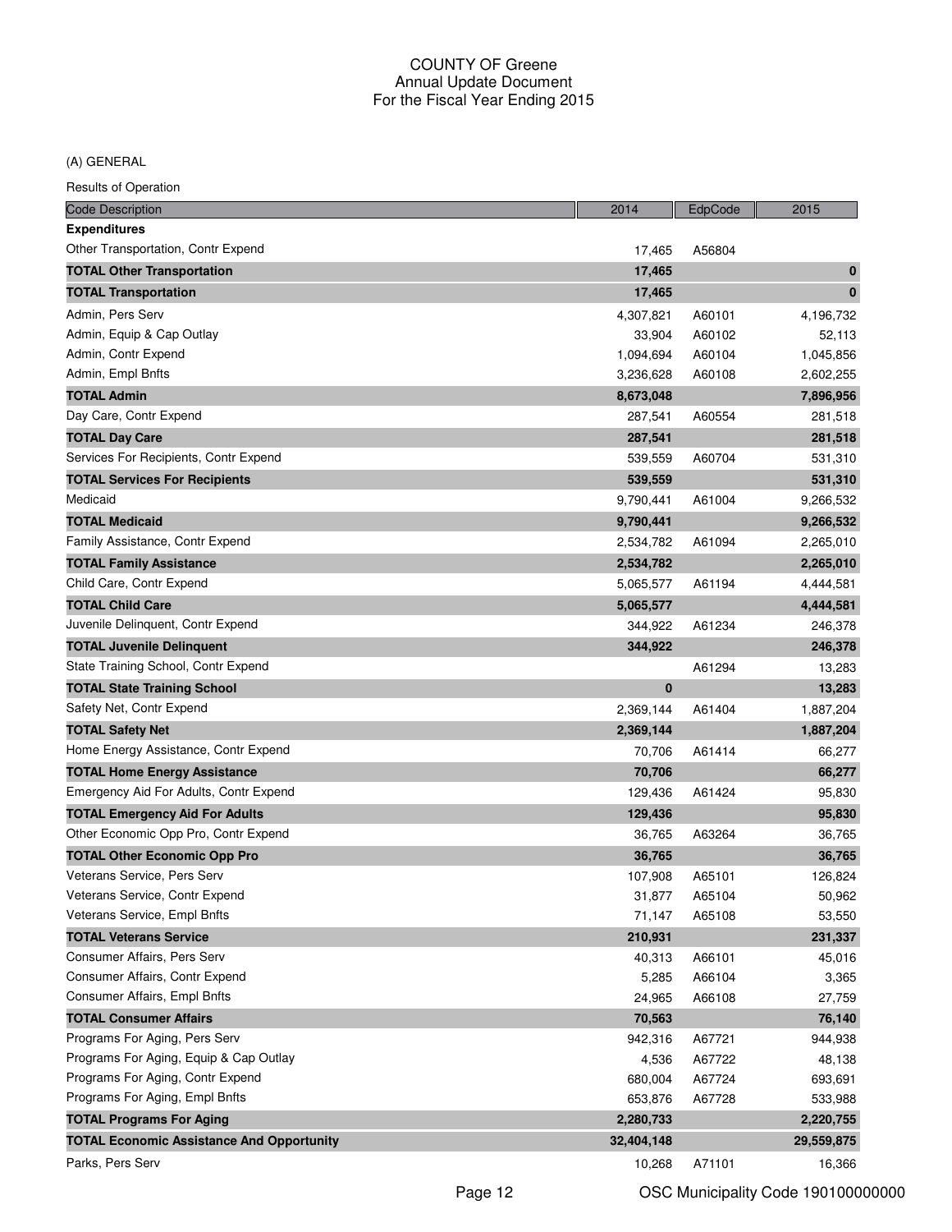# COUNTY OF Greene
## Annual Update Document
## For the Fiscal Year Ending 2015

(A) GENERAL

Results of Operation

| Code Description | 2014 | EdpCode | 2015 |
|---|---|---|---|
| **Expenditures** | | | |
| Other Transportation, Contr Expend | 17,465 | A56804 | |
| **TOTAL Other Transportation** | **17,465** | | **0** |
| **TOTAL Transportation** | **17,465** | | **0** |
| Admin, Pers Serv | 4,307,821 | A60101 | 4,196,732 |
| Admin, Equip & Cap Outlay | 33,904 | A60102 | 52,113 |
| Admin, Contr Expend | 1,094,694 | A60104 | 1,045,856 |
| Admin, Empl Bnfts | 3,236,628 | A60108 | 2,602,255 |
| **TOTAL Admin** | **8,673,048** | | **7,896,956** |
| Day Care, Contr Expend | 287,541 | A60554 | 281,518 |
| **TOTAL Day Care** | **287,541** | | **281,518** |
| Services For Recipients, Contr Expend | 539,559 | A60704 | 531,310 |
| **TOTAL Services For Recipients** | **539,559** | | **531,310** |
| Medicaid | 9,790,441 | A61004 | 9,266,532 |
| **TOTAL Medicaid** | **9,790,441** | | **9,266,532** |
| Family Assistance, Contr Expend | 2,534,782 | A61094 | 2,265,010 |
| **TOTAL Family Assistance** | **2,534,782** | | **2,265,010** |
| Child Care, Contr Expend | 5,065,577 | A61194 | 4,444,581 |
| **TOTAL Child Care** | **5,065,577** | | **4,444,581** |
| Juvenile Delinquent, Contr Expend | 344,922 | A61234 | 246,378 |
| **TOTAL Juvenile Delinquent** | **344,922** | | **246,378** |
| State Training School, Contr Expend | | A61294 | 13,283 |
| **TOTAL State Training School** | **0** | | **13,283** |
| Safety Net, Contr Expend | 2,369,144 | A61404 | 1,887,204 |
| **TOTAL Safety Net** | **2,369,144** | | **1,887,204** |
| Home Energy Assistance, Contr Expend | 70,706 | A61414 | 66,277 |
| **TOTAL Home Energy Assistance** | **70,706** | | **66,277** |
| Emergency Aid For Adults, Contr Expend | 129,436 | A61424 | 95,830 |
| **TOTAL Emergency Aid For Adults** | **129,436** | | **95,830** |
| Other Economic Opp Pro, Contr Expend | 36,765 | A63264 | 36,765 |
| **TOTAL Other Economic Opp Pro** | **36,765** | | **36,765** |
| Veterans Service, Pers Serv | 107,908 | A65101 | 126,824 |
| Veterans Service, Contr Expend | 31,877 | A65104 | 50,962 |
| Veterans Service, Empl Bnfts | 71,147 | A65108 | 53,550 |
| **TOTAL Veterans Service** | **210,931** | | **231,337** |
| Consumer Affairs, Pers Serv | 40,313 | A66101 | 45,016 |
| Consumer Affairs, Contr Expend | 5,285 | A66104 | 3,365 |
| Consumer Affairs, Empl Bnfts | 24,965 | A66108 | 27,759 |
| **TOTAL Consumer Affairs** | **70,563** | | **76,140** |
| Programs For Aging, Pers Serv | 942,316 | A67721 | 944,938 |
| Programs For Aging, Equip & Cap Outlay | 4,536 | A67722 | 48,138 |
| Programs For Aging, Contr Expend | 680,004 | A67724 | 693,691 |
| Programs For Aging, Empl Bnfts | 653,876 | A67728 | 533,988 |
| **TOTAL Programs For Aging** | **2,280,733** | | **2,220,755** |
| **TOTAL Economic Assistance And Opportunity** | **32,404,148** | | **29,559,875** |
| Parks, Pers Serv | 10,268 | A71101 | 16,366 |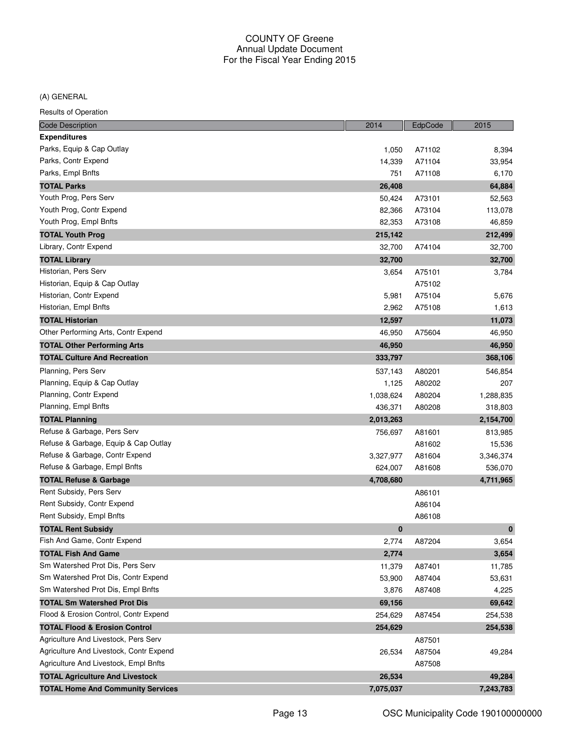# COUNTY OF Greene
## Annual Update Document
## For the Fiscal Year Ending 2015

(A) GENERAL

Results of Operation

| Code Description | 2014 | EdpCode | 2015 |
|---|---|---|---|
| **Expenditures** | | | |
| Parks, Equip & Cap Outlay | 1,050 | A71102 | 8,394 |
| Parks, Contr Expend | 14,339 | A71104 | 33,954 |
| Parks, Empl Bnfts | 751 | A71108 | 6,170 |
| **TOTAL Parks** | **26,408** | | **64,884** |
| Youth Prog, Pers Serv | 50,424 | A73101 | 52,563 |
| Youth Prog, Contr Expend | 82,366 | A73104 | 113,078 |
| Youth Prog, Empl Bnfts | 82,353 | A73108 | 46,859 |
| **TOTAL Youth Prog** | **215,142** | | **212,499** |
| Library, Contr Expend | 32,700 | A74104 | 32,700 |
| **TOTAL Library** | **32,700** | | **32,700** |
| Historian, Pers Serv | 3,654 | A75101 | 3,784 |
| Historian, Equip & Cap Outlay | | A75102 | |
| Historian, Contr Expend | 5,981 | A75104 | 5,676 |
| Historian, Empl Bnfts | 2,962 | A75108 | 1,613 |
| **TOTAL Historian** | **12,597** | | **11,073** |
| Other Performing Arts, Contr Expend | 46,950 | A75604 | 46,950 |
| **TOTAL Other Performing Arts** | **46,950** | | **46,950** |
| **TOTAL Culture And Recreation** | **333,797** | | **368,106** |
| Planning, Pers Serv | 537,143 | A80201 | 546,854 |
| Planning, Equip & Cap Outlay | 1,125 | A80202 | 207 |
| Planning, Contr Expend | 1,038,624 | A80204 | 1,288,835 |
| Planning, Empl Bnfts | 436,371 | A80208 | 318,803 |
| **TOTAL Planning** | **2,013,263** | | **2,154,700** |
| Refuse & Garbage, Pers Serv | 756,697 | A81601 | 813,985 |
| Refuse & Garbage, Equip & Cap Outlay | | A81602 | 15,536 |
| Refuse & Garbage, Contr Expend | 3,327,977 | A81604 | 3,346,374 |
| Refuse & Garbage, Empl Bnfts | 624,007 | A81608 | 536,070 |
| **TOTAL Refuse & Garbage** | **4,708,680** | | **4,711,965** |
| Rent Subsidy, Pers Serv | | A86101 | |
| Rent Subsidy, Contr Expend | | A86104 | |
| Rent Subsidy, Empl Bnfts | | A86108 | |
| **TOTAL Rent Subsidy** | **0** | | **0** |
| Fish And Game, Contr Expend | 2,774 | A87204 | 3,654 |
| **TOTAL Fish And Game** | **2,774** | | **3,654** |
| Sm Watershed Prot Dis, Pers Serv | 11,379 | A87401 | 11,785 |
| Sm Watershed Prot Dis, Contr Expend | 53,900 | A87404 | 53,631 |
| Sm Watershed Prot Dis, Empl Bnfts | 3,876 | A87408 | 4,225 |
| **TOTAL Sm Watershed Prot Dis** | **69,156** | | **69,642** |
| Flood & Erosion Control, Contr Expend | 254,629 | A87454 | 254,538 |
| **TOTAL Flood & Erosion Control** | **254,629** | | **254,538** |
| Agriculture And Livestock, Pers Serv | | A87501 | |
| Agriculture And Livestock, Contr Expend | 26,534 | A87504 | 49,284 |
| Agriculture And Livestock, Empl Bnfts | | A87508 | |
| **TOTAL Agriculture And Livestock** | **26,534** | | **49,284** |
| **TOTAL Home And Community Services** | **7,075,037** | | **7,243,783** |

OSC Municipality Code 190100000000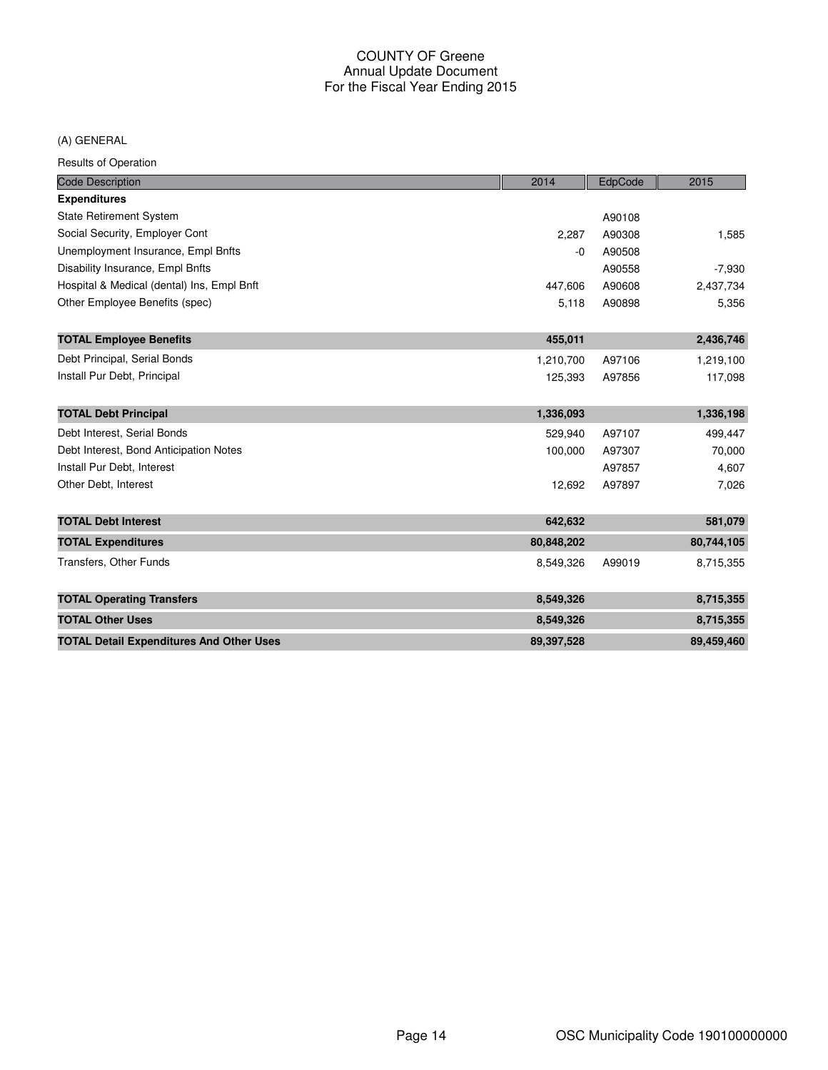# COUNTY OF Greene
## Annual Update Document
### For the Fiscal Year Ending 2015

(A) GENERAL

Results of Operation

| Code Description | 2014 | EdpCode | 2015 |
|---|---|---|---|
| **Expenditures** | | | |
| State Retirement System | | A90108 | |
| Social Security, Employer Cont | 2,287 | A90308 | 1,585 |
| Unemployment Insurance, Empl Bnfts | -0 | A90508 | |
| Disability Insurance, Empl Bnfts | | A90558 | -7,930 |
| Hospital & Medical (dental) Ins, Empl Bnft | 447,606 | A90608 | 2,437,734 |
| Other Employee Benefits (spec) | 5,118 | A90898 | 5,356 |
| **TOTAL Employee Benefits** | **455,011** | | **2,436,746** |
| Debt Principal, Serial Bonds | 1,210,700 | A97106 | 1,219,100 |
| Install Pur Debt, Principal | 125,393 | A97856 | 117,098 |
| **TOTAL Debt Principal** | **1,336,093** | | **1,336,198** |
| Debt Interest, Serial Bonds | 529,940 | A97107 | 499,447 |
| Debt Interest, Bond Anticipation Notes | 100,000 | A97307 | 70,000 |
| Install Pur Debt, Interest | | A97857 | 4,607 |
| Other Debt, Interest | 12,692 | A97897 | 7,026 |
| **TOTAL Debt Interest** | **642,632** | | **581,079** |
| **TOTAL Expenditures** | **80,848,202** | | **80,744,105** |
| Transfers, Other Funds | 8,549,326 | A99019 | 8,715,355 |
| **TOTAL Operating Transfers** | **8,549,326** | | **8,715,355** |
| **TOTAL Other Uses** | **8,549,326** | | **8,715,355** |
| **TOTAL Detail Expenditures And Other Uses** | **89,397,528** | | **89,459,460** |

OSC Municipality Code 190100000000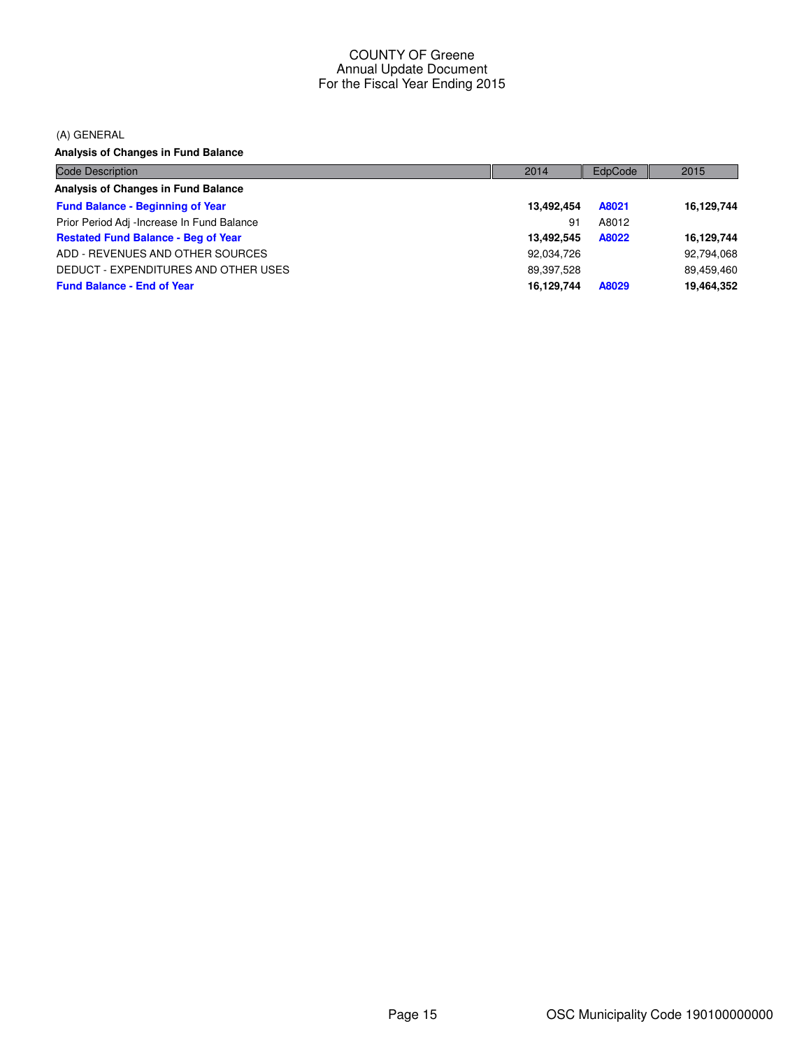# COUNTY OF Greene
## Annual Update Document
## For the Fiscal Year Ending 2015

(A) GENERAL

**Analysis of Changes in Fund Balance**

| Code Description | 2014 | EdpCode | 2015 |
|---|---|---|---|
| **Analysis of Changes in Fund Balance** | | | |
| **Fund Balance - Beginning of Year** | **13,492,454** | **A8021** | **16,129,744** |
| Prior Period Adj -Increase In Fund Balance | 91 | A8012 | |
| **Restated Fund Balance - Beg of Year** | **13,492,545** | **A8022** | **16,129,744** |
| ADD - REVENUES AND OTHER SOURCES | 92,034,726 | | 92,794,068 |
| DEDUCT - EXPENDITURES AND OTHER USES | 89,397,528 | | 89,459,460 |
| **Fund Balance - End of Year** | **16,129,744** | **A8029** | **19,464,352** |

OSC Municipality Code 190100000000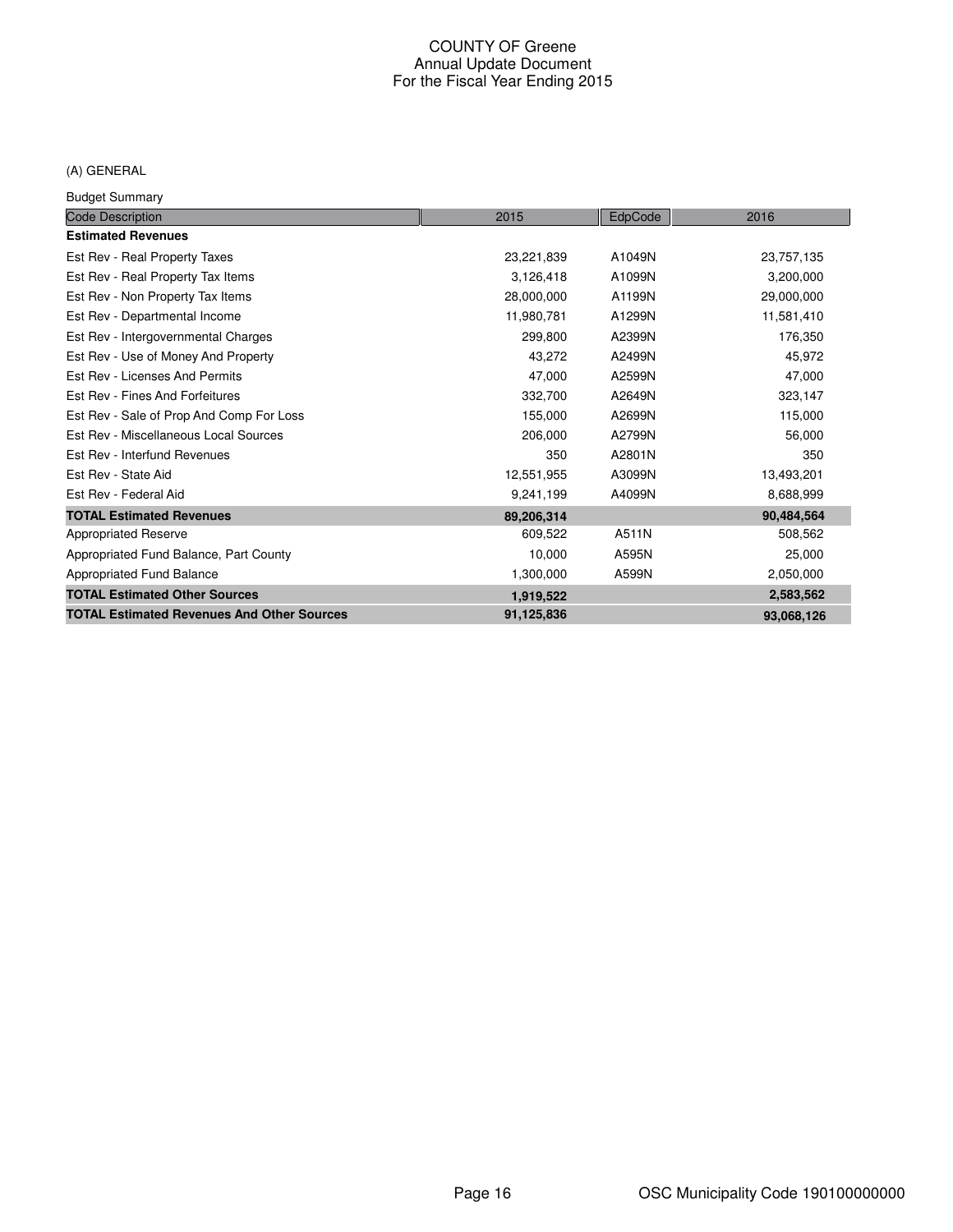# COUNTY OF Greene
## Annual Update Document
## For the Fiscal Year Ending 2015

(A) GENERAL

Budget Summary

| Code Description | 2015 | EdpCode | 2016 |
|---|---|---|---|
| **Estimated Revenues** | | | |
| Est Rev - Real Property Taxes | 23,221,839 | A1049N | 23,757,135 |
| Est Rev - Real Property Tax Items | 3,126,418 | A1099N | 3,200,000 |
| Est Rev - Non Property Tax Items | 28,000,000 | A1199N | 29,000,000 |
| Est Rev - Departmental Income | 11,980,781 | A1299N | 11,581,410 |
| Est Rev - Intergovernmental Charges | 299,800 | A2399N | 176,350 |
| Est Rev - Use of Money And Property | 43,272 | A2499N | 45,972 |
| Est Rev - Licenses And Permits | 47,000 | A2599N | 47,000 |
| Est Rev - Fines And Forfeitures | 332,700 | A2649N | 323,147 |
| Est Rev - Sale of Prop And Comp For Loss | 155,000 | A2699N | 115,000 |
| Est Rev - Miscellaneous Local Sources | 206,000 | A2799N | 56,000 |
| Est Rev - Interfund Revenues | 350 | A2801N | 350 |
| Est Rev - State Aid | 12,551,955 | A3099N | 13,493,201 |
| Est Rev - Federal Aid | 9,241,199 | A4099N | 8,688,999 |
| **TOTAL Estimated Revenues** | **89,206,314** | | **90,484,564** |
| Appropriated Reserve | 609,522 | A511N | 508,562 |
| Appropriated Fund Balance, Part County | 10,000 | A595N | 25,000 |
| Appropriated Fund Balance | 1,300,000 | A599N | 2,050,000 |
| **TOTAL Estimated Other Sources** | **1,919,522** | | **2,583,562** |
| **TOTAL Estimated Revenues And Other Sources** | **91,125,836** | | **93,068,126** |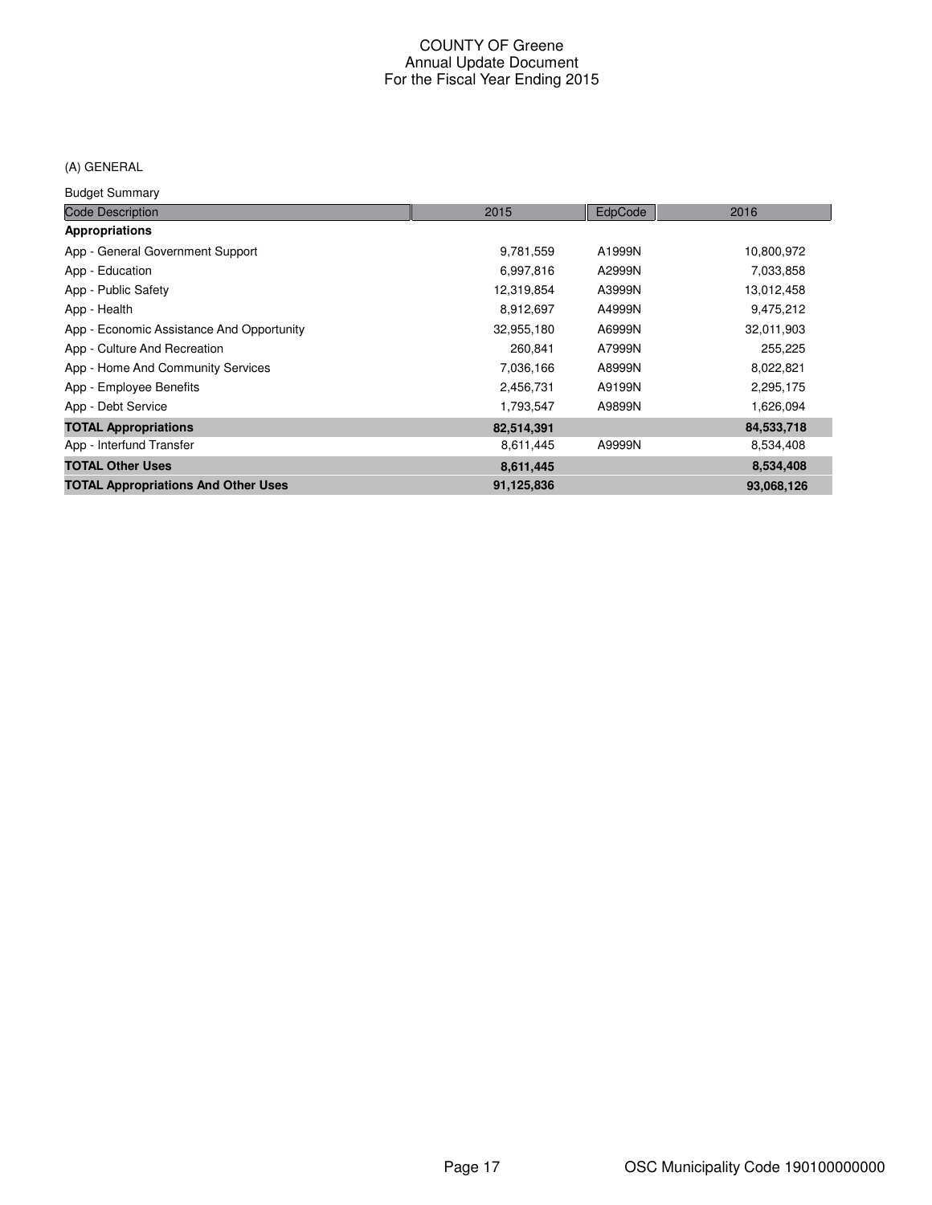# COUNTY OF Greene
## Annual Update Document
## For the Fiscal Year Ending 2015

(A) GENERAL

Budget Summary

| Code Description | 2015 | EdpCode | 2016 |
|---|---|---|---|
| **Appropriations** | | | |
| App - General Government Support | 9,781,559 | A1999N | 10,800,972 |
| App - Education | 6,997,816 | A2999N | 7,033,858 |
| App - Public Safety | 12,319,854 | A3999N | 13,012,458 |
| App - Health | 8,912,697 | A4999N | 9,475,212 |
| App - Economic Assistance And Opportunity | 32,955,180 | A6999N | 32,011,903 |
| App - Culture And Recreation | 260,841 | A7999N | 255,225 |
| App - Home And Community Services | 7,036,166 | A8999N | 8,022,821 |
| App - Employee Benefits | 2,456,731 | A9199N | 2,295,175 |
| App - Debt Service | 1,793,547 | A9899N | 1,626,094 |
| **TOTAL Appropriations** | **82,514,391** | | **84,533,718** |
| App - Interfund Transfer | 8,611,445 | A9999N | 8,534,408 |
| **TOTAL Other Uses** | **8,611,445** | | **8,534,408** |
| **TOTAL Appropriations And Other Uses** | **91,125,836** | | **93,068,126** |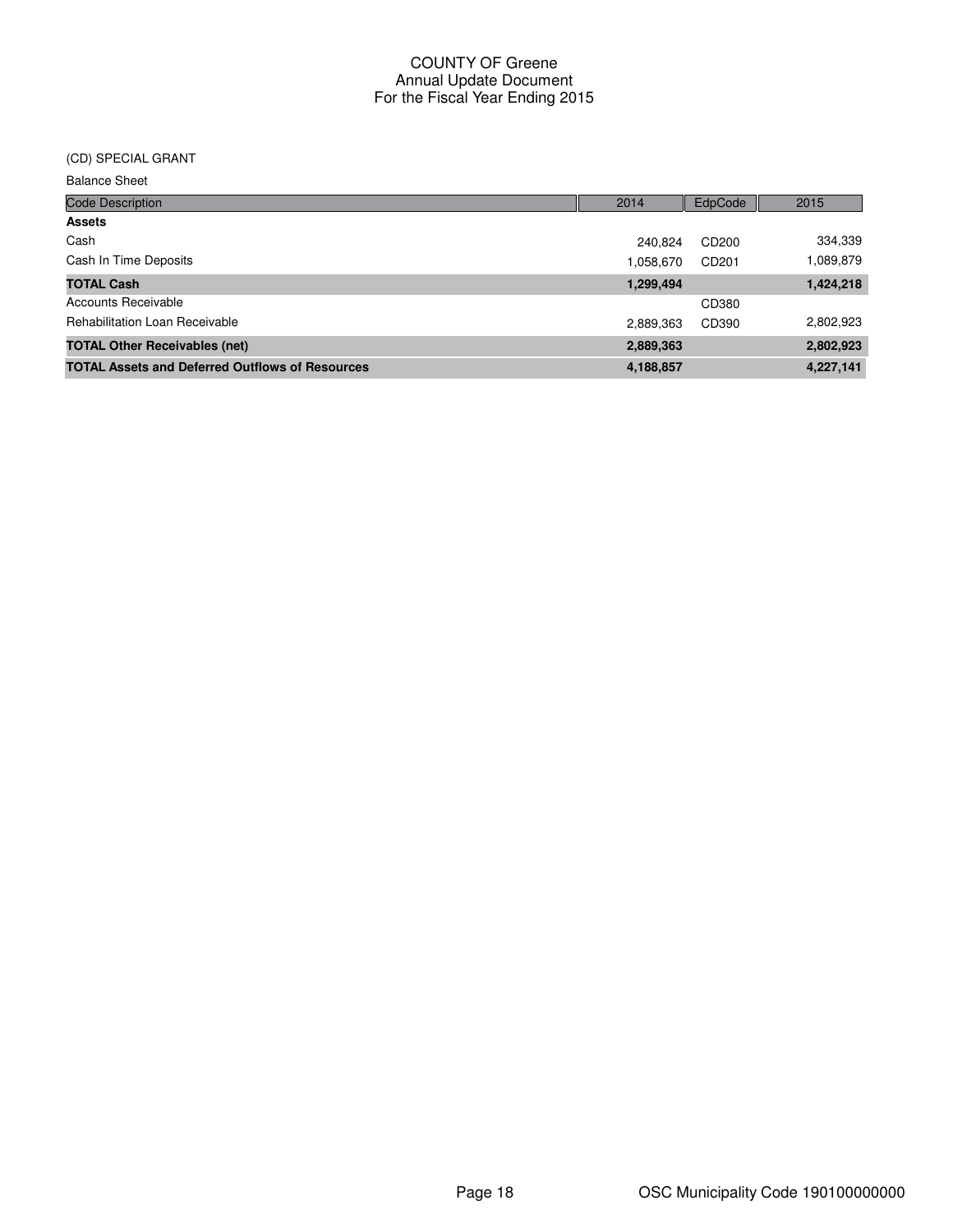# COUNTY OF Greene
## Annual Update Document
## For the Fiscal Year Ending 2015

(CD) SPECIAL GRANT

Balance Sheet

| Code Description | 2014 | EdpCode | 2015 |
|---|---|---|---|
| **Assets** | | | |
| Cash | 240,824 | CD200 | 334,339 |
| Cash In Time Deposits | 1,058,670 | CD201 | 1,089,879 |
| **TOTAL Cash** | **1,299,494** | | **1,424,218** |
| Accounts Receivable | | CD380 | |
| Rehabilitation Loan Receivable | 2,889,363 | CD390 | 2,802,923 |
| **TOTAL Other Receivables (net)** | **2,889,363** | | **2,802,923** |
| **TOTAL Assets and Deferred Outflows of Resources** | **4,188,857** | | **4,227,141** |

OSC Municipality Code 190100000000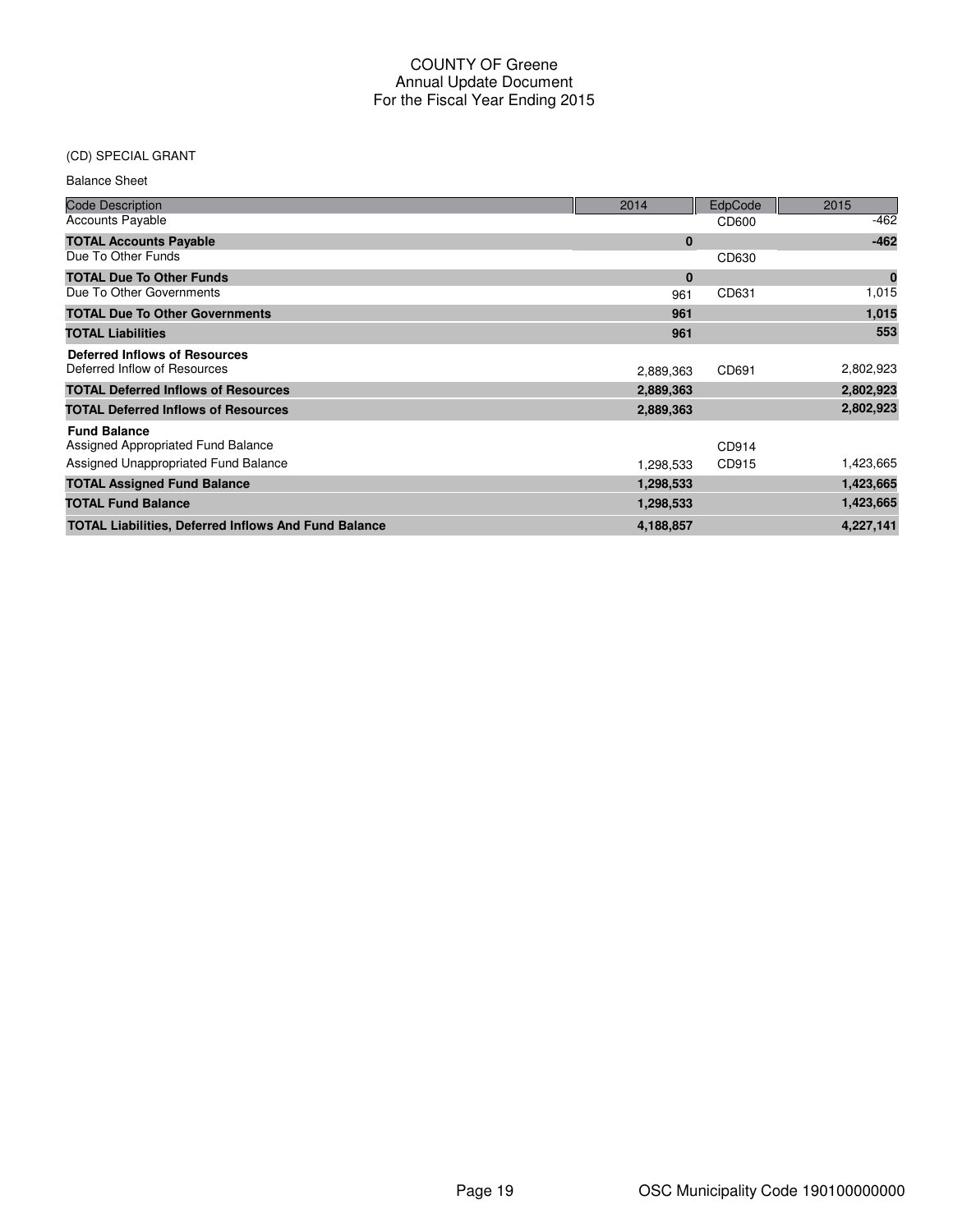# COUNTY OF Greene
## Annual Update Document
## For the Fiscal Year Ending 2015

(CD) SPECIAL GRANT

Balance Sheet

| Code Description | 2014 | EdpCode | 2015 |
|---|---|---|---|
| Accounts Payable | | CD600 | -462 |
| **TOTAL Accounts Payable** | **0** | | **-462** |
| Due To Other Funds | | CD630 | |
| **TOTAL Due To Other Funds** | **0** | | **0** |
| Due To Other Governments | 961 | CD631 | 1,015 |
| **TOTAL Due To Other Governments** | **961** | | **1,015** |
| **TOTAL Liabilities** | **961** | | **553** |
| **Deferred Inflows of Resources** | | | |
| Deferred Inflow of Resources | 2,889,363 | CD691 | 2,802,923 |
| **TOTAL Deferred Inflows of Resources** | **2,889,363** | | **2,802,923** |
| **TOTAL Deferred Inflows of Resources** | **2,889,363** | | **2,802,923** |
| **Fund Balance** | | | |
| Assigned Appropriated Fund Balance | | CD914 | |
| Assigned Unappropriated Fund Balance | 1,298,533 | CD915 | 1,423,665 |
| **TOTAL Assigned Fund Balance** | **1,298,533** | | **1,423,665** |
| **TOTAL Fund Balance** | **1,298,533** | | **1,423,665** |
| **TOTAL Liabilities, Deferred Inflows And Fund Balance** | **4,188,857** | | **4,227,141** |

OSC Municipality Code 190100000000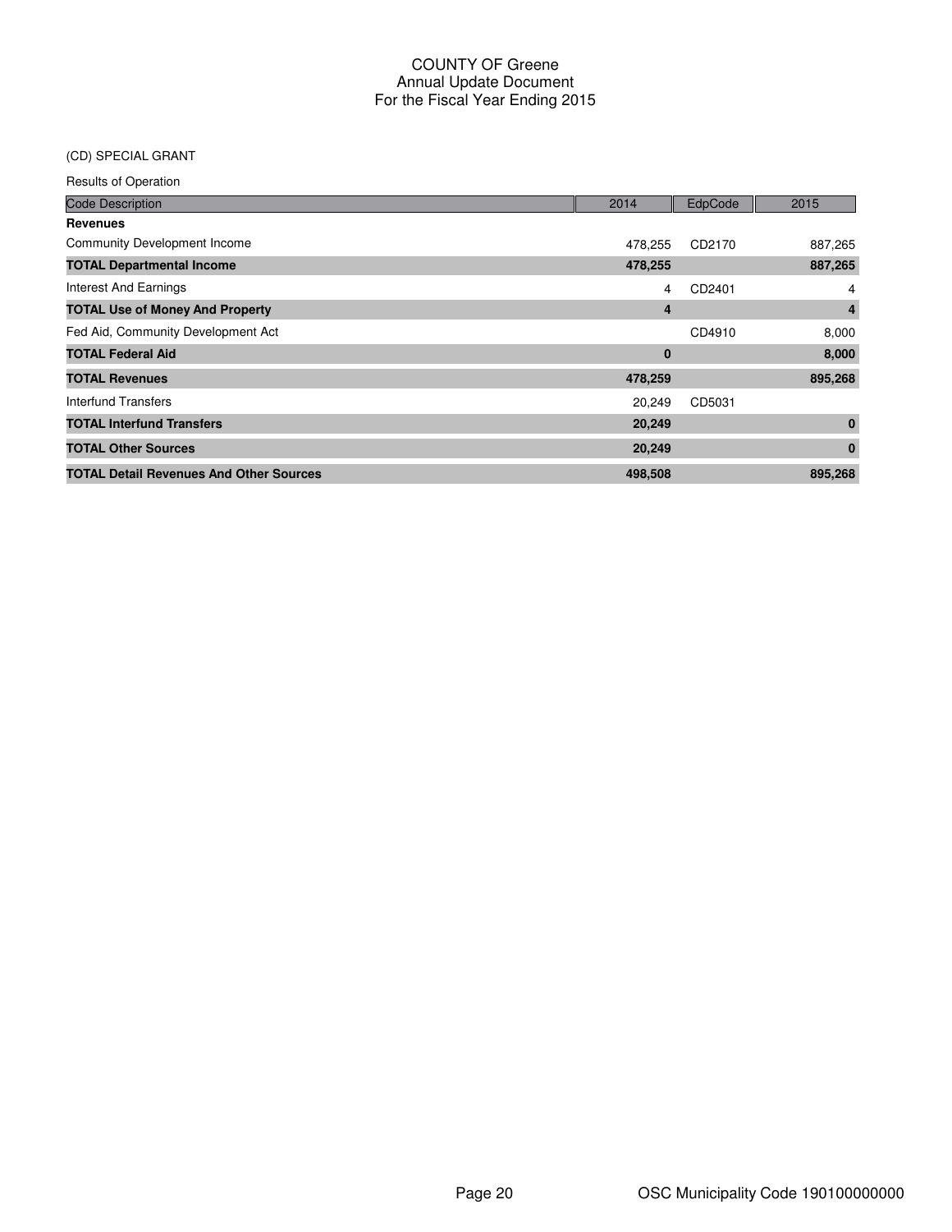COUNTY OF Greene
Annual Update Document
For the Fiscal Year Ending 2015

(CD) SPECIAL GRANT

Results of Operation

| Code Description | 2014 | EdpCode | 2015 |
|---|---|---|---|
| **Revenues** | | | |
| Community Development Income | 478,255 | CD2170 | 887,265 |
| **TOTAL Departmental Income** | **478,255** | | **887,265** |
| Interest And Earnings | 4 | CD2401 | 4 |
| **TOTAL Use of Money And Property** | **4** | | **4** |
| Fed Aid, Community Development Act | | CD4910 | 8,000 |
| **TOTAL Federal Aid** | **0** | | **8,000** |
| **TOTAL Revenues** | **478,259** | | **895,268** |
| Interfund Transfers | 20,249 | CD5031 | |
| **TOTAL Interfund Transfers** | **20,249** | | **0** |
| **TOTAL Other Sources** | **20,249** | | **0** |
| **TOTAL Detail Revenues And Other Sources** | **498,508** | | **895,268** |

OSC Municipality Code 190100000000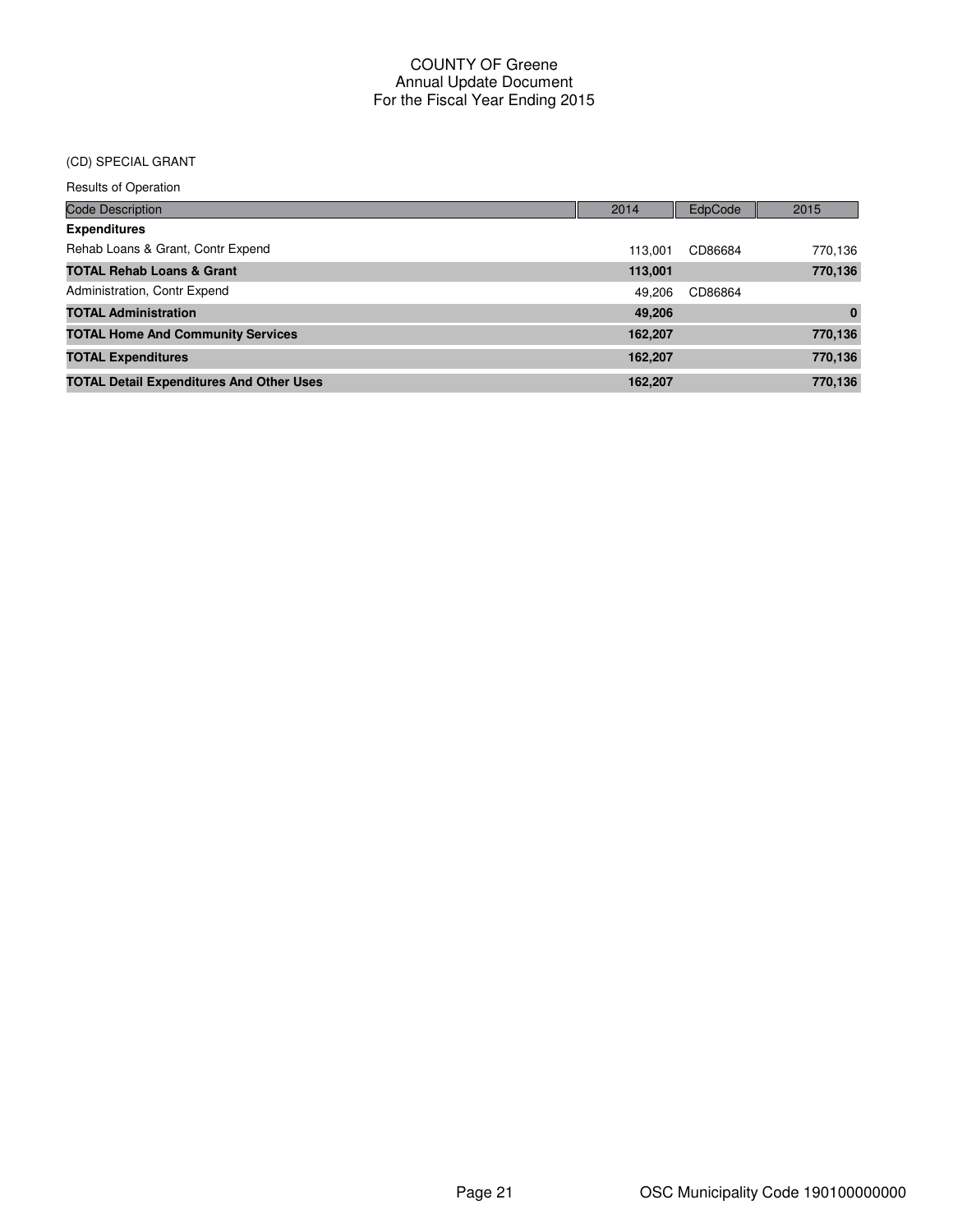# COUNTY OF Greene
## Annual Update Document
## For the Fiscal Year Ending 2015

(CD) SPECIAL GRANT

Results of Operation

| Code Description | 2014 | EdpCode | 2015 |
|---|---|---|---|
| **Expenditures** | | | |
| Rehab Loans & Grant, Contr Expend | 113,001 | CD86684 | 770,136 |
| **TOTAL Rehab Loans & Grant** | **113,001** | | **770,136** |
| Administration, Contr Expend | 49,206 | CD86864 | |
| **TOTAL Administration** | **49,206** | | **0** |
| **TOTAL Home And Community Services** | **162,207** | | **770,136** |
| **TOTAL Expenditures** | **162,207** | | **770,136** |
| **TOTAL Detail Expenditures And Other Uses** | **162,207** | | **770,136** |

OSC Municipality Code 190100000000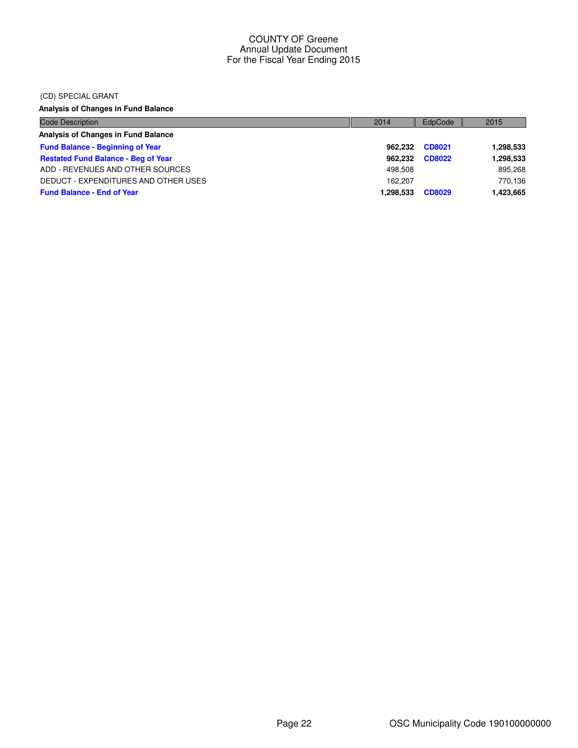COUNTY OF Greene
Annual Update Document
For the Fiscal Year Ending 2015

(CD) SPECIAL GRANT

**Analysis of Changes in Fund Balance**

| Code Description | 2014 | EdpCode | 2015 |
|---|---|---|---|
| **Analysis of Changes in Fund Balance** | | | |
| **Fund Balance - Beginning of Year** | **962,232** | **CD8021** | **1,298,533** |
| **Restated Fund Balance - Beg of Year** | **962,232** | **CD8022** | **1,298,533** |
| ADD - REVENUES AND OTHER SOURCES | 498,508 | | 895,268 |
| DEDUCT - EXPENDITURES AND OTHER USES | 162,207 | | 770,136 |
| **Fund Balance - End of Year** | **1,298,533** | **CD8029** | **1,423,665** |

OSC Municipality Code 190100000000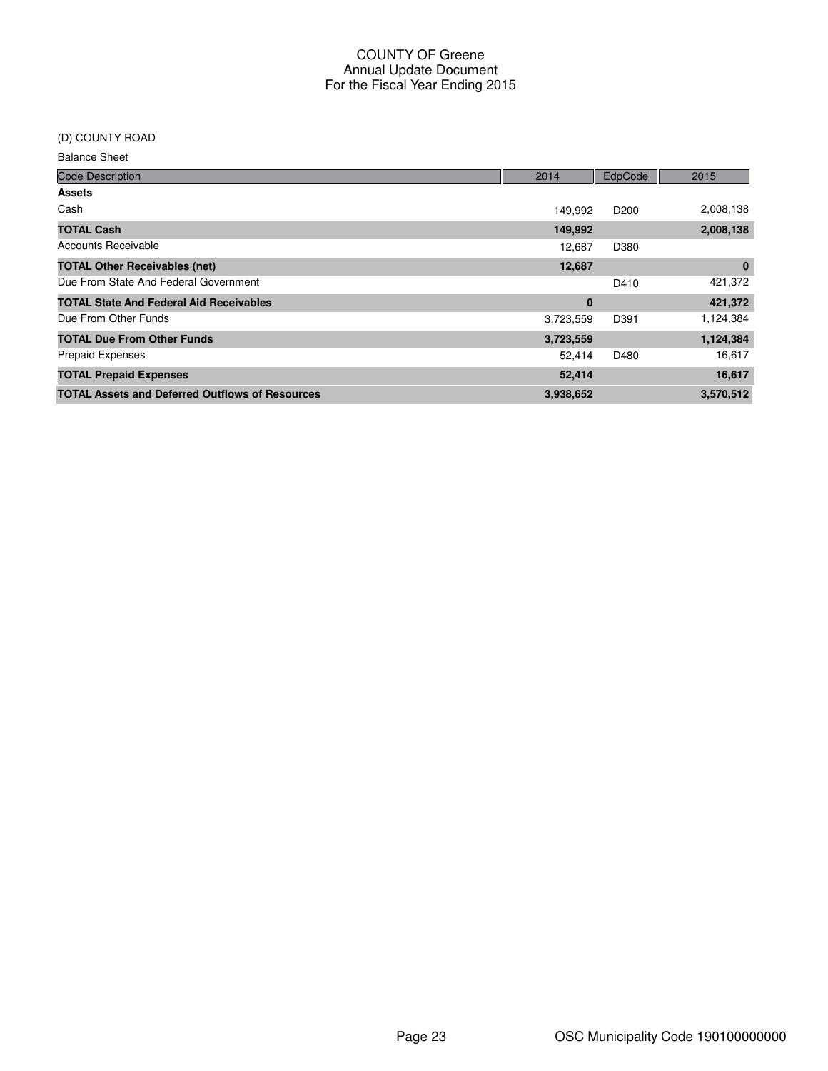# COUNTY OF Greene
## Annual Update Document
## For the Fiscal Year Ending 2015

(D) COUNTY ROAD

Balance Sheet

| Code Description | 2014 | EdpCode | 2015 |
|---|---|---|---|
| **Assets** | | | |
| Cash | 149,992 | D200 | 2,008,138 |
| **TOTAL Cash** | **149,992** | | **2,008,138** |
| Accounts Receivable | 12,687 | D380 | |
| **TOTAL Other Receivables (net)** | **12,687** | | **0** |
| Due From State And Federal Government | | D410 | 421,372 |
| **TOTAL State And Federal Aid Receivables** | **0** | | **421,372** |
| Due From Other Funds | 3,723,559 | D391 | 1,124,384 |
| **TOTAL Due From Other Funds** | **3,723,559** | | **1,124,384** |
| Prepaid Expenses | 52,414 | D480 | 16,617 |
| **TOTAL Prepaid Expenses** | **52,414** | | **16,617** |
| **TOTAL Assets and Deferred Outflows of Resources** | **3,938,652** | | **3,570,512** |

OSC Municipality Code 190100000000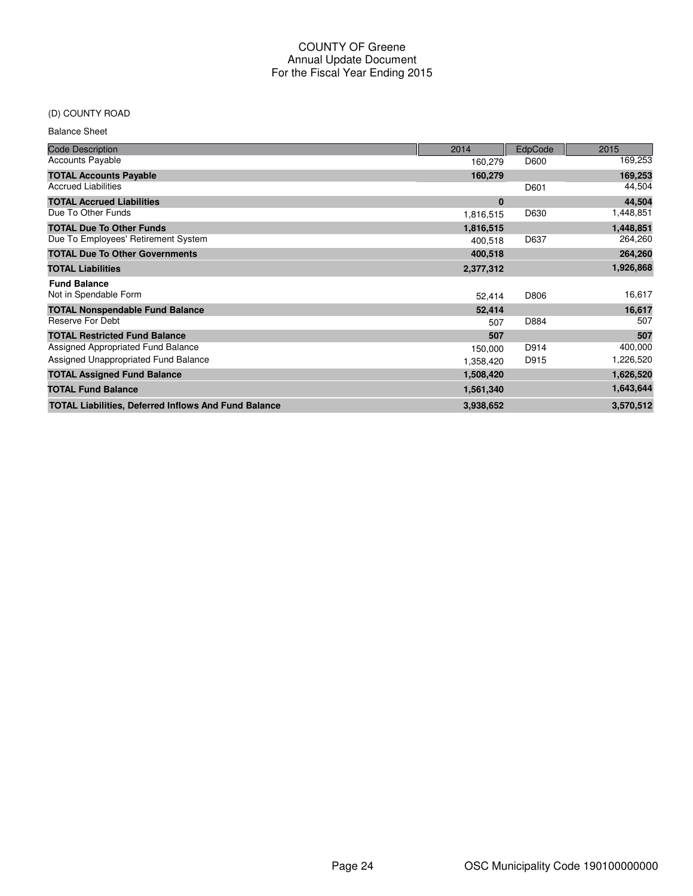# COUNTY OF Greene
## Annual Update Document
## For the Fiscal Year Ending 2015

(D) COUNTY ROAD

Balance Sheet

| Code Description | 2014 | EdpCode | 2015 |
|---|---|---|---|
| Accounts Payable | 160,279 | D600 | 169,253 |
| **TOTAL Accounts Payable** | **160,279** | | **169,253** |
| Accrued Liabilities | | D601 | 44,504 |
| **TOTAL Accrued Liabilities** | **0** | | **44,504** |
| Due To Other Funds | 1,816,515 | D630 | 1,448,851 |
| **TOTAL Due To Other Funds** | **1,816,515** | | **1,448,851** |
| Due To Employees' Retirement System | 400,518 | D637 | 264,260 |
| **TOTAL Due To Other Governments** | **400,518** | | **264,260** |
| **TOTAL Liabilities** | **2,377,312** | | **1,926,868** |
| **Fund Balance** | | | |
| Not in Spendable Form | 52,414 | D806 | 16,617 |
| **TOTAL Nonspendable Fund Balance** | **52,414** | | **16,617** |
| Reserve For Debt | 507 | D884 | 507 |
| **TOTAL Restricted Fund Balance** | **507** | | **507** |
| Assigned Appropriated Fund Balance | 150,000 | D914 | 400,000 |
| Assigned Unappropriated Fund Balance | 1,358,420 | D915 | 1,226,520 |
| **TOTAL Assigned Fund Balance** | **1,508,420** | | **1,626,520** |
| **TOTAL Fund Balance** | **1,561,340** | | **1,643,644** |
| **TOTAL Liabilities, Deferred Inflows And Fund Balance** | **3,938,652** | | **3,570,512** |

OSC Municipality Code 190100000000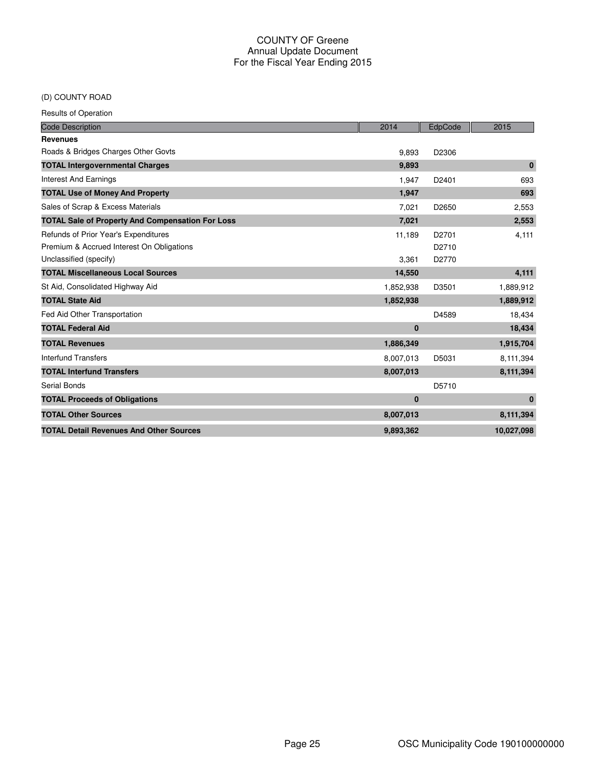# COUNTY OF Greene
## Annual Update Document
## For the Fiscal Year Ending 2015

(D) COUNTY ROAD

Results of Operation

| Code Description | 2014 | EdpCode | 2015 |
|---|---|---|---|
| **Revenues** | | | |
| Roads & Bridges Charges Other Govts | 9,893 | D2306 | |
| **TOTAL Intergovernmental Charges** | **9,893** | | **0** |
| Interest And Earnings | 1,947 | D2401 | 693 |
| **TOTAL Use of Money And Property** | **1,947** | | **693** |
| Sales of Scrap & Excess Materials | 7,021 | D2650 | 2,553 |
| **TOTAL Sale of Property And Compensation For Loss** | **7,021** | | **2,553** |
| Refunds of Prior Year's Expenditures | 11,189 | D2701 | 4,111 |
| Premium & Accrued Interest On Obligations | | D2710 | |
| Unclassified (specify) | 3,361 | D2770 | |
| **TOTAL Miscellaneous Local Sources** | **14,550** | | **4,111** |
| St Aid, Consolidated Highway Aid | 1,852,938 | D3501 | 1,889,912 |
| **TOTAL State Aid** | **1,852,938** | | **1,889,912** |
| Fed Aid Other Transportation | | D4589 | 18,434 |
| **TOTAL Federal Aid** | **0** | | **18,434** |
| **TOTAL Revenues** | **1,886,349** | | **1,915,704** |
| Interfund Transfers | 8,007,013 | D5031 | 8,111,394 |
| **TOTAL Interfund Transfers** | **8,007,013** | | **8,111,394** |
| Serial Bonds | | D5710 | |
| **TOTAL Proceeds of Obligations** | **0** | | **0** |
| **TOTAL Other Sources** | **8,007,013** | | **8,111,394** |
| **TOTAL Detail Revenues And Other Sources** | **9,893,362** | | **10,027,098** |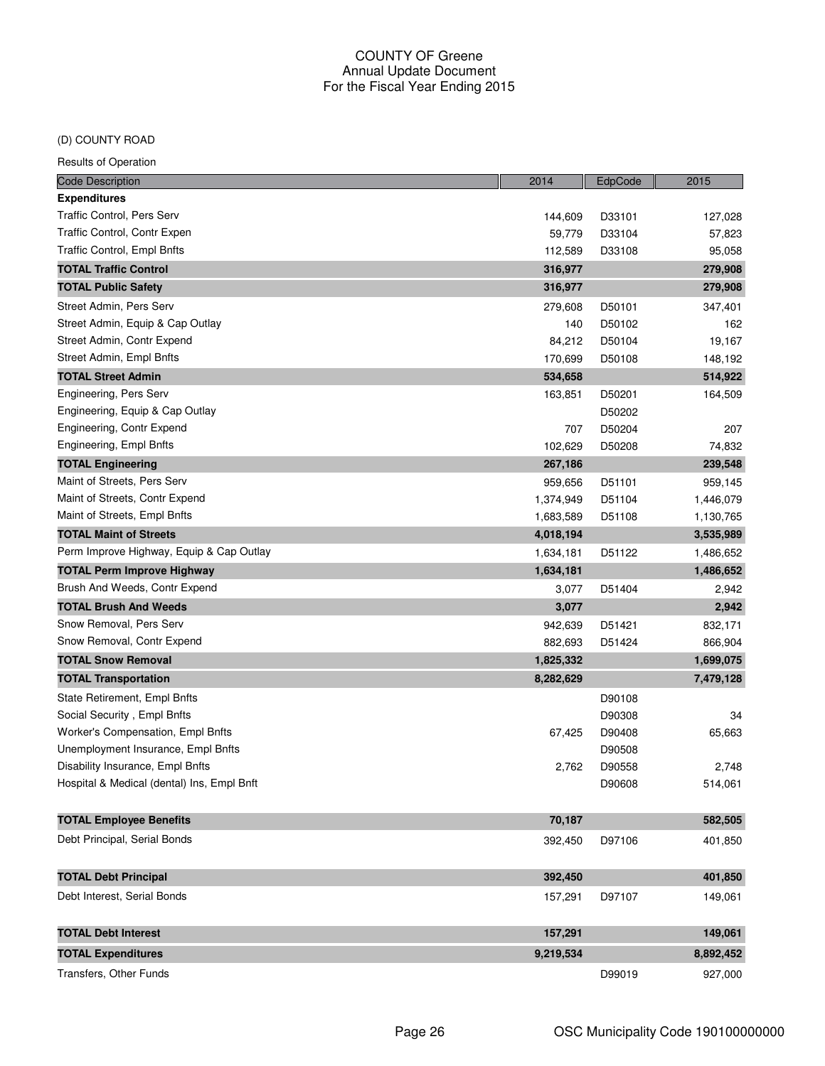# COUNTY OF Greene
## Annual Update Document
## For the Fiscal Year Ending 2015

(D) COUNTY ROAD

Results of Operation

| Code Description | 2014 | EdpCode | 2015 |
|---|---|---|---|
| **Expenditures** | | | |
| Traffic Control, Pers Serv | 144,609 | D33101 | 127,028 |
| Traffic Control, Contr Expen | 59,779 | D33104 | 57,823 |
| Traffic Control, Empl Bnfts | 112,589 | D33108 | 95,058 |
| **TOTAL Traffic Control** | **316,977** | | **279,908** |
| **TOTAL Public Safety** | **316,977** | | **279,908** |
| Street Admin, Pers Serv | 279,608 | D50101 | 347,401 |
| Street Admin, Equip & Cap Outlay | 140 | D50102 | 162 |
| Street Admin, Contr Expend | 84,212 | D50104 | 19,167 |
| Street Admin, Empl Bnfts | 170,699 | D50108 | 148,192 |
| **TOTAL Street Admin** | **534,658** | | **514,922** |
| Engineering, Pers Serv | 163,851 | D50201 | 164,509 |
| Engineering, Equip & Cap Outlay | | D50202 | |
| Engineering, Contr Expend | 707 | D50204 | 207 |
| Engineering, Empl Bnfts | 102,629 | D50208 | 74,832 |
| **TOTAL Engineering** | **267,186** | | **239,548** |
| Maint of Streets, Pers Serv | 959,656 | D51101 | 959,145 |
| Maint of Streets, Contr Expend | 1,374,949 | D51104 | 1,446,079 |
| Maint of Streets, Empl Bnfts | 1,683,589 | D51108 | 1,130,765 |
| **TOTAL Maint of Streets** | **4,018,194** | | **3,535,989** |
| Perm Improve Highway, Equip & Cap Outlay | 1,634,181 | D51122 | 1,486,652 |
| **TOTAL Perm Improve Highway** | **1,634,181** | | **1,486,652** |
| Brush And Weeds, Contr Expend | 3,077 | D51404 | 2,942 |
| **TOTAL Brush And Weeds** | **3,077** | | **2,942** |
| Snow Removal, Pers Serv | 942,639 | D51421 | 832,171 |
| Snow Removal, Contr Expend | 882,693 | D51424 | 866,904 |
| **TOTAL Snow Removal** | **1,825,332** | | **1,699,075** |
| **TOTAL Transportation** | **8,282,629** | | **7,479,128** |
| State Retirement, Empl Bnfts | | D90108 | |
| Social Security , Empl Bnfts | | D90308 | 34 |
| Worker's Compensation, Empl Bnfts | 67,425 | D90408 | 65,663 |
| Unemployment Insurance, Empl Bnfts | | D90508 | |
| Disability Insurance, Empl Bnfts | 2,762 | D90558 | 2,748 |
| Hospital & Medical (dental) Ins, Empl Bnft | | D90608 | 514,061 |
| **TOTAL Employee Benefits** | **70,187** | | **582,505** |
| Debt Principal, Serial Bonds | 392,450 | D97106 | 401,850 |
| **TOTAL Debt Principal** | **392,450** | | **401,850** |
| Debt Interest, Serial Bonds | 157,291 | D97107 | 149,061 |
| **TOTAL Debt Interest** | **157,291** | | **149,061** |
| **TOTAL Expenditures** | **9,219,534** | | **8,892,452** |
| Transfers, Other Funds | | D99019 | 927,000 |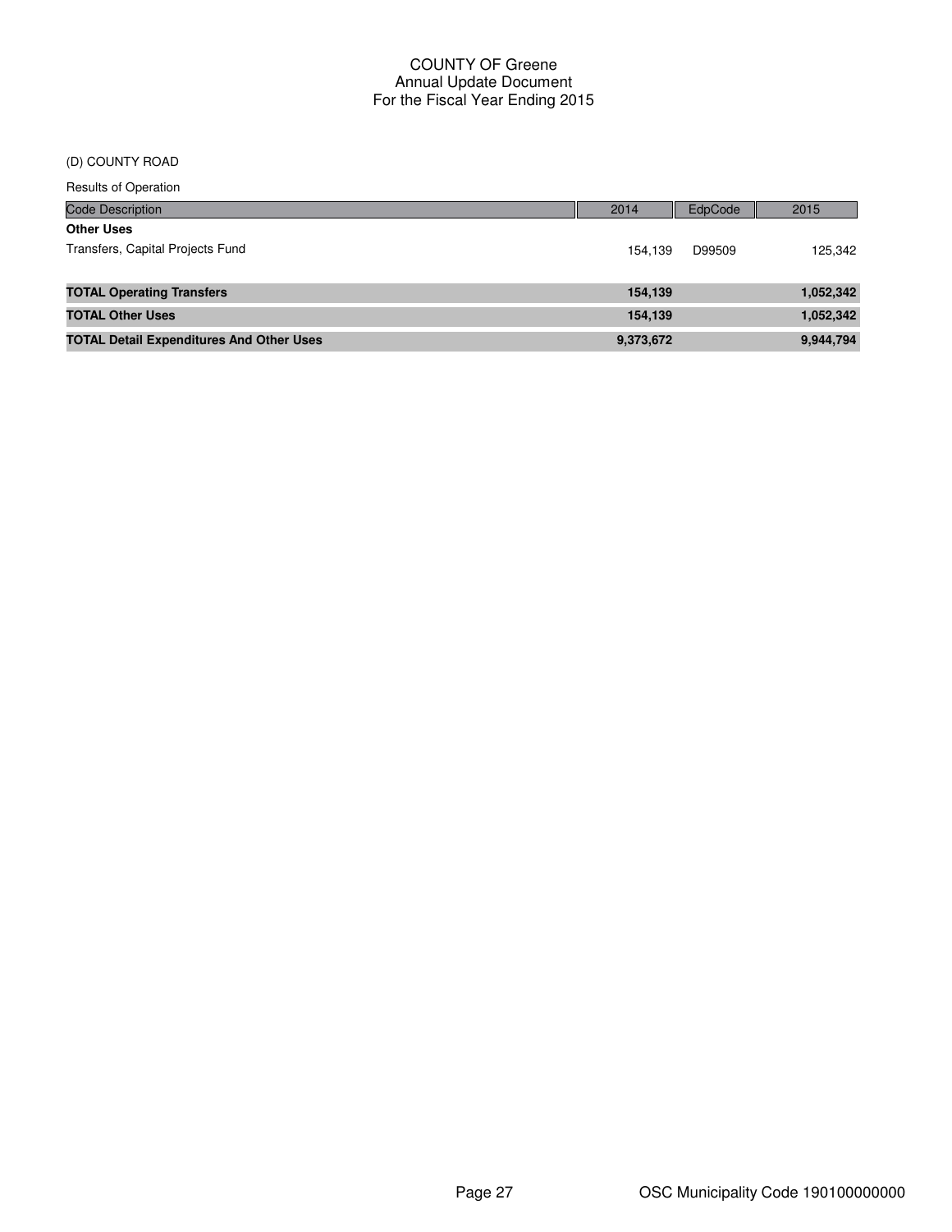# COUNTY OF Greene
## Annual Update Document
## For the Fiscal Year Ending 2015

(D) COUNTY ROAD

Results of Operation

| Code Description | 2014 | EdpCode | 2015 |
| --- | --- | --- | --- |
| **Other Uses** | | | |
| Transfers, Capital Projects Fund | 154,139 | D99509 | 125,342 |
| **TOTAL Operating Transfers** | **154,139** | | **1,052,342** |
| **TOTAL Other Uses** | **154,139** | | **1,052,342** |
| **TOTAL Detail Expenditures And Other Uses** | **9,373,672** | | **9,944,794** |

OSC Municipality Code 190100000000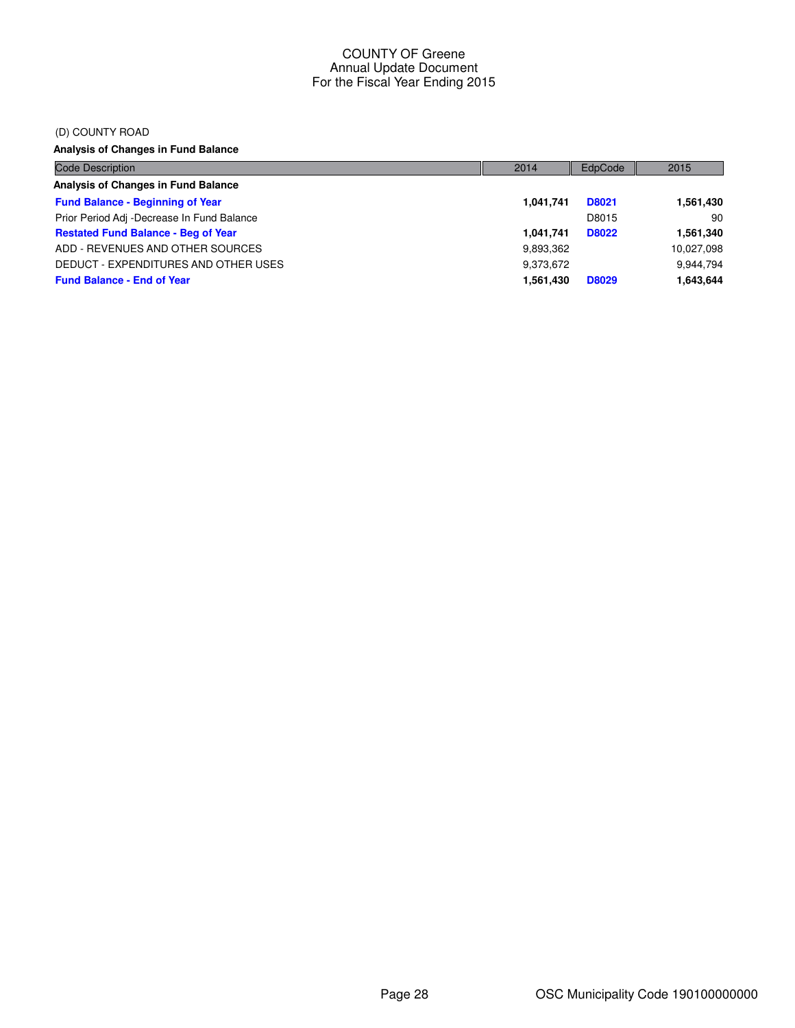COUNTY OF Greene
Annual Update Document
For the Fiscal Year Ending 2015

(D) COUNTY ROAD

**Analysis of Changes in Fund Balance**

| Code Description | 2014 | EdpCode | 2015 |
|---|---|---|---|
| **Analysis of Changes in Fund Balance** | | | |
| **Fund Balance - Beginning of Year** | **1,041,741** | **D8021** | **1,561,430** |
| Prior Period Adj -Decrease In Fund Balance | | D8015 | 90 |
| **Restated Fund Balance - Beg of Year** | **1,041,741** | **D8022** | **1,561,340** |
| ADD - REVENUES AND OTHER SOURCES | 9,893,362 | | 10,027,098 |
| DEDUCT - EXPENDITURES AND OTHER USES | 9,373,672 | | 9,944,794 |
| **Fund Balance - End of Year** | **1,561,430** | **D8029** | **1,643,644** |

OSC Municipality Code 190100000000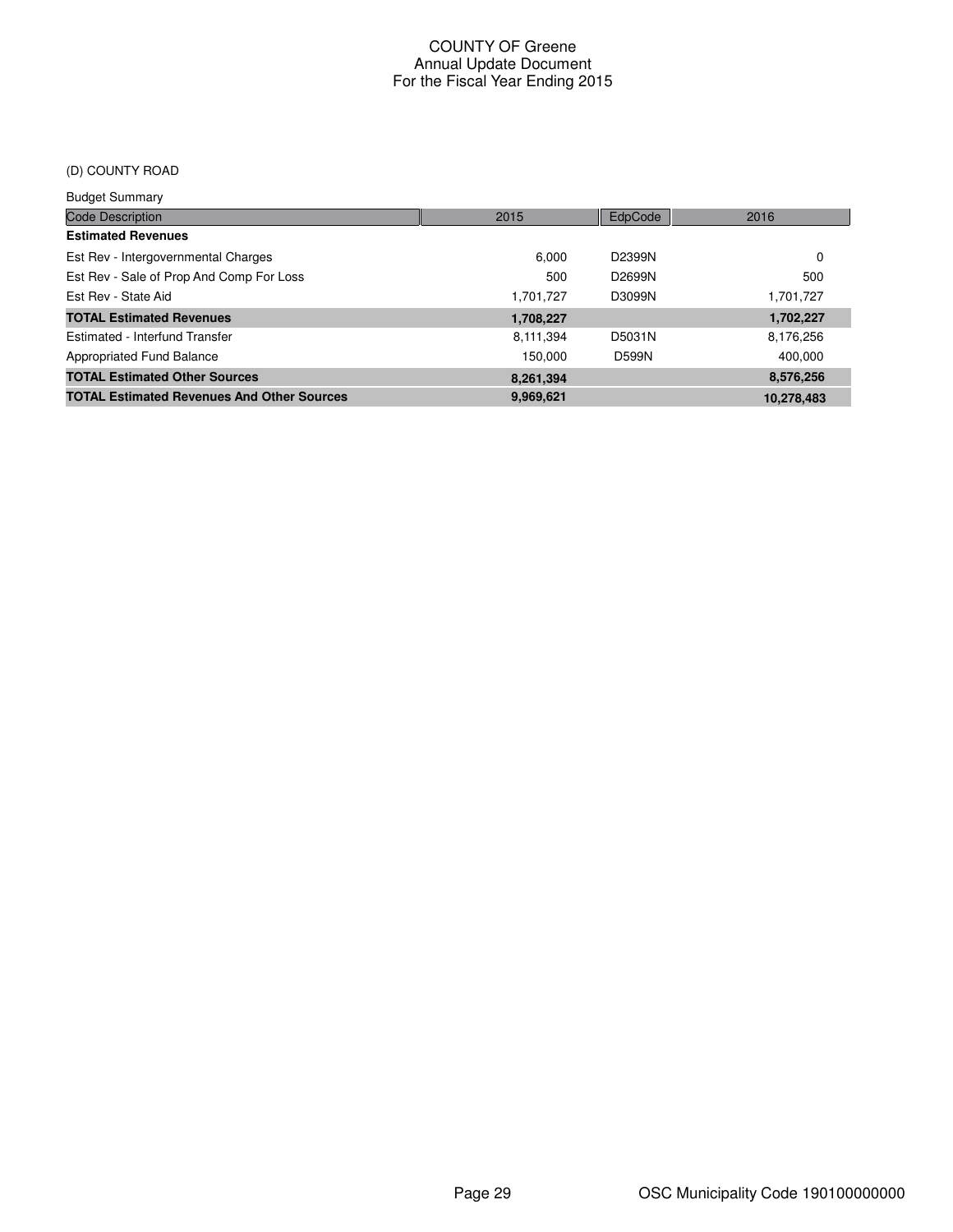# COUNTY OF Greene
## Annual Update Document
## For the Fiscal Year Ending 2015

### (D) COUNTY ROAD

Budget Summary

| Code Description | 2015 | EdpCode | 2016 |
|---|---|---|---|
| **Estimated Revenues** | | | |
| Est Rev - Intergovernmental Charges | 6,000 | D2399N | 0 |
| Est Rev - Sale of Prop And Comp For Loss | 500 | D2699N | 500 |
| Est Rev - State Aid | 1,701,727 | D3099N | 1,701,727 |
| **TOTAL Estimated Revenues** | **1,708,227** | | **1,702,227** |
| Estimated - Interfund Transfer | 8,111,394 | D5031N | 8,176,256 |
| Appropriated Fund Balance | 150,000 | D599N | 400,000 |
| **TOTAL Estimated Other Sources** | **8,261,394** | | **8,576,256** |
| **TOTAL Estimated Revenues And Other Sources** | **9,969,621** | | **10,278,483** |

OSC Municipality Code 190100000000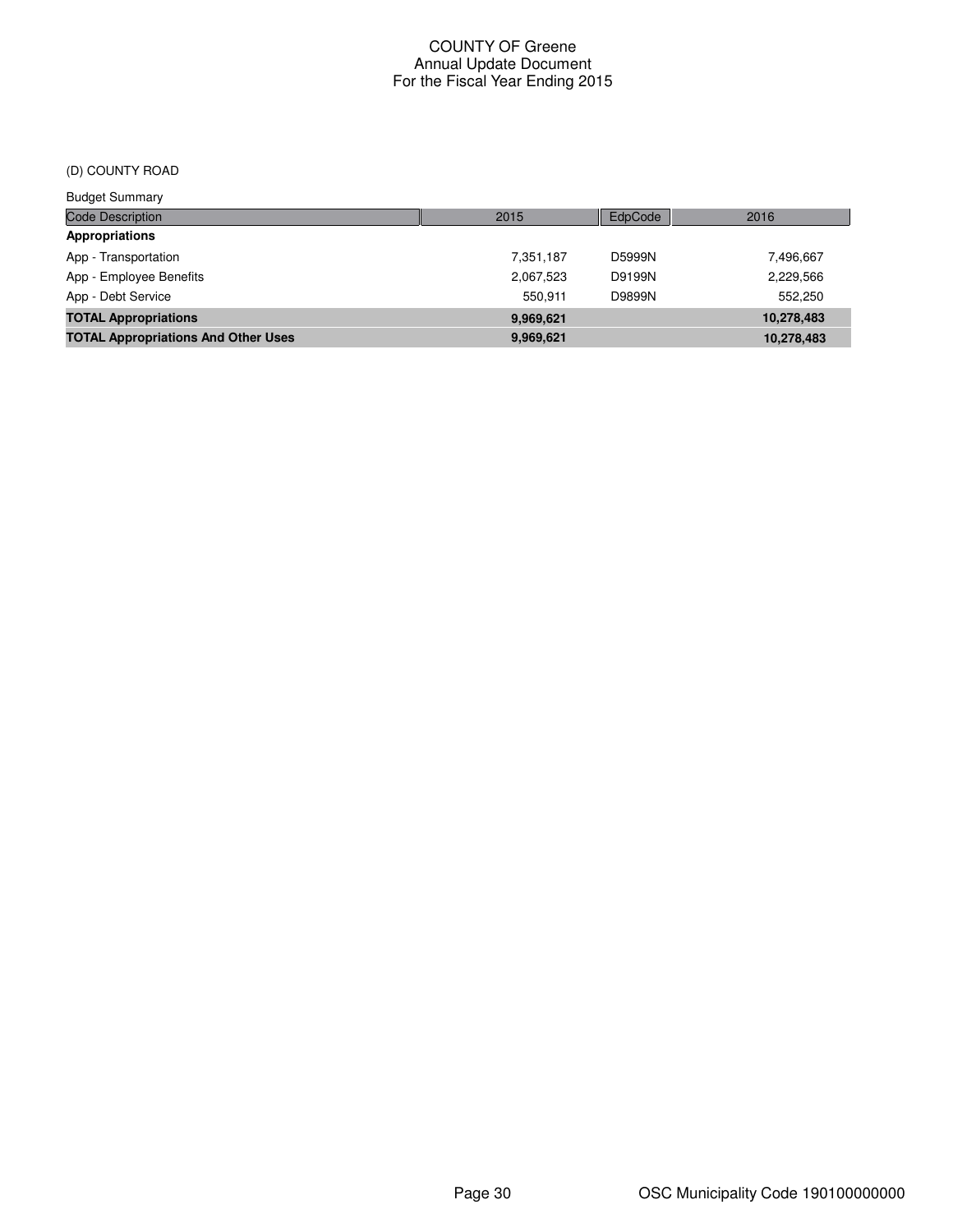# COUNTY OF Greene
## Annual Update Document
## For the Fiscal Year Ending 2015

(D) COUNTY ROAD

Budget Summary

| Code Description | 2015 | EdpCode | 2016 |
|---|---|---|---|
| **Appropriations** | | | |
| App - Transportation | 7,351,187 | D5999N | 7,496,667 |
| App - Employee Benefits | 2,067,523 | D9199N | 2,229,566 |
| App - Debt Service | 550,911 | D9899N | 552,250 |
| **TOTAL Appropriations** | **9,969,621** | | **10,278,483** |
| **TOTAL Appropriations And Other Uses** | **9,969,621** | | **10,278,483** |

OSC Municipality Code 190100000000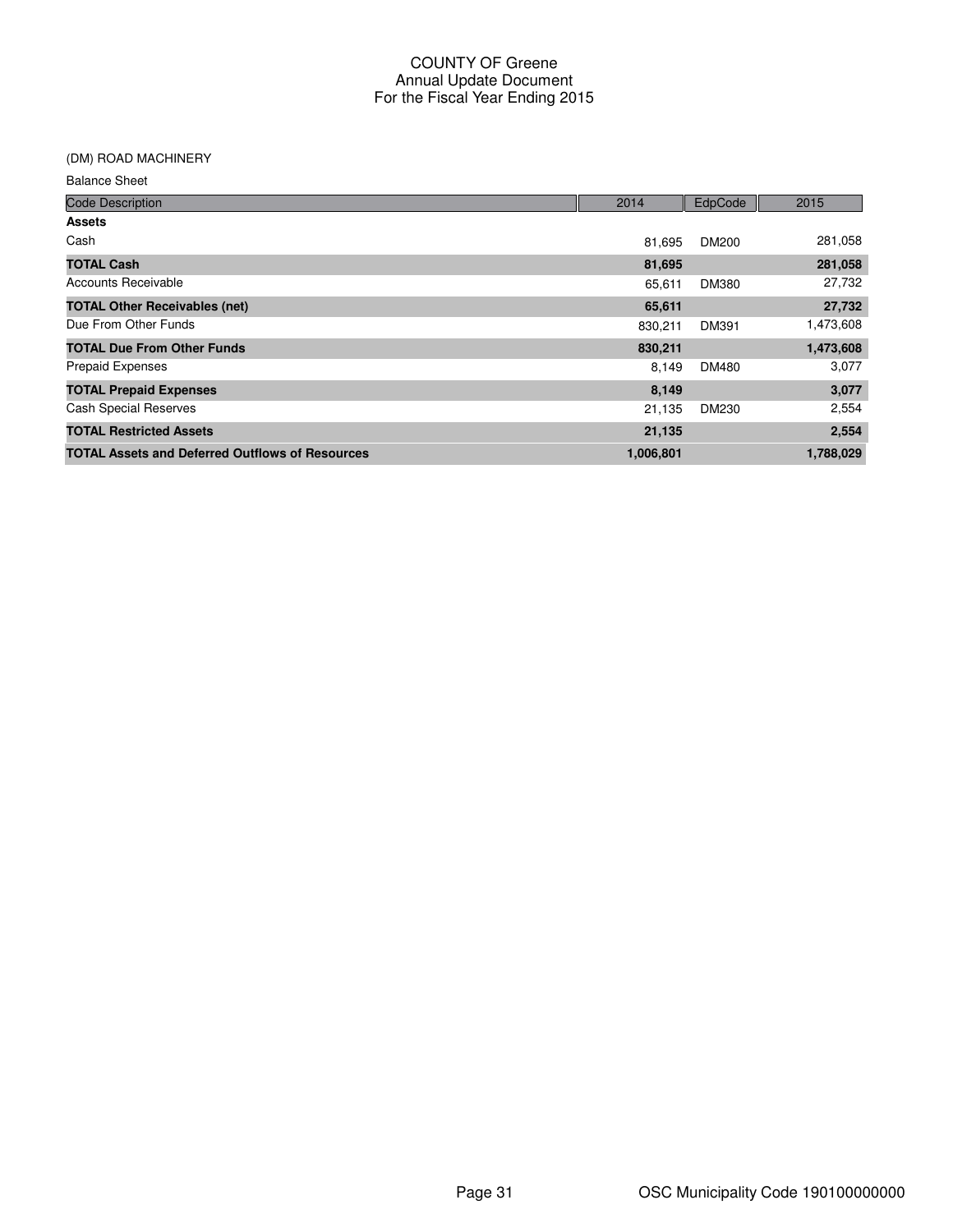# COUNTY OF Greene
## Annual Update Document
## For the Fiscal Year Ending 2015

(DM) ROAD MACHINERY

Balance Sheet

| Code Description | 2014 | EdpCode | 2015 |
|---|---|---|---|
| **Assets** | | | |
| Cash | 81,695 | DM200 | 281,058 |
| **TOTAL Cash** | **81,695** | | **281,058** |
| Accounts Receivable | 65,611 | DM380 | 27,732 |
| **TOTAL Other Receivables (net)** | **65,611** | | **27,732** |
| Due From Other Funds | 830,211 | DM391 | 1,473,608 |
| **TOTAL Due From Other Funds** | **830,211** | | **1,473,608** |
| Prepaid Expenses | 8,149 | DM480 | 3,077 |
| **TOTAL Prepaid Expenses** | **8,149** | | **3,077** |
| Cash Special Reserves | 21,135 | DM230 | 2,554 |
| **TOTAL Restricted Assets** | **21,135** | | **2,554** |
| **TOTAL Assets and Deferred Outflows of Resources** | **1,006,801** | | **1,788,029** |

OSC Municipality Code 190100000000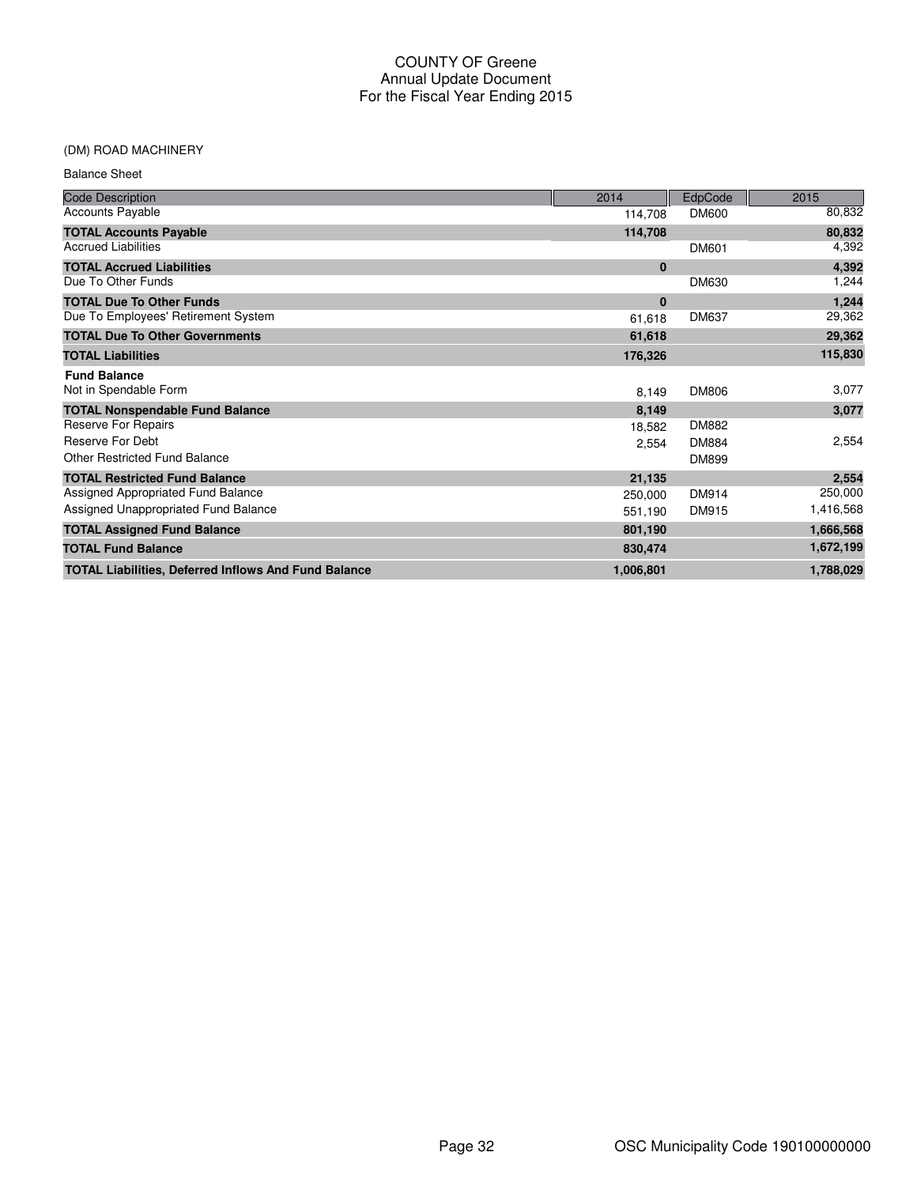# COUNTY OF Greene
## Annual Update Document
## For the Fiscal Year Ending 2015

(DM) ROAD MACHINERY

Balance Sheet

| Code Description | 2014 | EdpCode | 2015 |
|---|---|---|---|
| Accounts Payable | 114,708 | DM600 | 80,832 |
| **TOTAL Accounts Payable** | **114,708** | | **80,832** |
| Accrued Liabilities | | DM601 | 4,392 |
| **TOTAL Accrued Liabilities** | **0** | | **4,392** |
| Due To Other Funds | | DM630 | 1,244 |
| **TOTAL Due To Other Funds** | **0** | | **1,244** |
| Due To Employees' Retirement System | 61,618 | DM637 | 29,362 |
| **TOTAL Due To Other Governments** | **61,618** | | **29,362** |
| **TOTAL Liabilities** | **176,326** | | **115,830** |
| **Fund Balance** | | | |
| Not in Spendable Form | 8,149 | DM806 | 3,077 |
| **TOTAL Nonspendable Fund Balance** | **8,149** | | **3,077** |
| Reserve For Repairs | 18,582 | DM882 | |
| Reserve For Debt | 2,554 | DM884 | 2,554 |
| Other Restricted Fund Balance | | DM899 | |
| **TOTAL Restricted Fund Balance** | **21,135** | | **2,554** |
| Assigned Appropriated Fund Balance | 250,000 | DM914 | 250,000 |
| Assigned Unappropriated Fund Balance | 551,190 | DM915 | 1,416,568 |
| **TOTAL Assigned Fund Balance** | **801,190** | | **1,666,568** |
| **TOTAL Fund Balance** | **830,474** | | **1,672,199** |
| **TOTAL Liabilities, Deferred Inflows And Fund Balance** | **1,006,801** | | **1,788,029** |

OSC Municipality Code 190100000000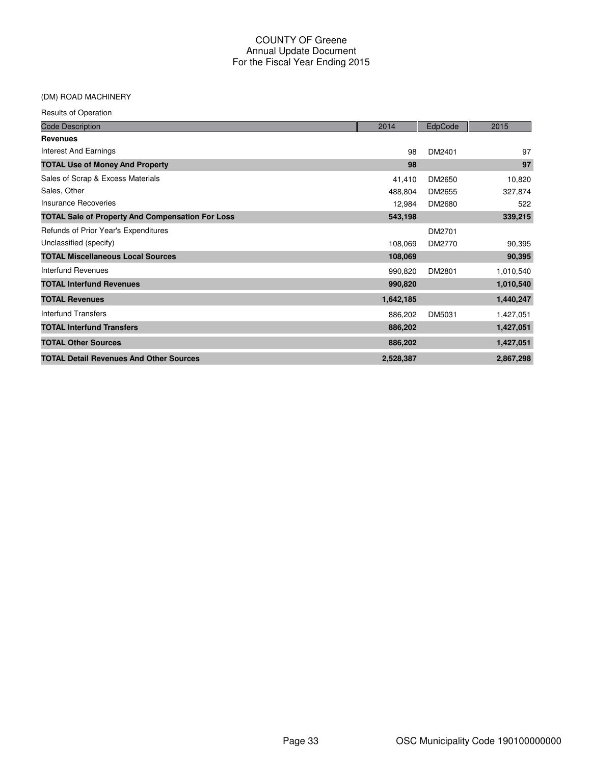# COUNTY OF Greene
## Annual Update Document
## For the Fiscal Year Ending 2015

(DM) ROAD MACHINERY

Results of Operation

| Code Description | 2014 | EdpCode | 2015 |
|---|---|---|---|
| **Revenues** | | | |
| Interest And Earnings | 98 | DM2401 | 97 |
| **TOTAL Use of Money And Property** | **98** | | **97** |
| Sales of Scrap & Excess Materials | 41,410 | DM2650 | 10,820 |
| Sales, Other | 488,804 | DM2655 | 327,874 |
| Insurance Recoveries | 12,984 | DM2680 | 522 |
| **TOTAL Sale of Property And Compensation For Loss** | **543,198** | | **339,215** |
| Refunds of Prior Year's Expenditures | | DM2701 | |
| Unclassified (specify) | 108,069 | DM2770 | 90,395 |
| **TOTAL Miscellaneous Local Sources** | **108,069** | | **90,395** |
| Interfund Revenues | 990,820 | DM2801 | 1,010,540 |
| **TOTAL Interfund Revenues** | **990,820** | | **1,010,540** |
| **TOTAL Revenues** | **1,642,185** | | **1,440,247** |
| Interfund Transfers | 886,202 | DM5031 | 1,427,051 |
| **TOTAL Interfund Transfers** | **886,202** | | **1,427,051** |
| **TOTAL Other Sources** | **886,202** | | **1,427,051** |
| **TOTAL Detail Revenues And Other Sources** | **2,528,387** | | **2,867,298** |

OSC Municipality Code 190100000000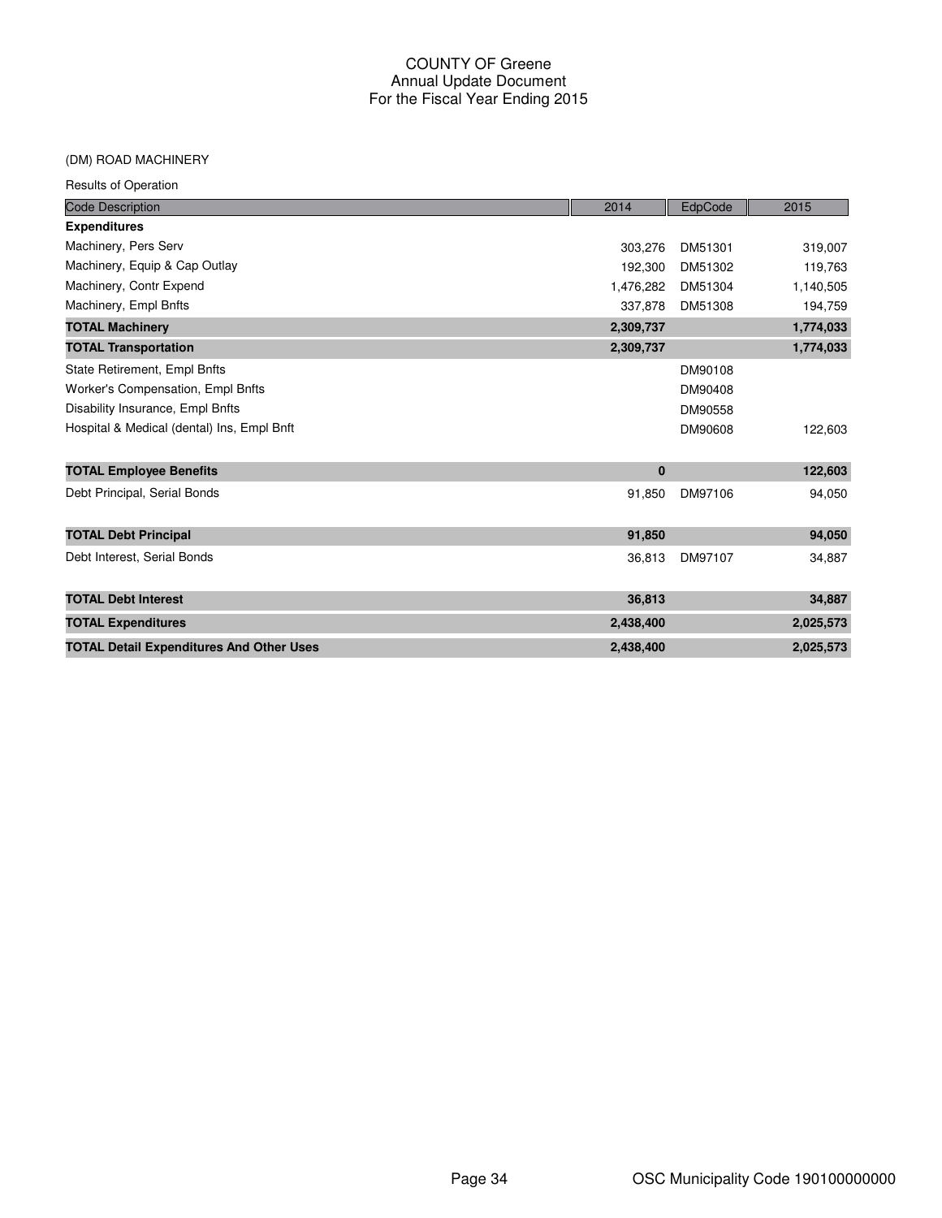# COUNTY OF Greene
## Annual Update Document
## For the Fiscal Year Ending 2015

(DM) ROAD MACHINERY

Results of Operation

| Code Description | 2014 | EdpCode | 2015 |
|---|---|---|---|
| **Expenditures** | | | |
| Machinery, Pers Serv | 303,276 | DM51301 | 319,007 |
| Machinery, Equip & Cap Outlay | 192,300 | DM51302 | 119,763 |
| Machinery, Contr Expend | 1,476,282 | DM51304 | 1,140,505 |
| Machinery, Empl Bnfts | 337,878 | DM51308 | 194,759 |
| **TOTAL Machinery** | **2,309,737** | | **1,774,033** |
| **TOTAL Transportation** | **2,309,737** | | **1,774,033** |
| State Retirement, Empl Bnfts | | DM90108 | |
| Worker's Compensation, Empl Bnfts | | DM90408 | |
| Disability Insurance, Empl Bnfts | | DM90558 | |
| Hospital & Medical (dental) Ins, Empl Bnft | | DM90608 | 122,603 |
| **TOTAL Employee Benefits** | **0** | | **122,603** |
| Debt Principal, Serial Bonds | 91,850 | DM97106 | 94,050 |
| **TOTAL Debt Principal** | **91,850** | | **94,050** |
| Debt Interest, Serial Bonds | 36,813 | DM97107 | 34,887 |
| **TOTAL Debt Interest** | **36,813** | | **34,887** |
| **TOTAL Expenditures** | **2,438,400** | | **2,025,573** |
| **TOTAL Detail Expenditures And Other Uses** | **2,438,400** | | **2,025,573** |

OSC Municipality Code 190100000000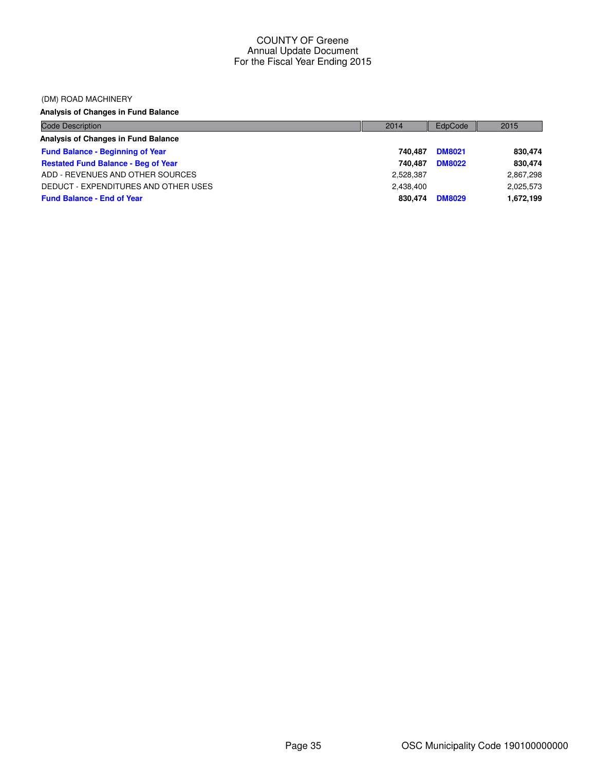COUNTY OF Greene
Annual Update Document
For the Fiscal Year Ending 2015

(DM) ROAD MACHINERY

**Analysis of Changes in Fund Balance**

| Code Description | 2014 | EdpCode | 2015 |
|---|---|---|---|
| **Analysis of Changes in Fund Balance** | | | |
| **Fund Balance - Beginning of Year** | **740,487** | **DM8021** | **830,474** |
| **Restated Fund Balance - Beg of Year** | **740,487** | **DM8022** | **830,474** |
| ADD - REVENUES AND OTHER SOURCES | 2,528,387 | | 2,867,298 |
| DEDUCT - EXPENDITURES AND OTHER USES | 2,438,400 | | 2,025,573 |
| **Fund Balance - End of Year** | **830,474** | **DM8029** | **1,672,199** |

OSC Municipality Code 190100000000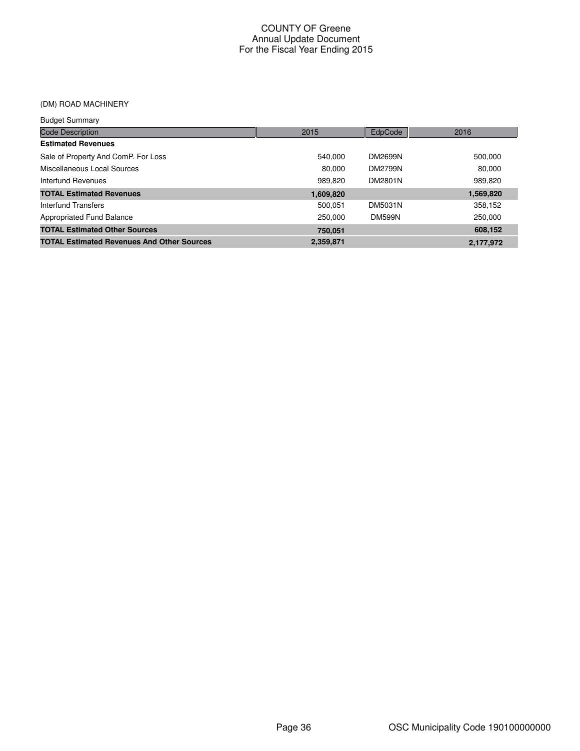COUNTY OF Greene
Annual Update Document
For the Fiscal Year Ending 2015

(DM) ROAD MACHINERY

Budget Summary

| Code Description | 2015 | EdpCode | 2016 |
|---|---|---|---|
| **Estimated Revenues** | | | |
| Sale of Property And ComP. For Loss | 540,000 | DM2699N | 500,000 |
| Miscellaneous Local Sources | 80,000 | DM2799N | 80,000 |
| Interfund Revenues | 989,820 | DM2801N | 989,820 |
| **TOTAL Estimated Revenues** | **1,609,820** | | **1,569,820** |
| Interfund Transfers | 500,051 | DM5031N | 358,152 |
| Appropriated Fund Balance | 250,000 | DM599N | 250,000 |
| **TOTAL Estimated Other Sources** | **750,051** | | **608,152** |
| **TOTAL Estimated Revenues And Other Sources** | **2,359,871** | | **2,177,972** |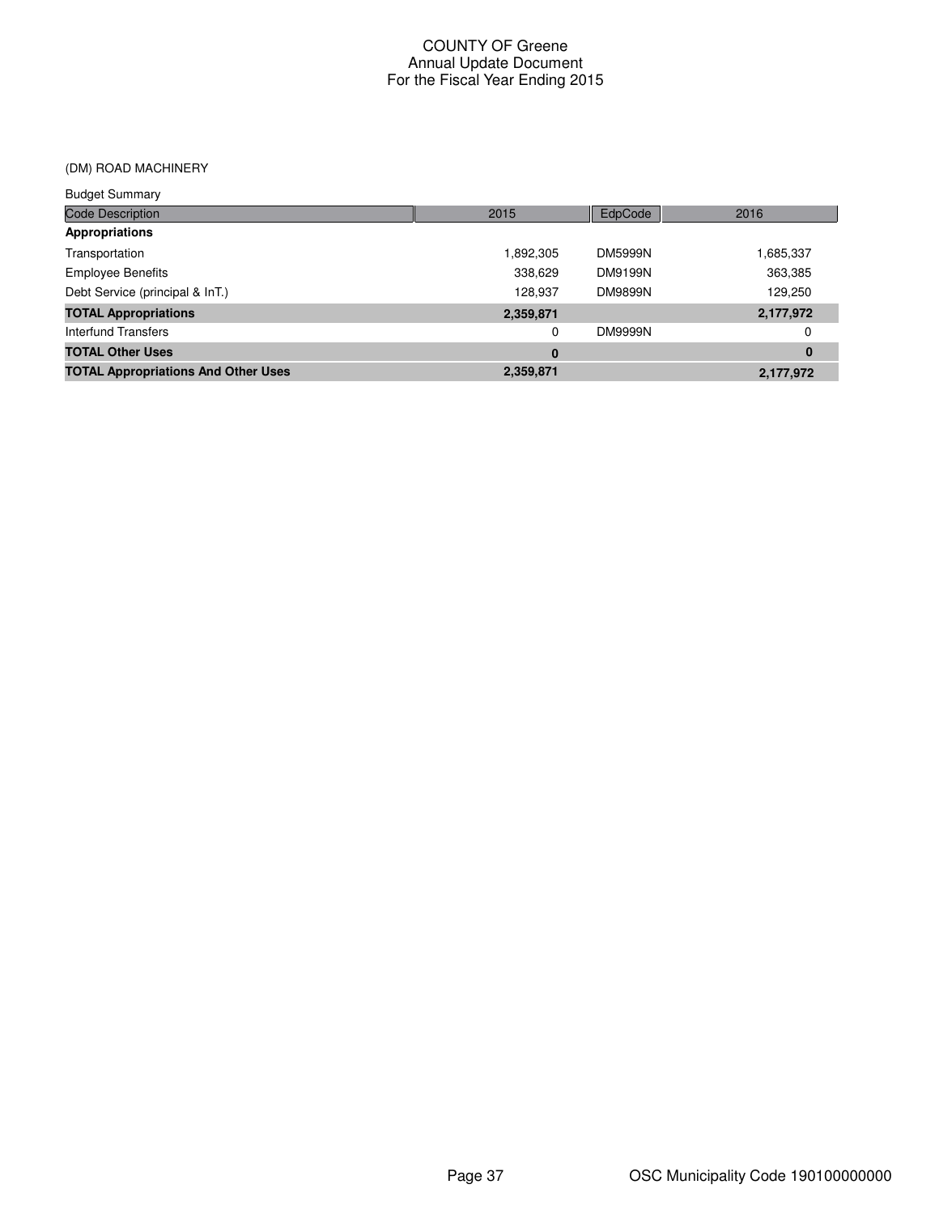# COUNTY OF Greene
## Annual Update Document
## For the Fiscal Year Ending 2015

(DM) ROAD MACHINERY

Budget Summary

| Code Description | 2015 | EdpCode | 2016 |
|---|---|---|---|
| **Appropriations** | | | |
| Transportation | 1,892,305 | DM5999N | 1,685,337 |
| Employee Benefits | 338,629 | DM9199N | 363,385 |
| Debt Service (principal & InT.) | 128,937 | DM9899N | 129,250 |
| **TOTAL Appropriations** | **2,359,871** | | **2,177,972** |
| Interfund Transfers | 0 | DM9999N | 0 |
| **TOTAL Other Uses** | **0** | | **0** |
| **TOTAL Appropriations And Other Uses** | **2,359,871** | | **2,177,972** |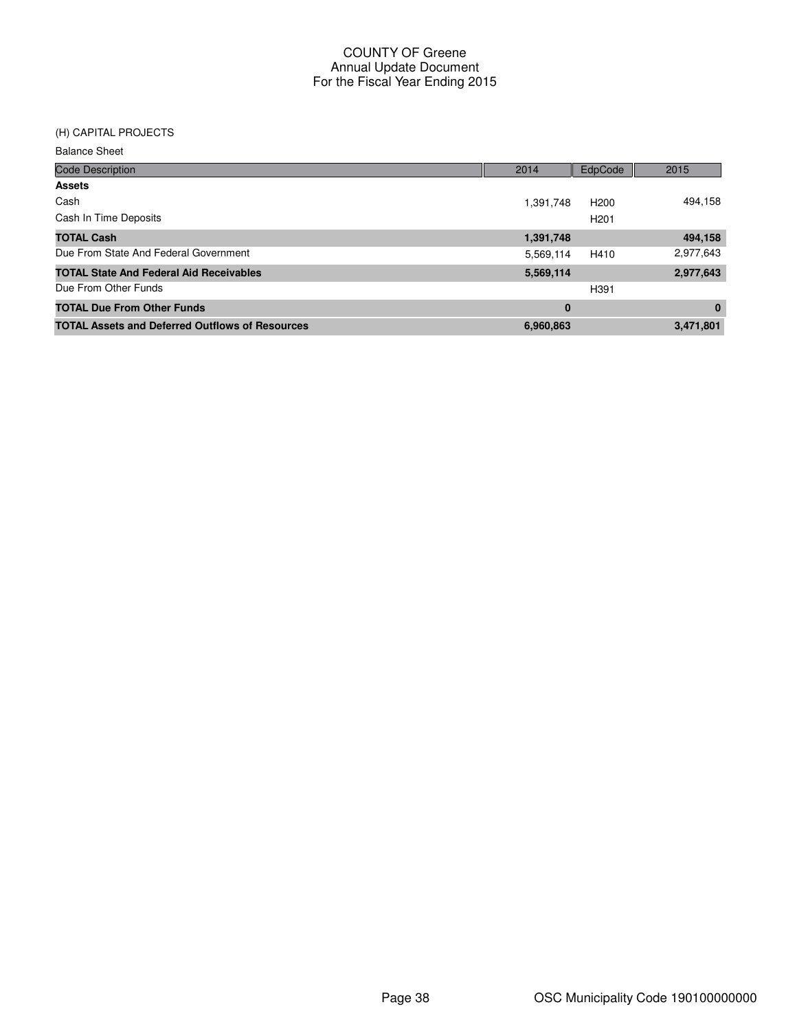# COUNTY OF Greene
## Annual Update Document
## For the Fiscal Year Ending 2015

(H) CAPITAL PROJECTS

Balance Sheet

| Code Description | 2014 | EdpCode | 2015 |
|---|---|---|---|
| **Assets** | | | |
| Cash | 1,391,748 | H200 | 494,158 |
| Cash In Time Deposits | | H201 | |
| **TOTAL Cash** | **1,391,748** | | **494,158** |
| Due From State And Federal Government | 5,569,114 | H410 | 2,977,643 |
| **TOTAL State And Federal Aid Receivables** | **5,569,114** | | **2,977,643** |
| Due From Other Funds | | H391 | |
| **TOTAL Due From Other Funds** | **0** | | **0** |
| **TOTAL Assets and Deferred Outflows of Resources** | **6,960,863** | | **3,471,801** |

OSC Municipality Code 190100000000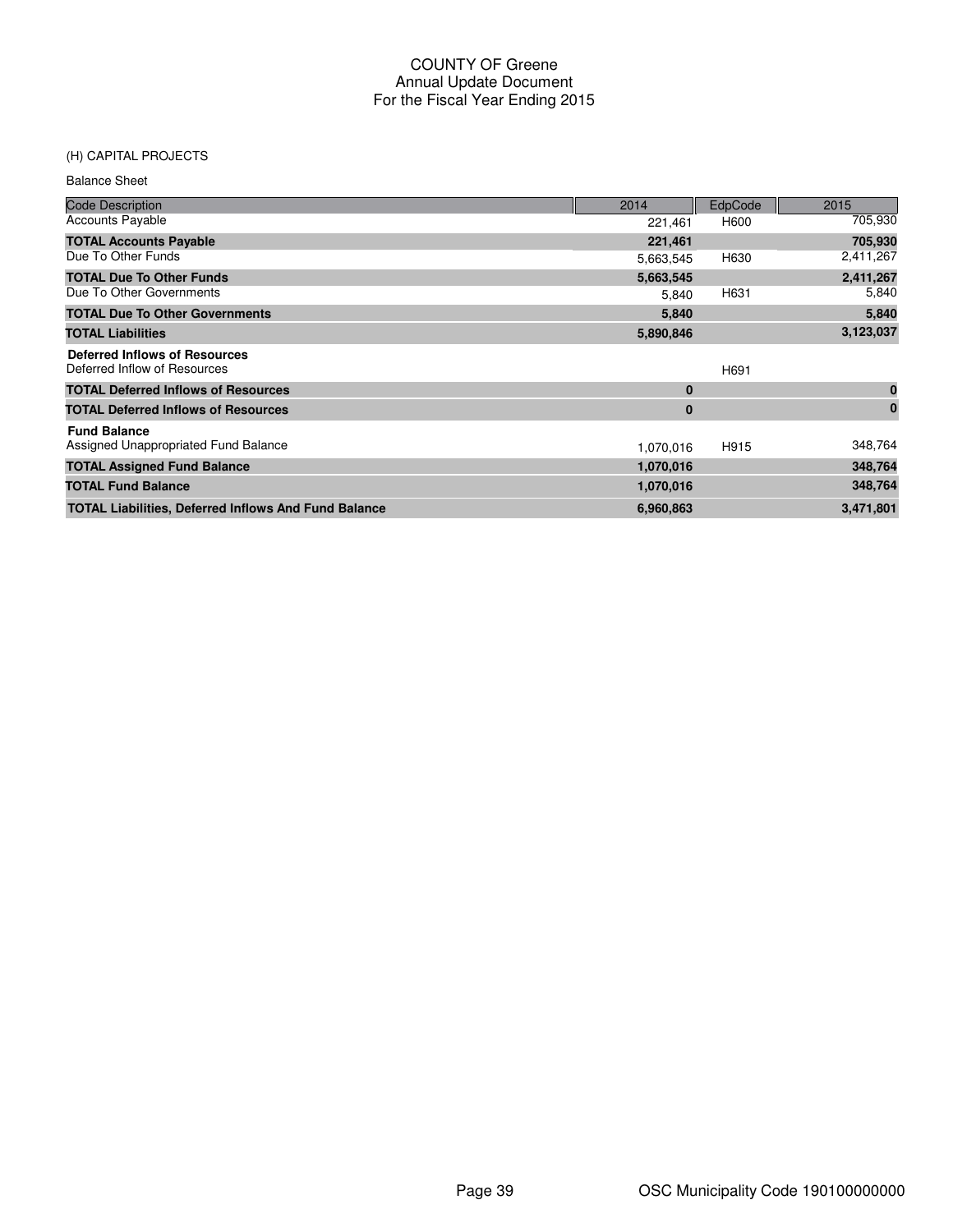# COUNTY OF Greene
## Annual Update Document
## For the Fiscal Year Ending 2015

(H) CAPITAL PROJECTS

Balance Sheet

| Code Description | 2014 | EdpCode | 2015 |
|---|---|---|---|
| Accounts Payable | 221,461 | H600 | 705,930 |
| **TOTAL Accounts Payable** | **221,461** | | **705,930** |
| Due To Other Funds | 5,663,545 | H630 | 2,411,267 |
| **TOTAL Due To Other Funds** | **5,663,545** | | **2,411,267** |
| Due To Other Governments | 5,840 | H631 | 5,840 |
| **TOTAL Due To Other Governments** | **5,840** | | **5,840** |
| **TOTAL Liabilities** | **5,890,846** | | **3,123,037** |
| **Deferred Inflows of Resources** | | | |
| Deferred Inflow of Resources | | H691 | |
| **TOTAL Deferred Inflows of Resources** | **0** | | **0** |
| **TOTAL Deferred Inflows of Resources** | **0** | | **0** |
| **Fund Balance** | | | |
| Assigned Unappropriated Fund Balance | 1,070,016 | H915 | 348,764 |
| **TOTAL Assigned Fund Balance** | **1,070,016** | | **348,764** |
| **TOTAL Fund Balance** | **1,070,016** | | **348,764** |
| **TOTAL Liabilities, Deferred Inflows And Fund Balance** | **6,960,863** | | **3,471,801** |

OSC Municipality Code 190100000000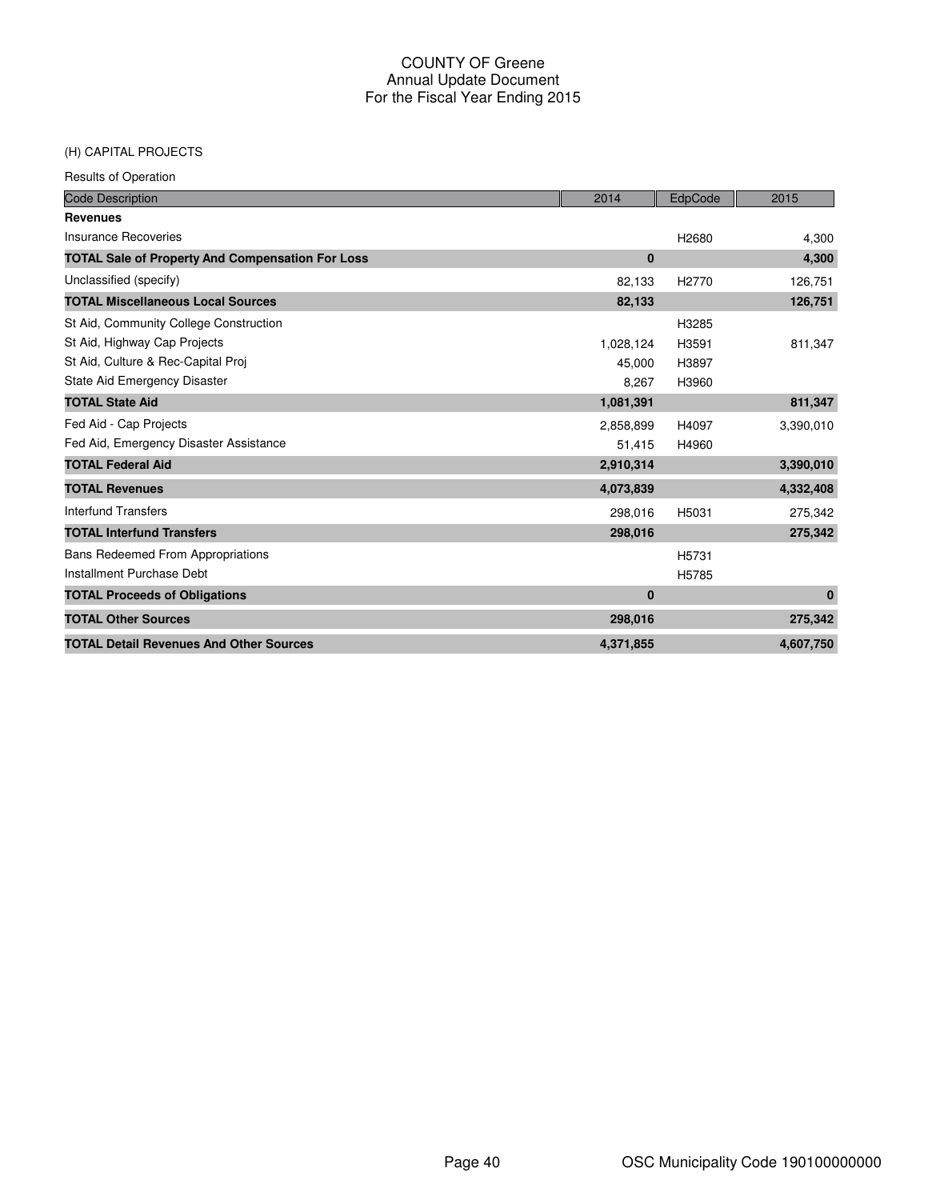# COUNTY OF Greene
## Annual Update Document
## For the Fiscal Year Ending 2015

(H) CAPITAL PROJECTS

Results of Operation

| Code Description | 2014 | EdpCode | 2015 |
|---|---|---|---|
| **Revenues** | | | |
| Insurance Recoveries | | H2680 | 4,300 |
| **TOTAL Sale of Property And Compensation For Loss** | **0** | | **4,300** |
| Unclassified (specify) | 82,133 | H2770 | 126,751 |
| **TOTAL Miscellaneous Local Sources** | **82,133** | | **126,751** |
| St Aid, Community College Construction | | H3285 | |
| St Aid, Highway Cap Projects | 1,028,124 | H3591 | 811,347 |
| St Aid, Culture & Rec-Capital Proj | 45,000 | H3897 | |
| State Aid Emergency Disaster | 8,267 | H3960 | |
| **TOTAL State Aid** | **1,081,391** | | **811,347** |
| Fed Aid - Cap Projects | 2,858,899 | H4097 | 3,390,010 |
| Fed Aid, Emergency Disaster Assistance | 51,415 | H4960 | |
| **TOTAL Federal Aid** | **2,910,314** | | **3,390,010** |
| **TOTAL Revenues** | **4,073,839** | | **4,332,408** |
| Interfund Transfers | 298,016 | H5031 | 275,342 |
| **TOTAL Interfund Transfers** | **298,016** | | **275,342** |
| Bans Redeemed From Appropriations | | H5731 | |
| Installment Purchase Debt | | H5785 | |
| **TOTAL Proceeds of Obligations** | **0** | | **0** |
| **TOTAL Other Sources** | **298,016** | | **275,342** |
| **TOTAL Detail Revenues And Other Sources** | **4,371,855** | | **4,607,750** |

OSC Municipality Code 190100000000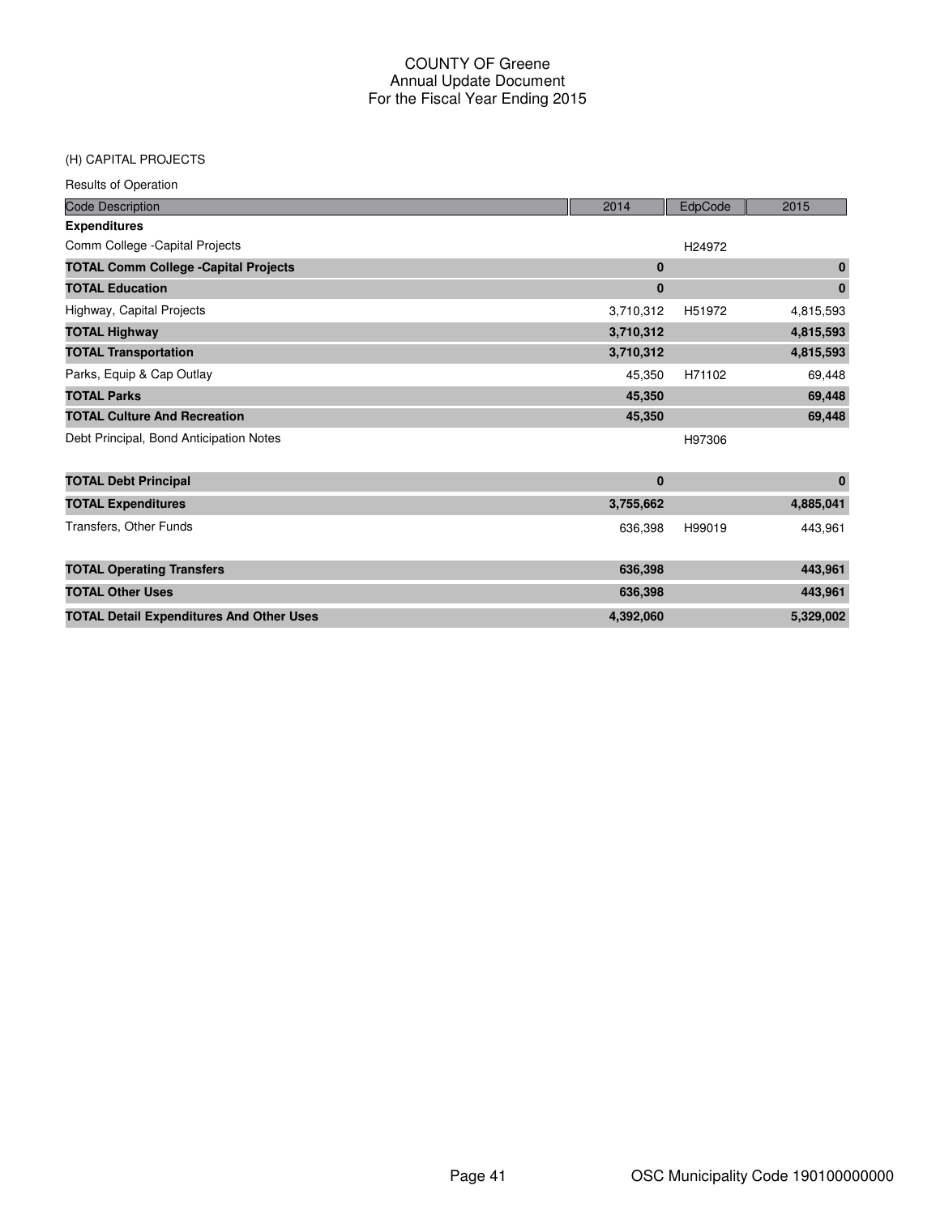# COUNTY OF Greene
## Annual Update Document
## For the Fiscal Year Ending 2015

(H) CAPITAL PROJECTS

Results of Operation

| Code Description | 2014 | EdpCode | 2015 |
|---|---|---|---|
| **Expenditures** | | | |
| Comm College -Capital Projects | | H24972 | |
| **TOTAL Comm College -Capital Projects** | **0** | | **0** |
| **TOTAL Education** | **0** | | **0** |
| Highway, Capital Projects | 3,710,312 | H51972 | 4,815,593 |
| **TOTAL Highway** | **3,710,312** | | **4,815,593** |
| **TOTAL Transportation** | **3,710,312** | | **4,815,593** |
| Parks, Equip & Cap Outlay | 45,350 | H71102 | 69,448 |
| **TOTAL Parks** | **45,350** | | **69,448** |
| **TOTAL Culture And Recreation** | **45,350** | | **69,448** |
| Debt Principal, Bond Anticipation Notes | | H97306 | |
| **TOTAL Debt Principal** | **0** | | **0** |
| **TOTAL Expenditures** | **3,755,662** | | **4,885,041** |
| Transfers, Other Funds | 636,398 | H99019 | 443,961 |
| **TOTAL Operating Transfers** | **636,398** | | **443,961** |
| **TOTAL Other Uses** | **636,398** | | **443,961** |
| **TOTAL Detail Expenditures And Other Uses** | **4,392,060** | | **5,329,002** |

OSC Municipality Code 190100000000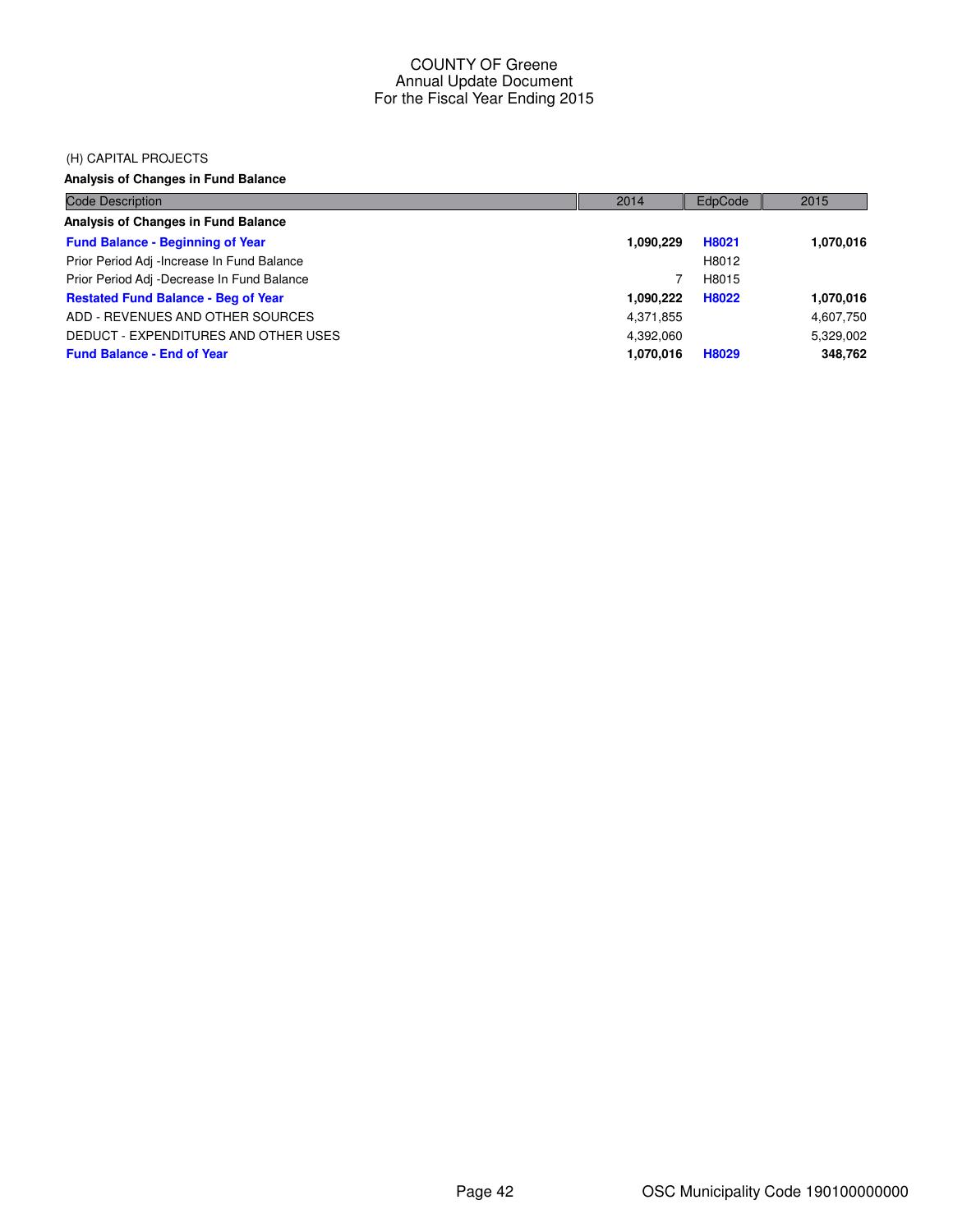COUNTY OF Greene
Annual Update Document
For the Fiscal Year Ending 2015

(H) CAPITAL PROJECTS

**Analysis of Changes in Fund Balance**

| Code Description | 2014 | EdpCode | 2015 |
|---|---|---|---|
| **Analysis of Changes in Fund Balance** | | | |
| **Fund Balance - Beginning of Year** | **1,090,229** | **H8021** | **1,070,016** |
| Prior Period Adj -Increase In Fund Balance | | H8012 | |
| Prior Period Adj -Decrease In Fund Balance | 7 | H8015 | |
| **Restated Fund Balance - Beg of Year** | **1,090,222** | **H8022** | **1,070,016** |
| ADD - REVENUES AND OTHER SOURCES | 4,371,855 | | 4,607,750 |
| DEDUCT - EXPENDITURES AND OTHER USES | 4,392,060 | | 5,329,002 |
| **Fund Balance - End of Year** | **1,070,016** | **H8029** | **348,762** |

OSC Municipality Code 190100000000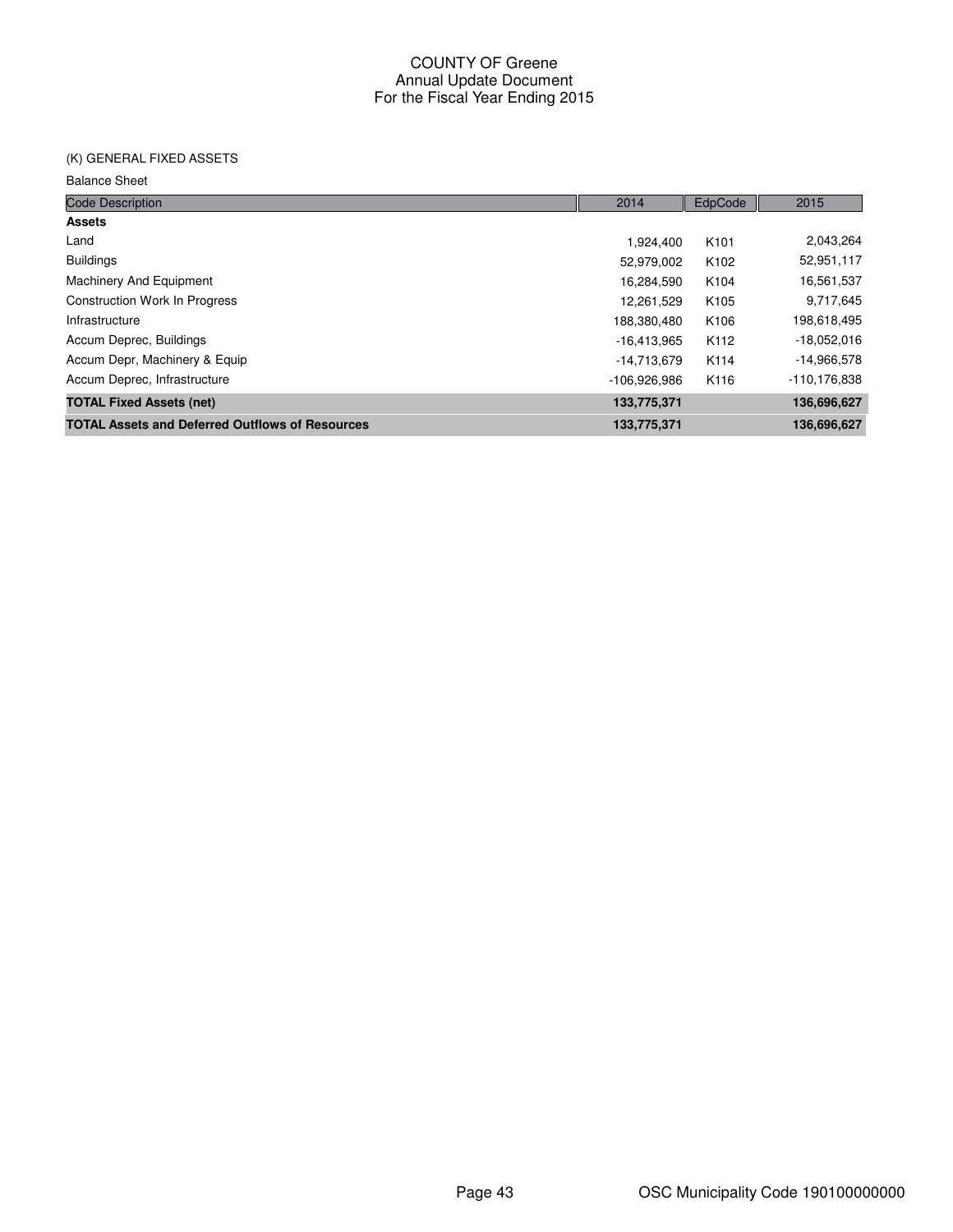COUNTY OF Greene
Annual Update Document
For the Fiscal Year Ending 2015

(K) GENERAL FIXED ASSETS

Balance Sheet

| Code Description | 2014 | EdpCode | 2015 |
|---|---|---|---|
| **Assets** | | | |
| Land | 1,924,400 | K101 | 2,043,264 |
| Buildings | 52,979,002 | K102 | 52,951,117 |
| Machinery And Equipment | 16,284,590 | K104 | 16,561,537 |
| Construction Work In Progress | 12,261,529 | K105 | 9,717,645 |
| Infrastructure | 188,380,480 | K106 | 198,618,495 |
| Accum Deprec, Buildings | -16,413,965 | K112 | -18,052,016 |
| Accum Depr, Machinery & Equip | -14,713,679 | K114 | -14,966,578 |
| Accum Deprec, Infrastructure | -106,926,986 | K116 | -110,176,838 |
| **TOTAL Fixed Assets (net)** | **133,775,371** | | **136,696,627** |
| **TOTAL Assets and Deferred Outflows of Resources** | **133,775,371** | | **136,696,627** |

OSC Municipality Code 190100000000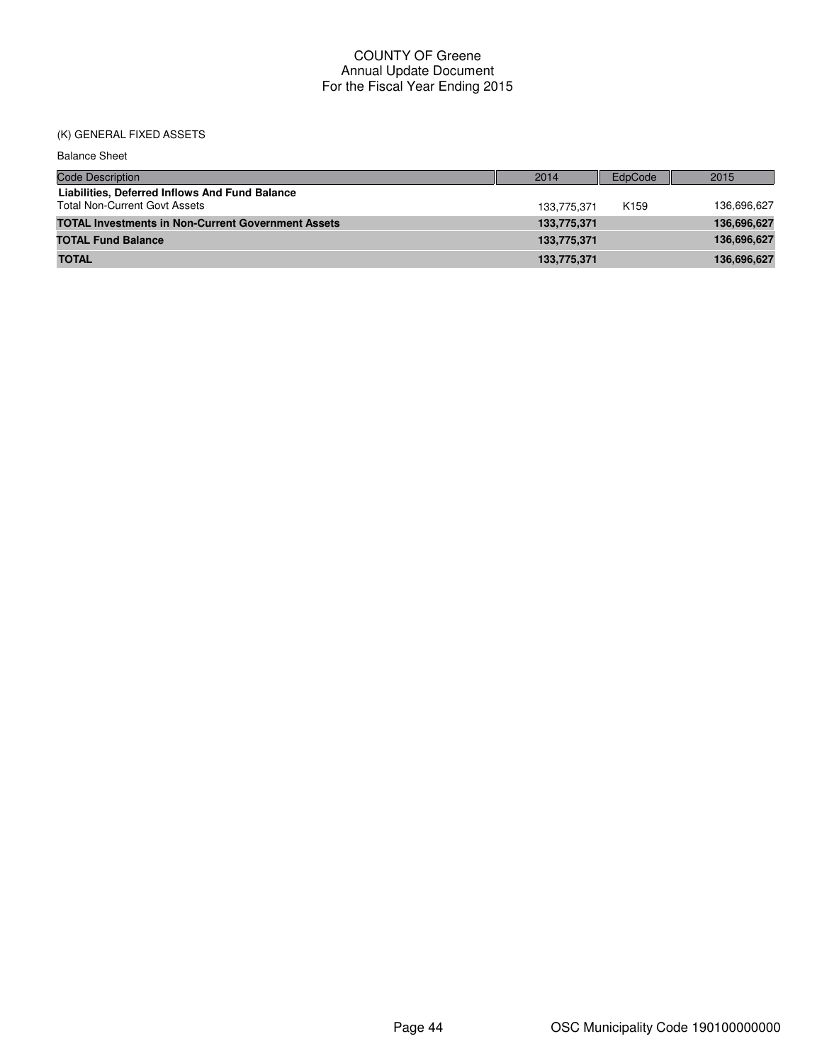# COUNTY OF Greene
## Annual Update Document
## For the Fiscal Year Ending 2015

(K) GENERAL FIXED ASSETS

Balance Sheet

| Code Description | 2014 | EdpCode | 2015 |
|---|---|---|---|
| **Liabilities, Deferred Inflows And Fund Balance** | | | |
| Total Non-Current Govt Assets | 133,775,371 | K159 | 136,696,627 |
| **TOTAL Investments in Non-Current Government Assets** | **133,775,371** | | **136,696,627** |
| **TOTAL Fund Balance** | **133,775,371** | | **136,696,627** |
| **TOTAL** | **133,775,371** | | **136,696,627** |

OSC Municipality Code 190100000000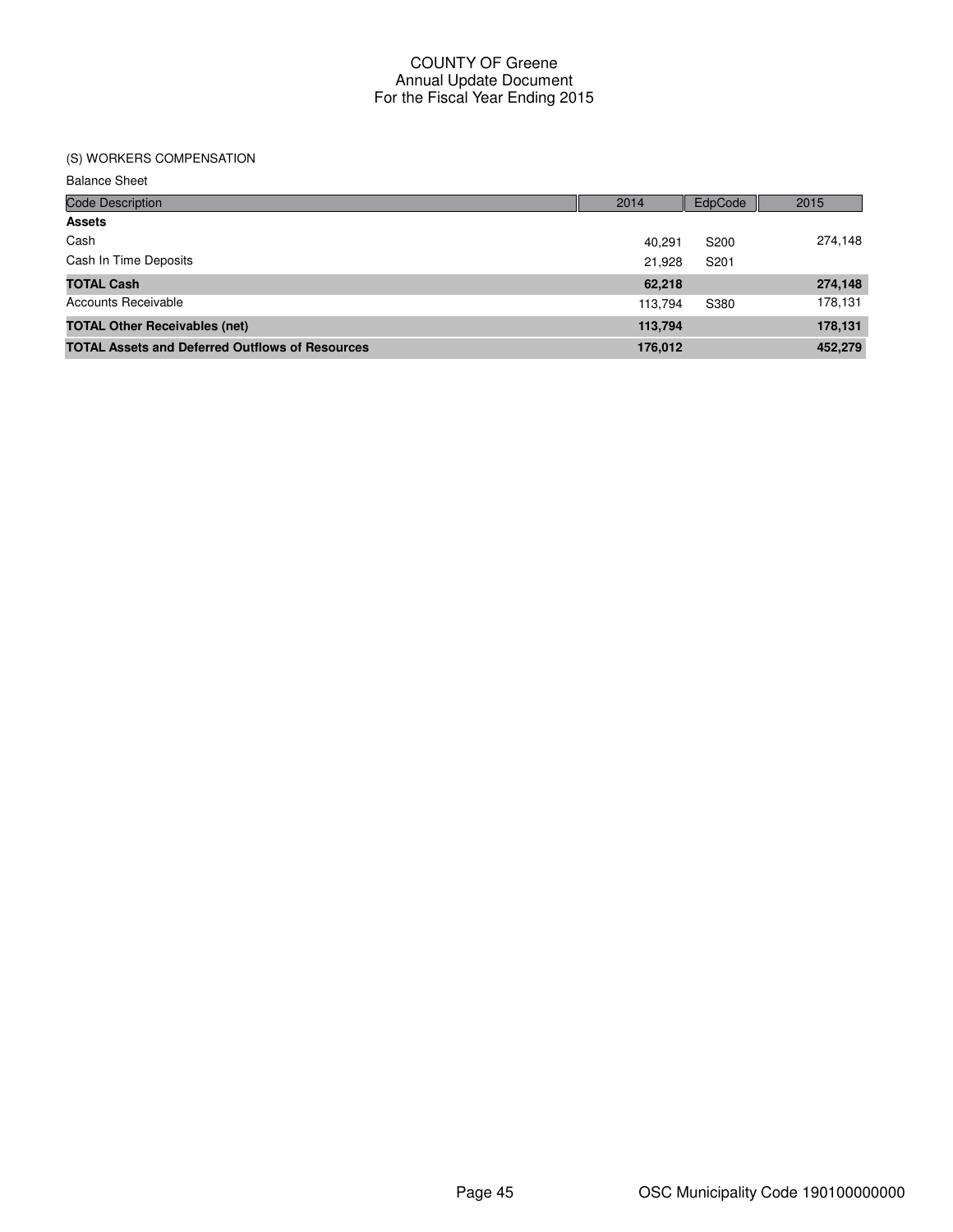# COUNTY OF Greene
## Annual Update Document
## For the Fiscal Year Ending 2015

(S) WORKERS COMPENSATION

Balance Sheet

| Code Description | 2014 | EdpCode | 2015 |
|---|---|---|---|
| **Assets** | | | |
| Cash | 40,291 | S200 | 274,148 |
| Cash In Time Deposits | 21,928 | S201 | |
| **TOTAL Cash** | **62,218** | | **274,148** |
| Accounts Receivable | 113,794 | S380 | 178,131 |
| **TOTAL Other Receivables (net)** | **113,794** | | **178,131** |
| **TOTAL Assets and Deferred Outflows of Resources** | **176,012** | | **452,279** |

OSC Municipality Code 190100000000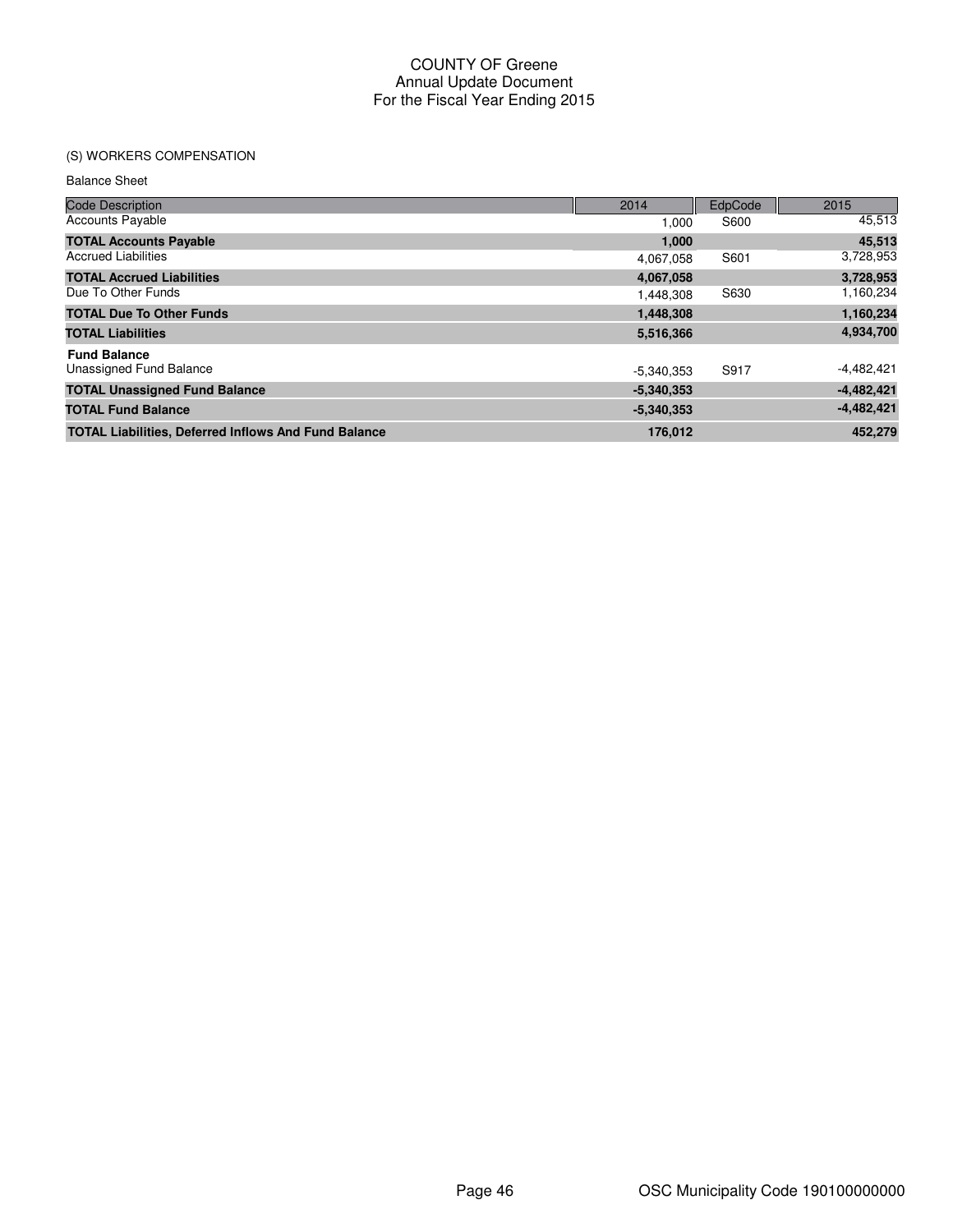# COUNTY OF Greene
## Annual Update Document
## For the Fiscal Year Ending 2015

(S) WORKERS COMPENSATION

Balance Sheet

| Code Description | 2014 | EdpCode | 2015 |
|---|---|---|---|
| Accounts Payable | 1,000 | S600 | 45,513 |
| **TOTAL Accounts Payable** | **1,000** | | **45,513** |
| Accrued Liabilities | 4,067,058 | S601 | 3,728,953 |
| **TOTAL Accrued Liabilities** | **4,067,058** | | **3,728,953** |
| Due To Other Funds | 1,448,308 | S630 | 1,160,234 |
| **TOTAL Due To Other Funds** | **1,448,308** | | **1,160,234** |
| **TOTAL Liabilities** | **5,516,366** | | **4,934,700** |
| **Fund Balance** | | | |
| Unassigned Fund Balance | -5,340,353 | S917 | -4,482,421 |
| **TOTAL Unassigned Fund Balance** | **-5,340,353** | | **-4,482,421** |
| **TOTAL Fund Balance** | **-5,340,353** | | **-4,482,421** |
| **TOTAL Liabilities, Deferred Inflows And Fund Balance** | **176,012** | | **452,279** |

OSC Municipality Code 190100000000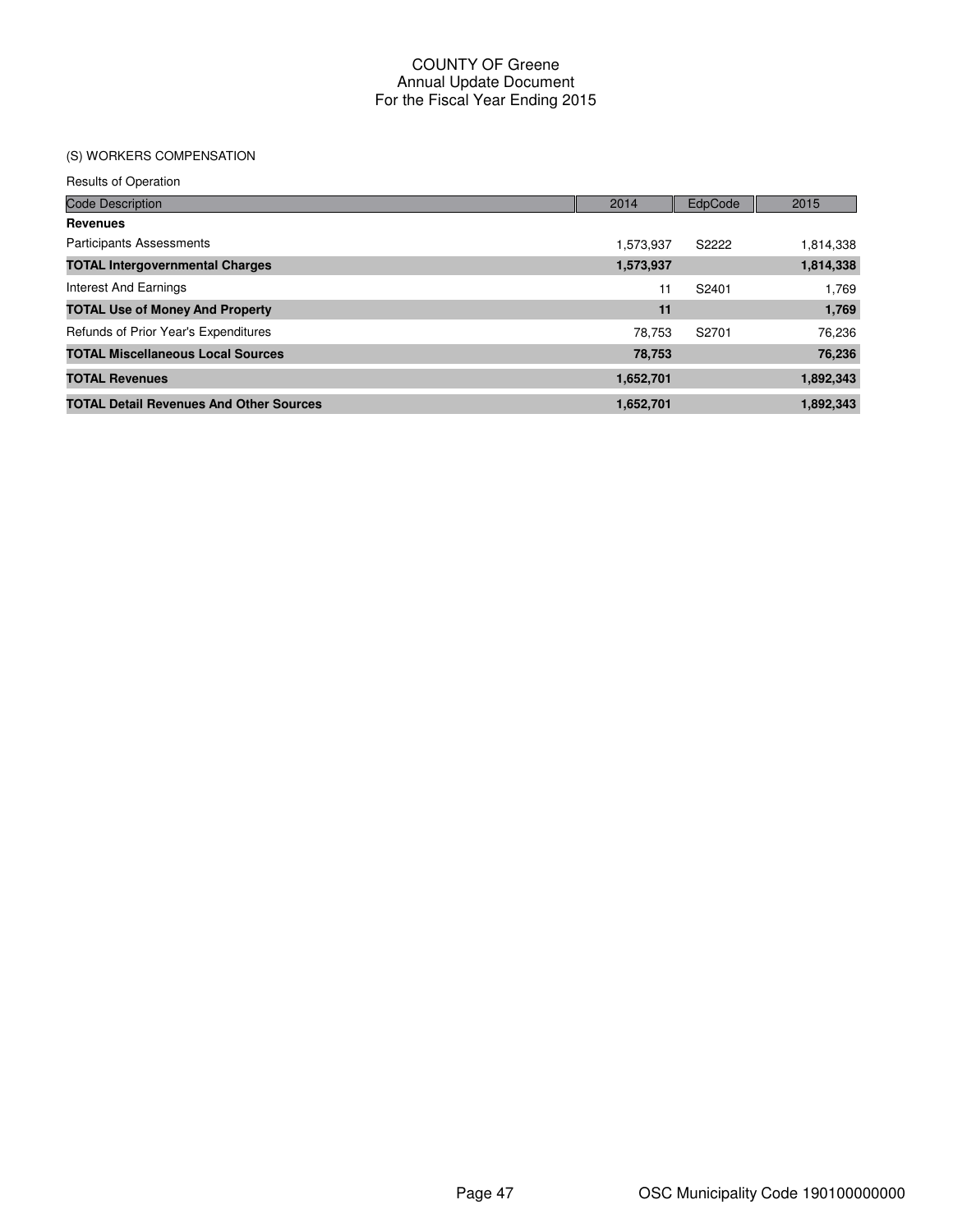# COUNTY OF Greene
## Annual Update Document
## For the Fiscal Year Ending 2015

(S) WORKERS COMPENSATION

Results of Operation

| Code Description | 2014 | EdpCode | 2015 |
|---|---|---|---|
| **Revenues** | | | |
| Participants Assessments | 1,573,937 | S2222 | 1,814,338 |
| **TOTAL Intergovernmental Charges** | **1,573,937** | | **1,814,338** |
| Interest And Earnings | 11 | S2401 | 1,769 |
| **TOTAL Use of Money And Property** | **11** | | **1,769** |
| Refunds of Prior Year's Expenditures | 78,753 | S2701 | 76,236 |
| **TOTAL Miscellaneous Local Sources** | **78,753** | | **76,236** |
| **TOTAL Revenues** | **1,652,701** | | **1,892,343** |
| **TOTAL Detail Revenues And Other Sources** | **1,652,701** | | **1,892,343** |

OSC Municipality Code 190100000000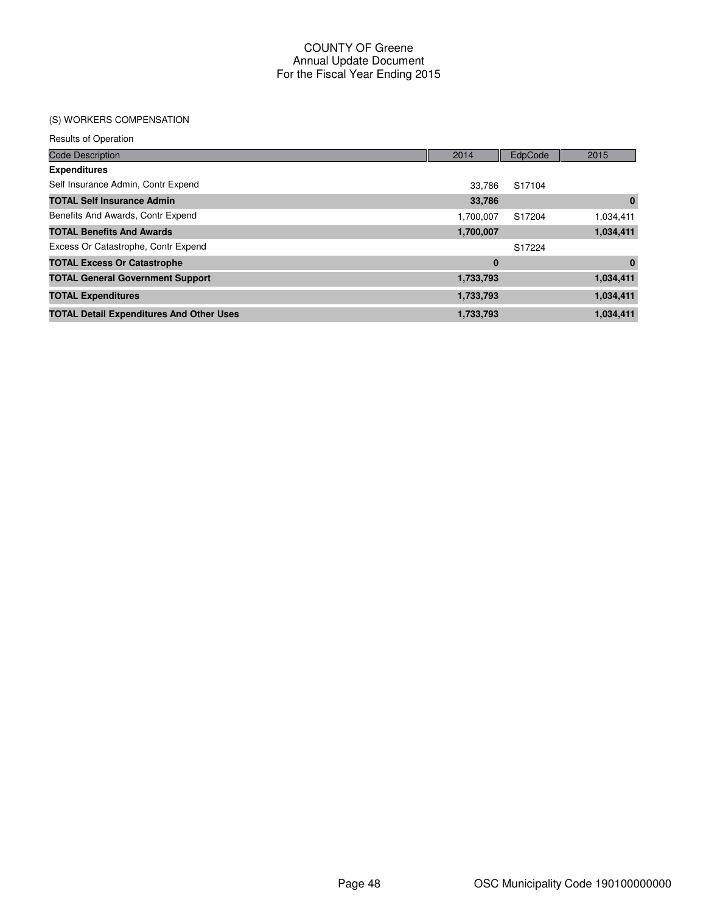# COUNTY OF Greene
## Annual Update Document
## For the Fiscal Year Ending 2015

(S) WORKERS COMPENSATION

Results of Operation

| Code Description | 2014 | EdpCode | 2015 |
|---|---|---|---|
| **Expenditures** | | | |
| Self Insurance Admin, Contr Expend | 33,786 | S17104 | |
| **TOTAL Self Insurance Admin** | **33,786** | | **0** |
| Benefits And Awards, Contr Expend | 1,700,007 | S17204 | 1,034,411 |
| **TOTAL Benefits And Awards** | **1,700,007** | | **1,034,411** |
| Excess Or Catastrophe, Contr Expend | | S17224 | |
| **TOTAL Excess Or Catastrophe** | **0** | | **0** |
| **TOTAL General Government Support** | **1,733,793** | | **1,034,411** |
| **TOTAL Expenditures** | **1,733,793** | | **1,034,411** |
| **TOTAL Detail Expenditures And Other Uses** | **1,733,793** | | **1,034,411** |

OSC Municipality Code 190100000000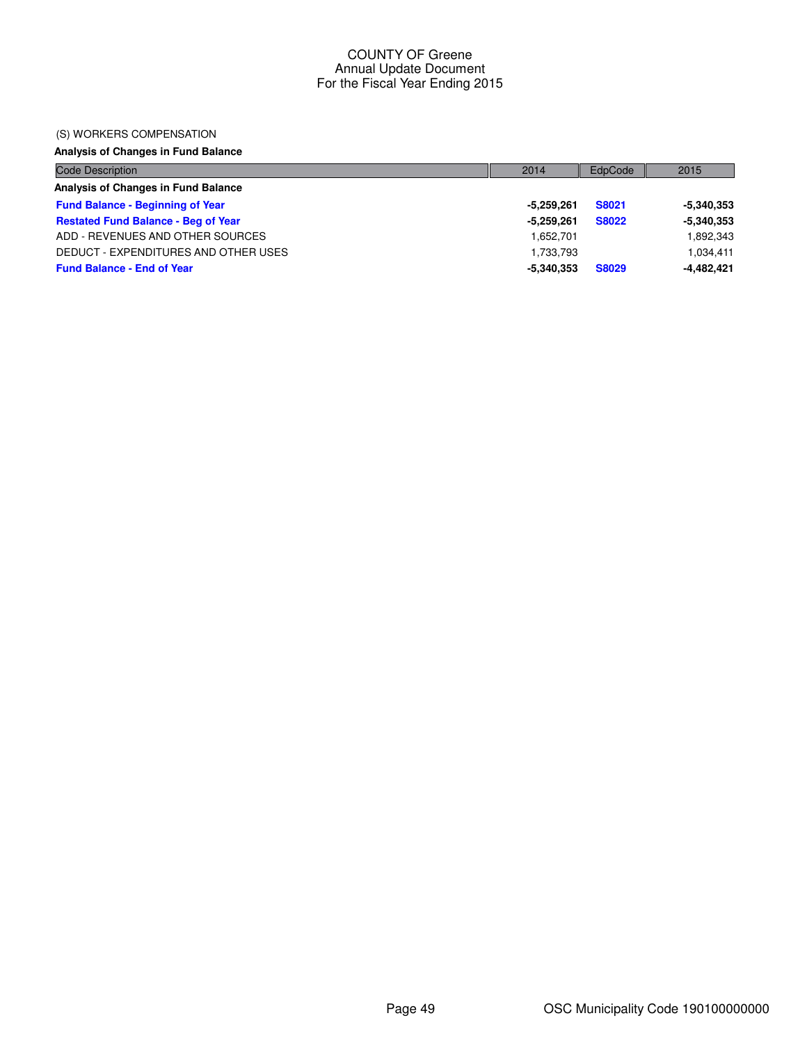COUNTY OF Greene
Annual Update Document
For the Fiscal Year Ending 2015

(S) WORKERS COMPENSATION

**Analysis of Changes in Fund Balance**

| Code Description | 2014 | EdpCode | 2015 |
|---|---|---|---|
| **Analysis of Changes in Fund Balance** | | | |
| **Fund Balance - Beginning of Year** | **-5,259,261** | **S8021** | **-5,340,353** |
| **Restated Fund Balance - Beg of Year** | **-5,259,261** | **S8022** | **-5,340,353** |
| ADD - REVENUES AND OTHER SOURCES | 1,652,701 | | 1,892,343 |
| DEDUCT - EXPENDITURES AND OTHER USES | 1,733,793 | | 1,034,411 |
| **Fund Balance - End of Year** | **-5,340,353** | **S8029** | **-4,482,421** |

OSC Municipality Code 190100000000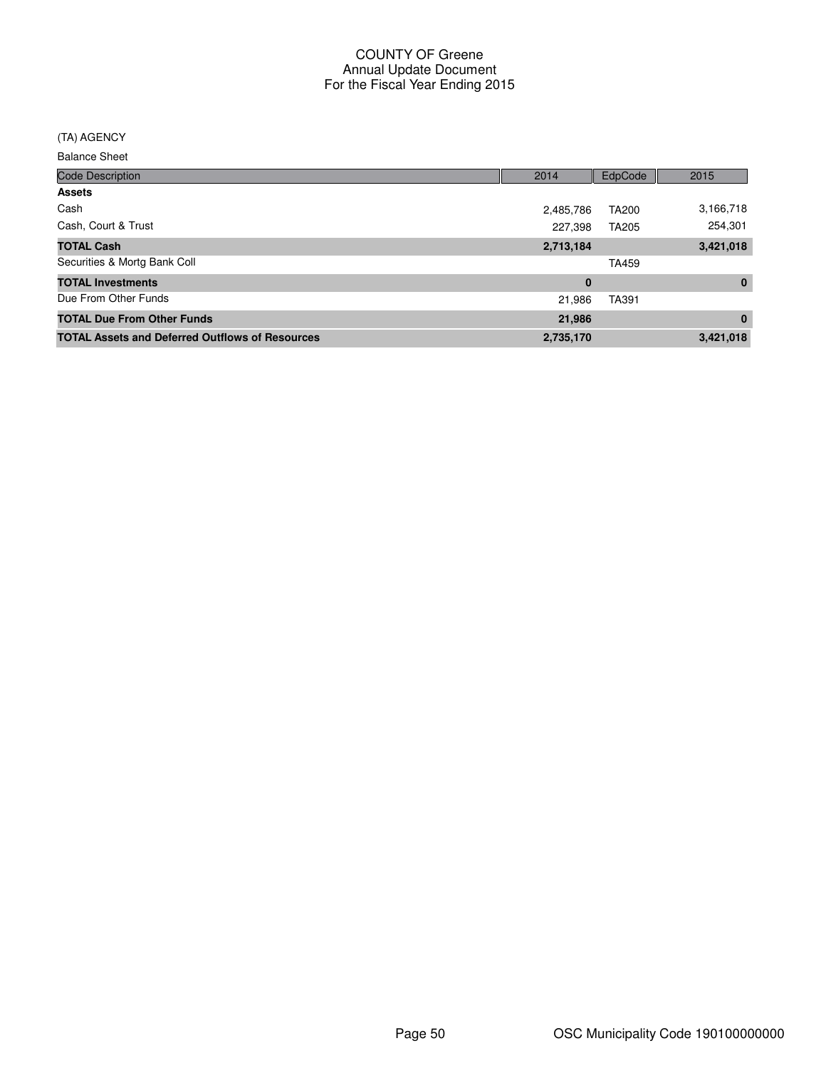# COUNTY OF Greene
## Annual Update Document
## For the Fiscal Year Ending 2015

(TA) AGENCY

Balance Sheet

| Code Description | 2014 | EdpCode | 2015 |
|---|---|---|---|
| **Assets** | | | |
| Cash | 2,485,786 | TA200 | 3,166,718 |
| Cash, Court & Trust | 227,398 | TA205 | 254,301 |
| **TOTAL Cash** | **2,713,184** | | **3,421,018** |
| Securities & Mortg Bank Coll | | TA459 | |
| **TOTAL Investments** | **0** | | **0** |
| Due From Other Funds | 21,986 | TA391 | |
| **TOTAL Due From Other Funds** | **21,986** | | **0** |
| **TOTAL Assets and Deferred Outflows of Resources** | **2,735,170** | | **3,421,018** |

OSC Municipality Code 190100000000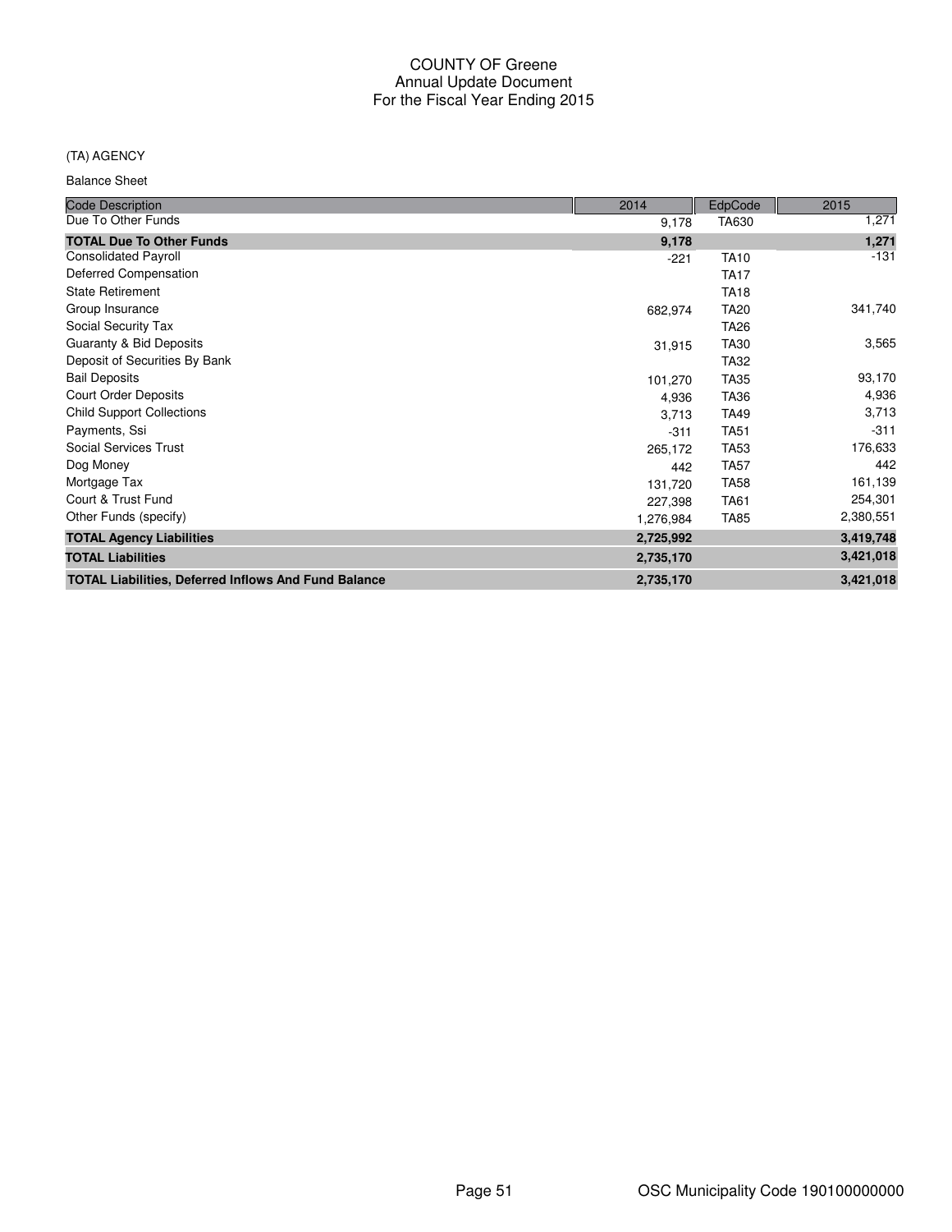# COUNTY OF Greene
## Annual Update Document
## For the Fiscal Year Ending 2015

(TA) AGENCY

Balance Sheet

| Code Description | 2014 | EdpCode | 2015 |
|---|---|---|---|
| Due To Other Funds | 9,178 | TA630 | 1,271 |
| **TOTAL Due To Other Funds** | **9,178** | | **1,271** |
| Consolidated Payroll | -221 | TA10 | -131 |
| Deferred Compensation | | TA17 | |
| State Retirement | | TA18 | |
| Group Insurance | 682,974 | TA20 | 341,740 |
| Social Security Tax | | TA26 | |
| Guaranty & Bid Deposits | 31,915 | TA30 | 3,565 |
| Deposit of Securities By Bank | | TA32 | |
| Bail Deposits | 101,270 | TA35 | 93,170 |
| Court Order Deposits | 4,936 | TA36 | 4,936 |
| Child Support Collections | 3,713 | TA49 | 3,713 |
| Payments, Ssi | -311 | TA51 | -311 |
| Social Services Trust | 265,172 | TA53 | 176,633 |
| Dog Money | 442 | TA57 | 442 |
| Mortgage Tax | 131,720 | TA58 | 161,139 |
| Court & Trust Fund | 227,398 | TA61 | 254,301 |
| Other Funds (specify) | 1,276,984 | TA85 | 2,380,551 |
| **TOTAL Agency Liabilities** | **2,725,992** | | **3,419,748** |
| **TOTAL Liabilities** | **2,735,170** | | **3,421,018** |
| **TOTAL Liabilities, Deferred Inflows And Fund Balance** | **2,735,170** | | **3,421,018** |

OSC Municipality Code 190100000000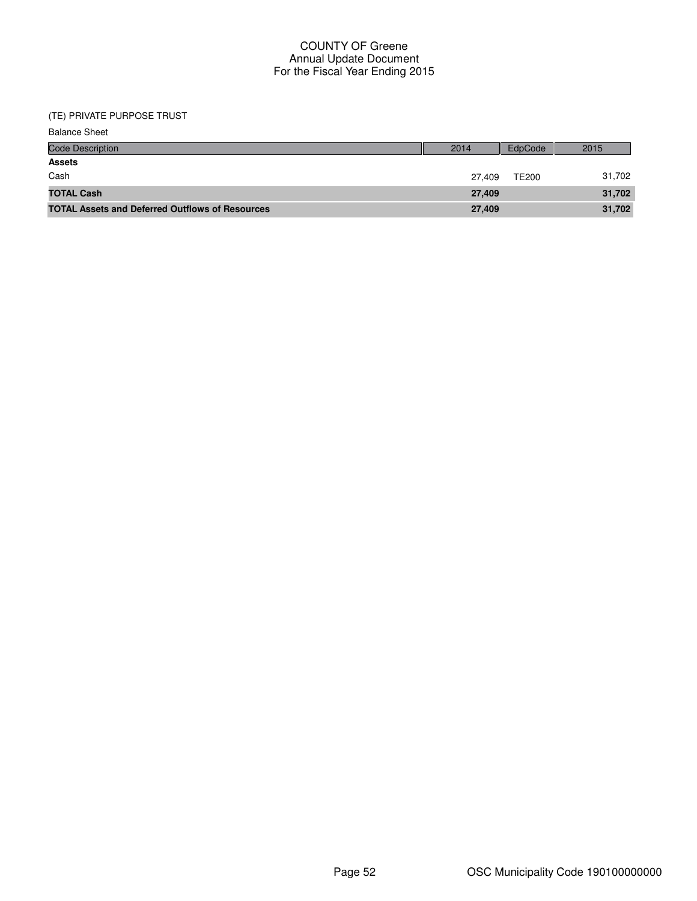# COUNTY OF Greene
## Annual Update Document
## For the Fiscal Year Ending 2015

(TE) PRIVATE PURPOSE TRUST

Balance Sheet

| Code Description | 2014 | EdpCode | 2015 |
|---|---|---|---|
| **Assets** | | | |
| Cash | 27,409 | TE200 | 31,702 |
| **TOTAL Cash** | **27,409** | | **31,702** |
| **TOTAL Assets and Deferred Outflows of Resources** | **27,409** | | **31,702** |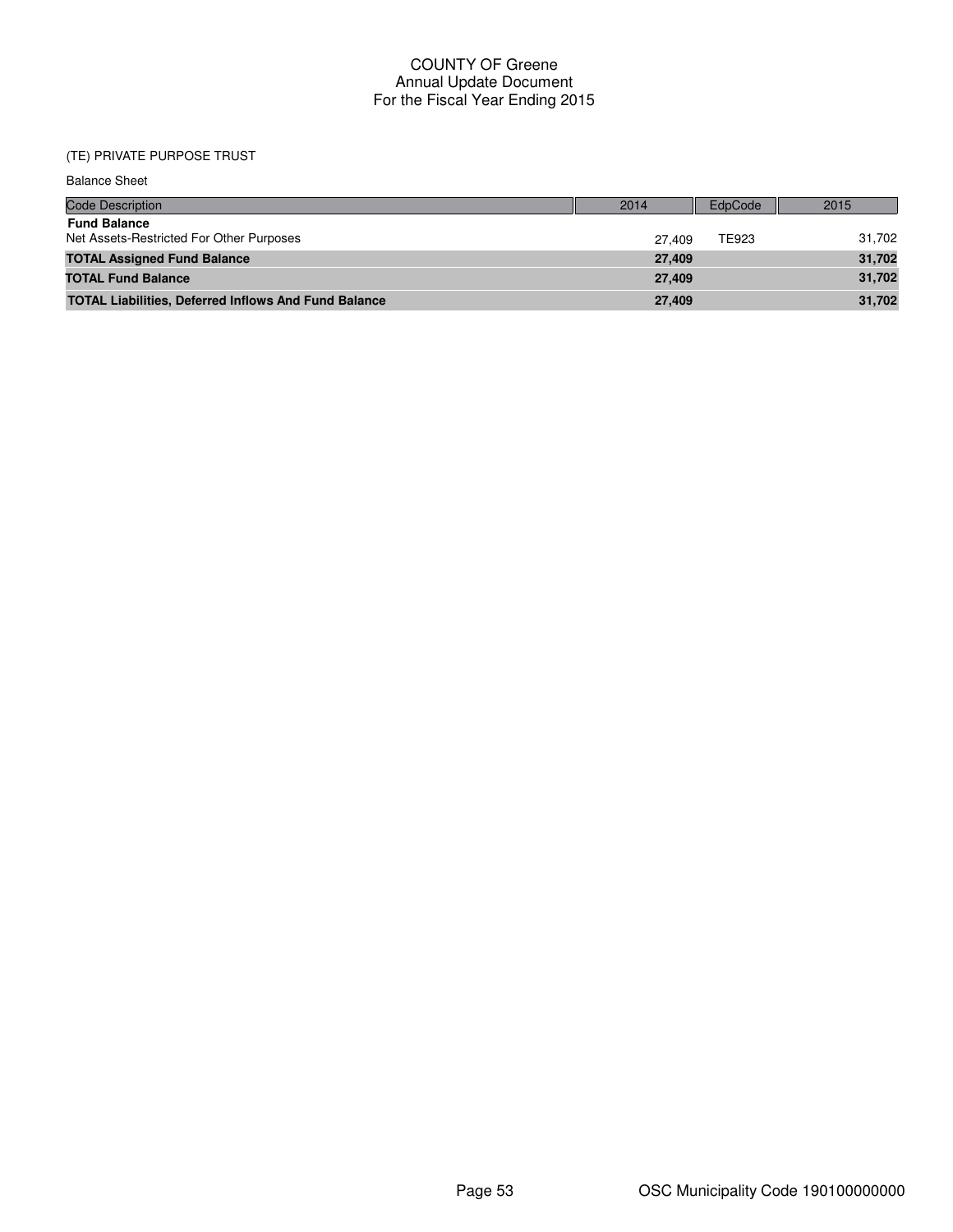# COUNTY OF Greene
## Annual Update Document
## For the Fiscal Year Ending 2015

(TE) PRIVATE PURPOSE TRUST

Balance Sheet

| Code Description | 2014 | EdpCode | 2015 |
|---|---|---|---|
| **Fund Balance** | | | |
| Net Assets-Restricted For Other Purposes | 27,409 | TE923 | 31,702 |
| **TOTAL Assigned Fund Balance** | **27,409** | | **31,702** |
| **TOTAL Fund Balance** | **27,409** | | **31,702** |
| **TOTAL Liabilities, Deferred Inflows And Fund Balance** | **27,409** | | **31,702** |

OSC Municipality Code 190100000000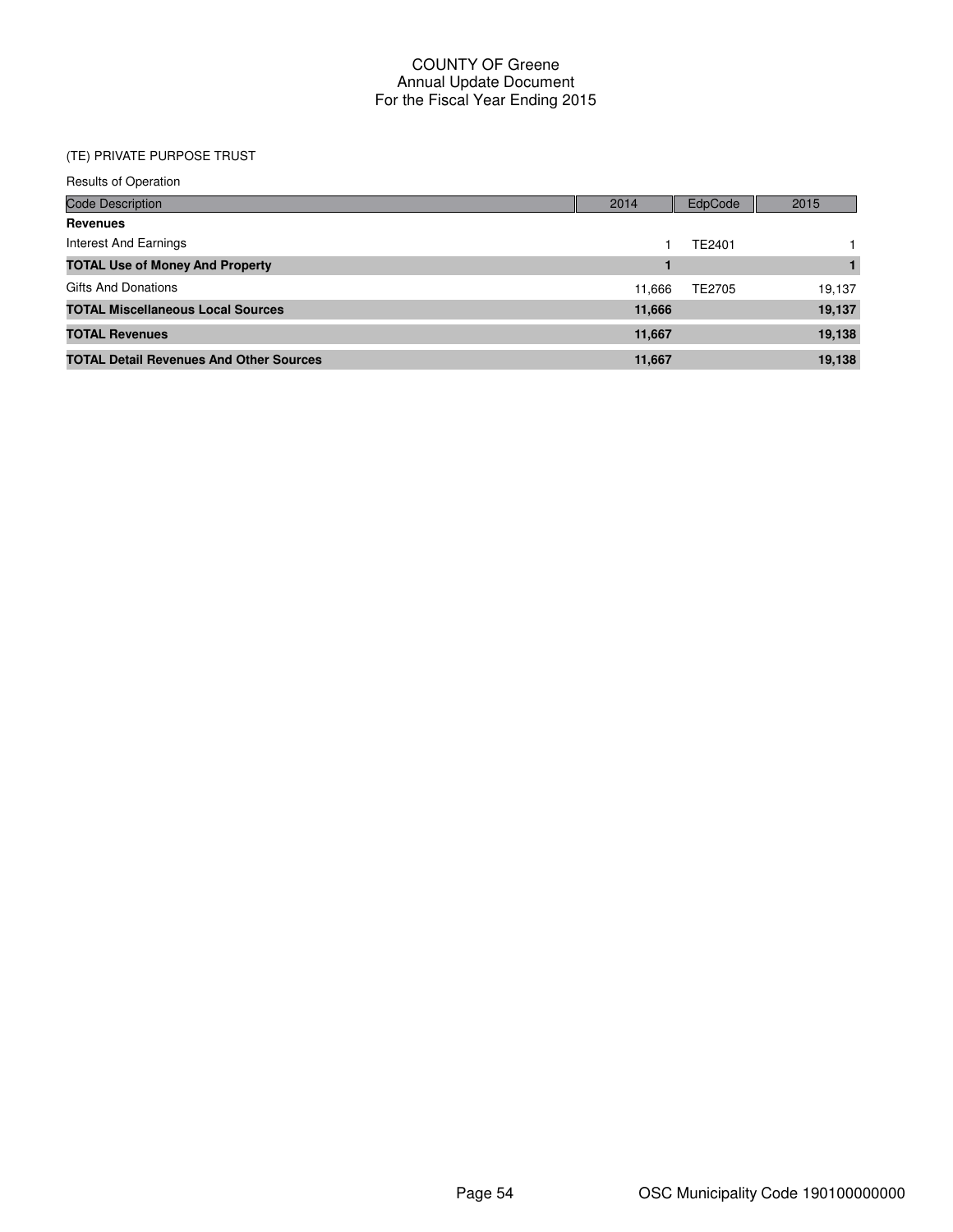# COUNTY OF Greene
## Annual Update Document
## For the Fiscal Year Ending 2015

(TE) PRIVATE PURPOSE TRUST

Results of Operation

| Code Description | 2014 | EdpCode | 2015 |
|---|---|---|---|
| **Revenues** | | | |
| Interest And Earnings | 1 | TE2401 | 1 |
| **TOTAL Use of Money And Property** | **1** | | **1** |
| Gifts And Donations | 11,666 | TE2705 | 19,137 |
| **TOTAL Miscellaneous Local Sources** | **11,666** | | **19,137** |
| **TOTAL Revenues** | **11,667** | | **19,138** |
| **TOTAL Detail Revenues And Other Sources** | **11,667** | | **19,138** |

OSC Municipality Code 190100000000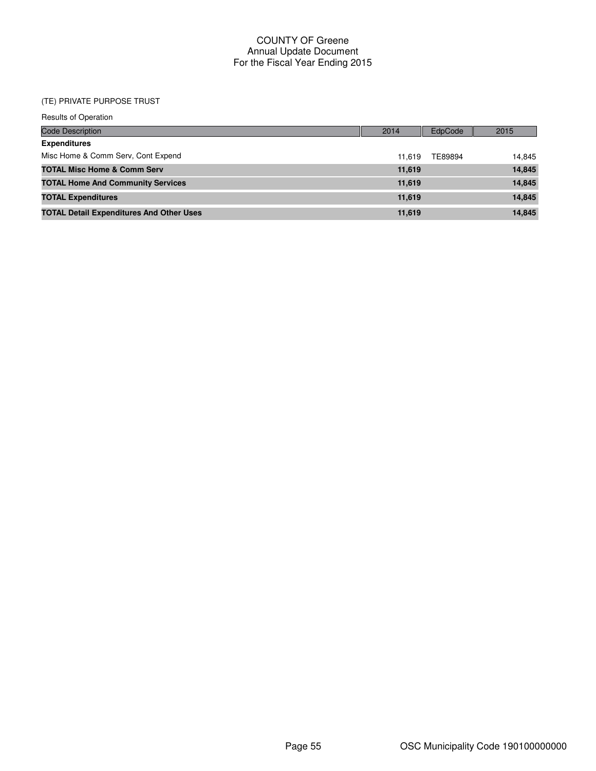# COUNTY OF Greene
## Annual Update Document
## For the Fiscal Year Ending 2015

(TE) PRIVATE PURPOSE TRUST

Results of Operation

| Code Description | 2014 | EdpCode | 2015 |
|---|---|---|---|
| **Expenditures** | | | |
| Misc Home & Comm Serv, Cont Expend | 11,619 | TE89894 | 14,845 |
| **TOTAL Misc Home & Comm Serv** | **11,619** | | **14,845** |
| **TOTAL Home And Community Services** | **11,619** | | **14,845** |
| **TOTAL Expenditures** | **11,619** | | **14,845** |
| **TOTAL Detail Expenditures And Other Uses** | **11,619** | | **14,845** |

OSC Municipality Code 190100000000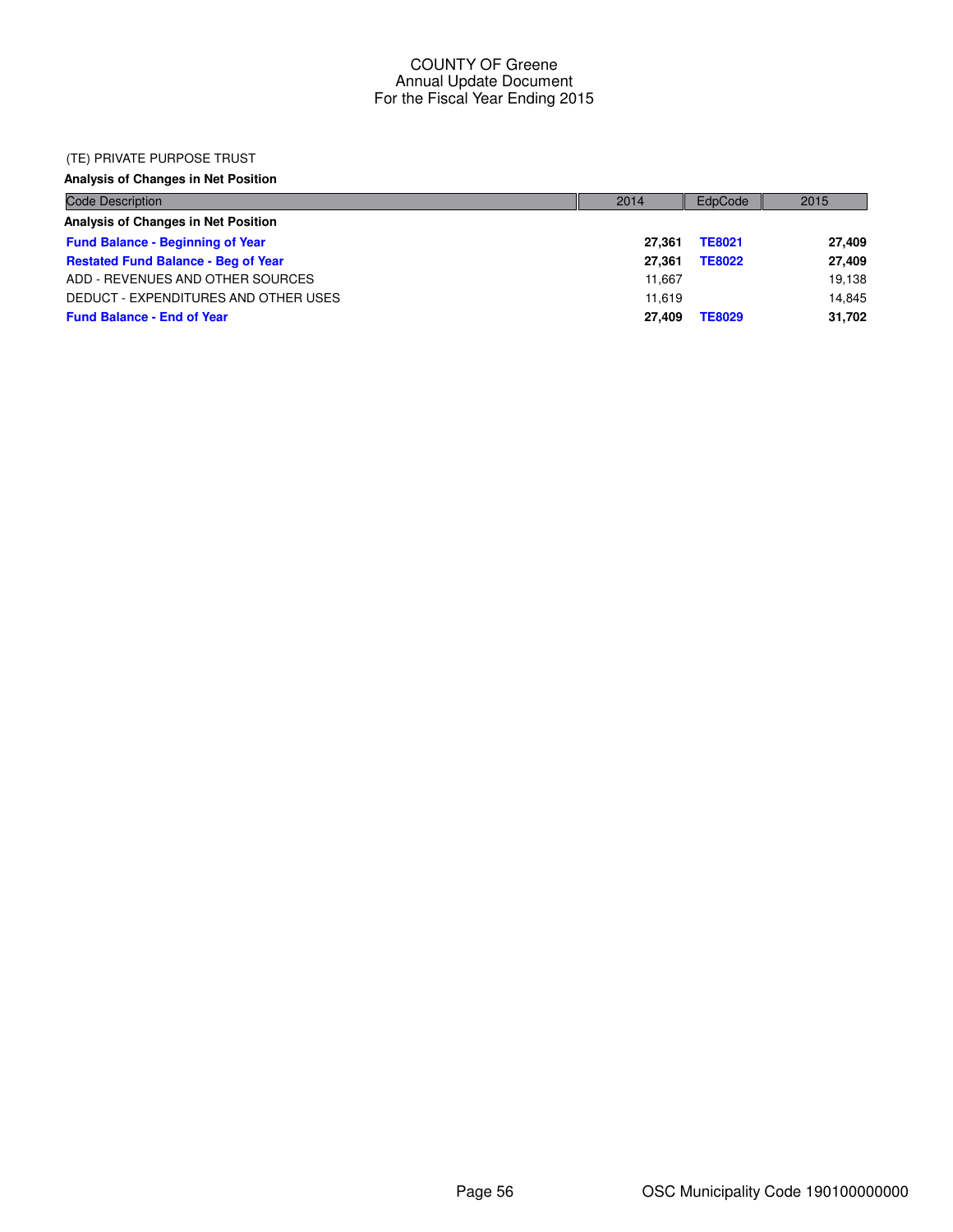COUNTY OF Greene
Annual Update Document
For the Fiscal Year Ending 2015

(TE) PRIVATE PURPOSE TRUST

**Analysis of Changes in Net Position**

| Code Description | 2014 | EdpCode | 2015 |
|---|---|---|---|
| **Analysis of Changes in Net Position** | | | |
| **Fund Balance - Beginning of Year** | **27,361** | **TE8021** | **27,409** |
| **Restated Fund Balance - Beg of Year** | **27,361** | **TE8022** | **27,409** |
| ADD - REVENUES AND OTHER SOURCES | 11,667 | | 19,138 |
| DEDUCT - EXPENDITURES AND OTHER USES | 11,619 | | 14,845 |
| **Fund Balance - End of Year** | **27,409** | **TE8029** | **31,702** |

OSC Municipality Code 190100000000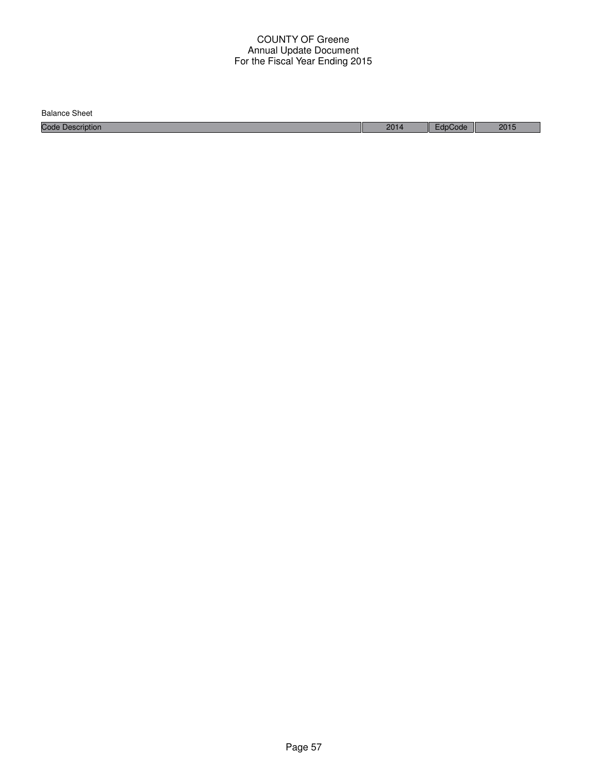COUNTY OF Greene
Annual Update Document
For the Fiscal Year Ending 2015

Balance Sheet

| Code Description | 2014 | EdpCode | 2015 |
| --- | --- | --- | --- |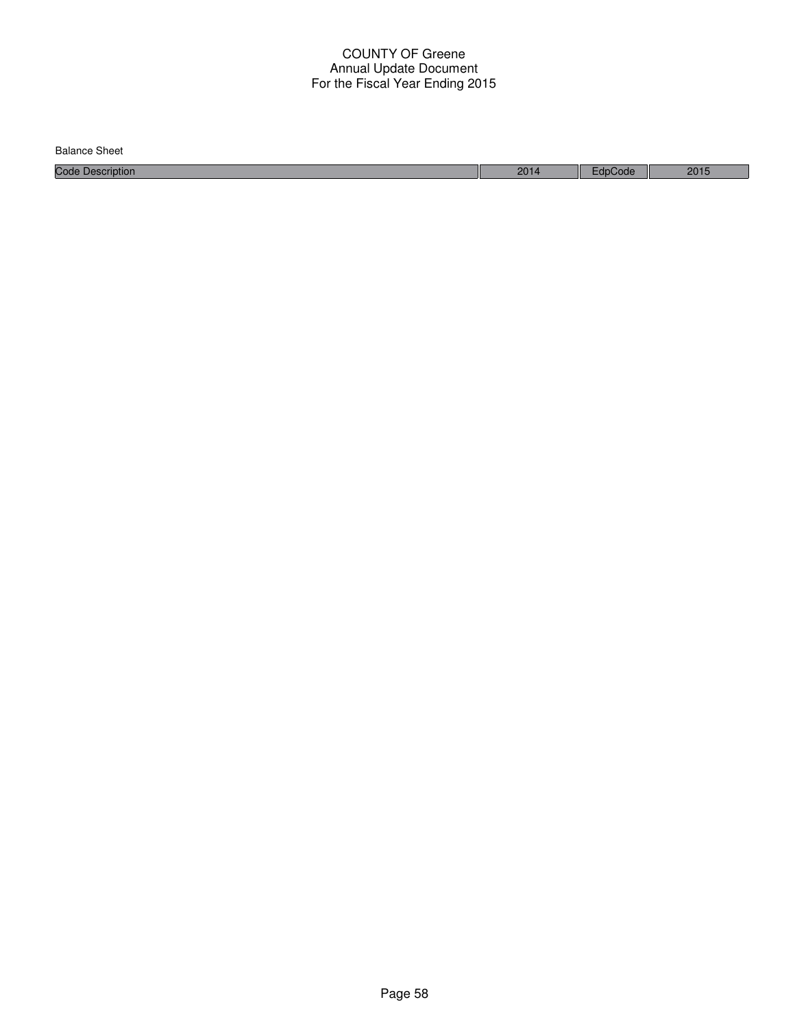COUNTY OF Greene
Annual Update Document
For the Fiscal Year Ending 2015

Balance Sheet

| Code Description | 2014 | EdpCode | 2015 |
|---|---|---|---|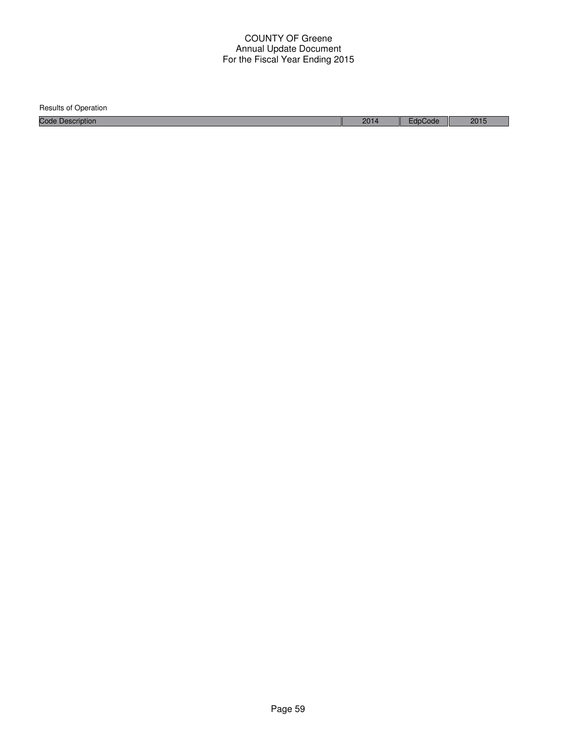COUNTY OF Greene
Annual Update Document
For the Fiscal Year Ending 2015

Results of Operation

| Code Description | 2014 | EdpCode | 2015 |
|---|---|---|---|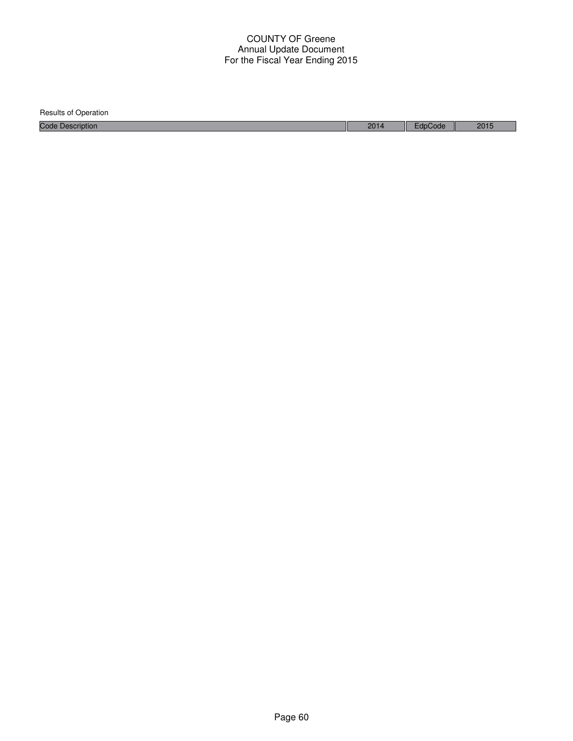COUNTY OF Greene
Annual Update Document
For the Fiscal Year Ending 2015

Results of Operation

| Code Description | 2014 | EdpCode | 2015 |
|---|---|---|---|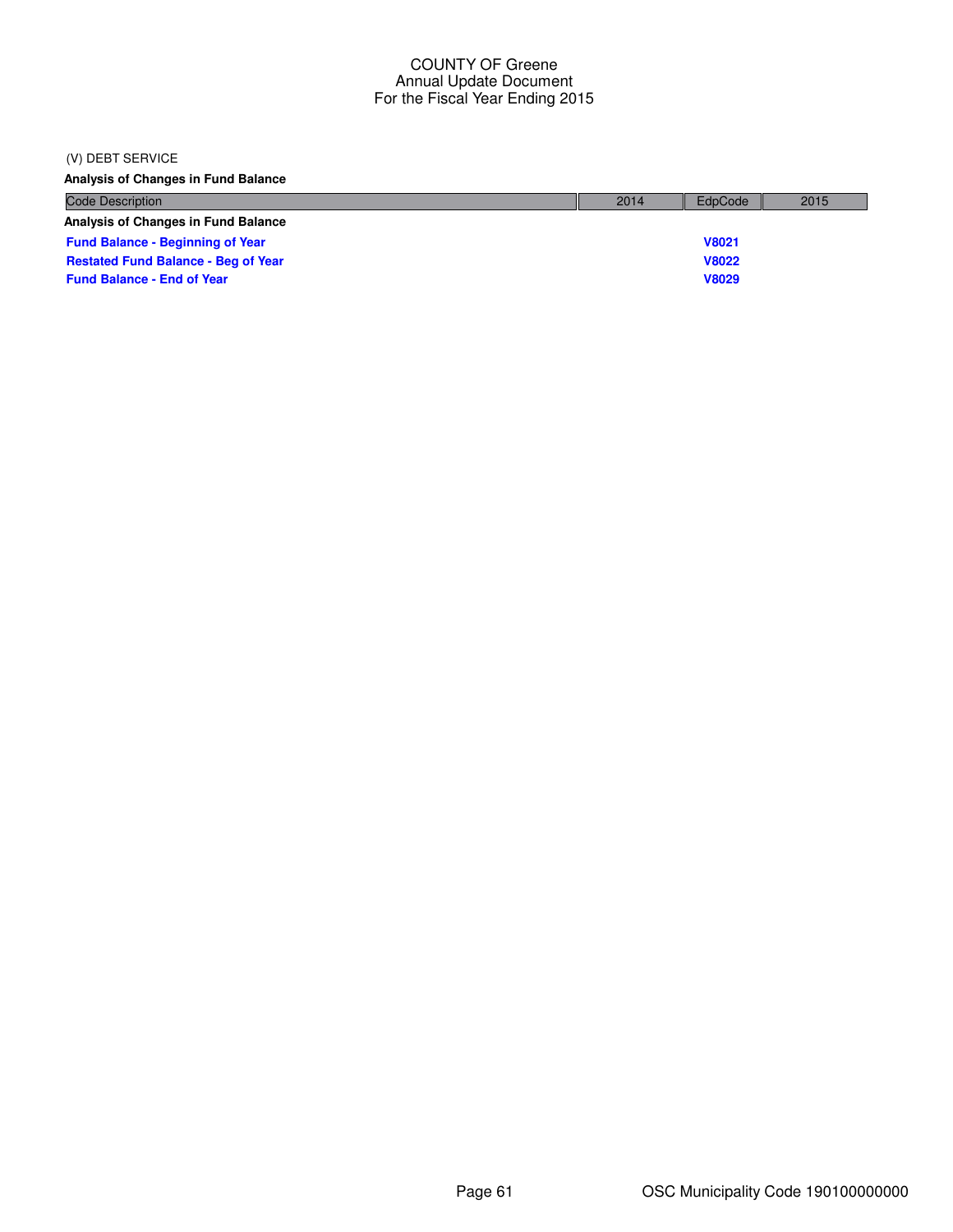# COUNTY OF Greene
## Annual Update Document
## For the Fiscal Year Ending 2015

(V) DEBT SERVICE

**Analysis of Changes in Fund Balance**

| Code Description | 2014 | EdpCode | 2015 |
|---|---|---|---|
| **Analysis of Changes in Fund Balance** | | | |
| **Fund Balance - Beginning of Year** | | **V8021** | |
| **Restated Fund Balance - Beg of Year** | | **V8022** | |
| **Fund Balance - End of Year** | | **V8029** | |

OSC Municipality Code 190100000000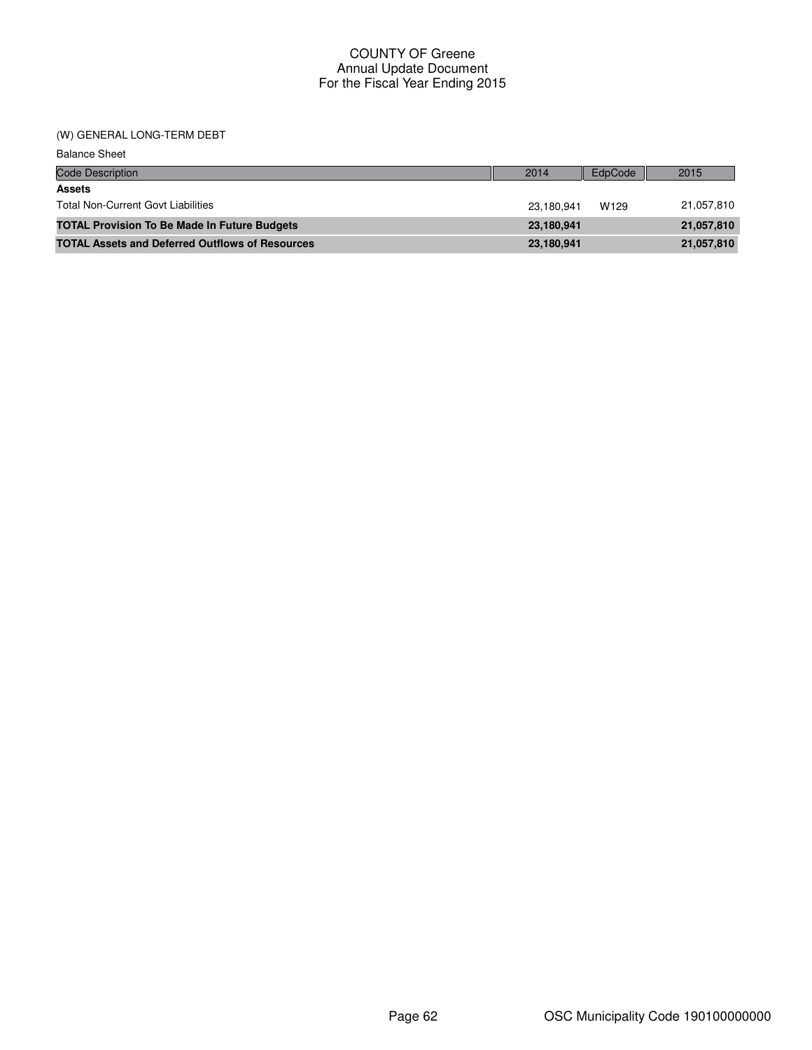# COUNTY OF Greene
## Annual Update Document
## For the Fiscal Year Ending 2015

(W) GENERAL LONG-TERM DEBT

Balance Sheet

| Code Description | 2014 | EdpCode | 2015 |
|---|---|---|---|
| **Assets** | | | |
| Total Non-Current Govt Liabilities | 23,180,941 | W129 | 21,057,810 |
| **TOTAL Provision To Be Made In Future Budgets** | **23,180,941** | | **21,057,810** |
| **TOTAL Assets and Deferred Outflows of Resources** | **23,180,941** | | **21,057,810** |

OSC Municipality Code 190100000000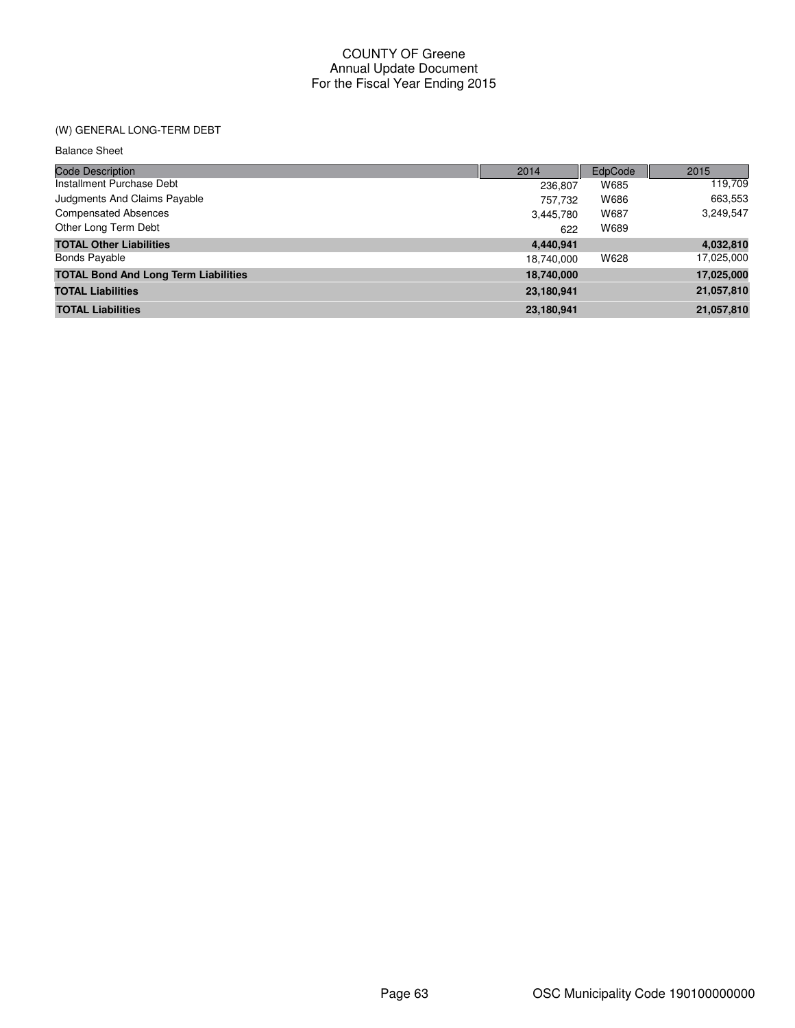# COUNTY OF Greene
## Annual Update Document
## For the Fiscal Year Ending 2015

(W) GENERAL LONG-TERM DEBT

Balance Sheet

| Code Description | 2014 | EdpCode | 2015 |
|---|---|---|---|
| Installment Purchase Debt | 236,807 | W685 | 119,709 |
| Judgments And Claims Payable | 757,732 | W686 | 663,553 |
| Compensated Absences | 3,445,780 | W687 | 3,249,547 |
| Other Long Term Debt | 622 | W689 | |
| **TOTAL Other Liabilities** | **4,440,941** | | **4,032,810** |
| Bonds Payable | 18,740,000 | W628 | 17,025,000 |
| **TOTAL Bond And Long Term Liabilities** | **18,740,000** | | **17,025,000** |
| **TOTAL Liabilities** | **23,180,941** | | **21,057,810** |
| **TOTAL Liabilities** | **23,180,941** | | **21,057,810** |

OSC Municipality Code 190100000000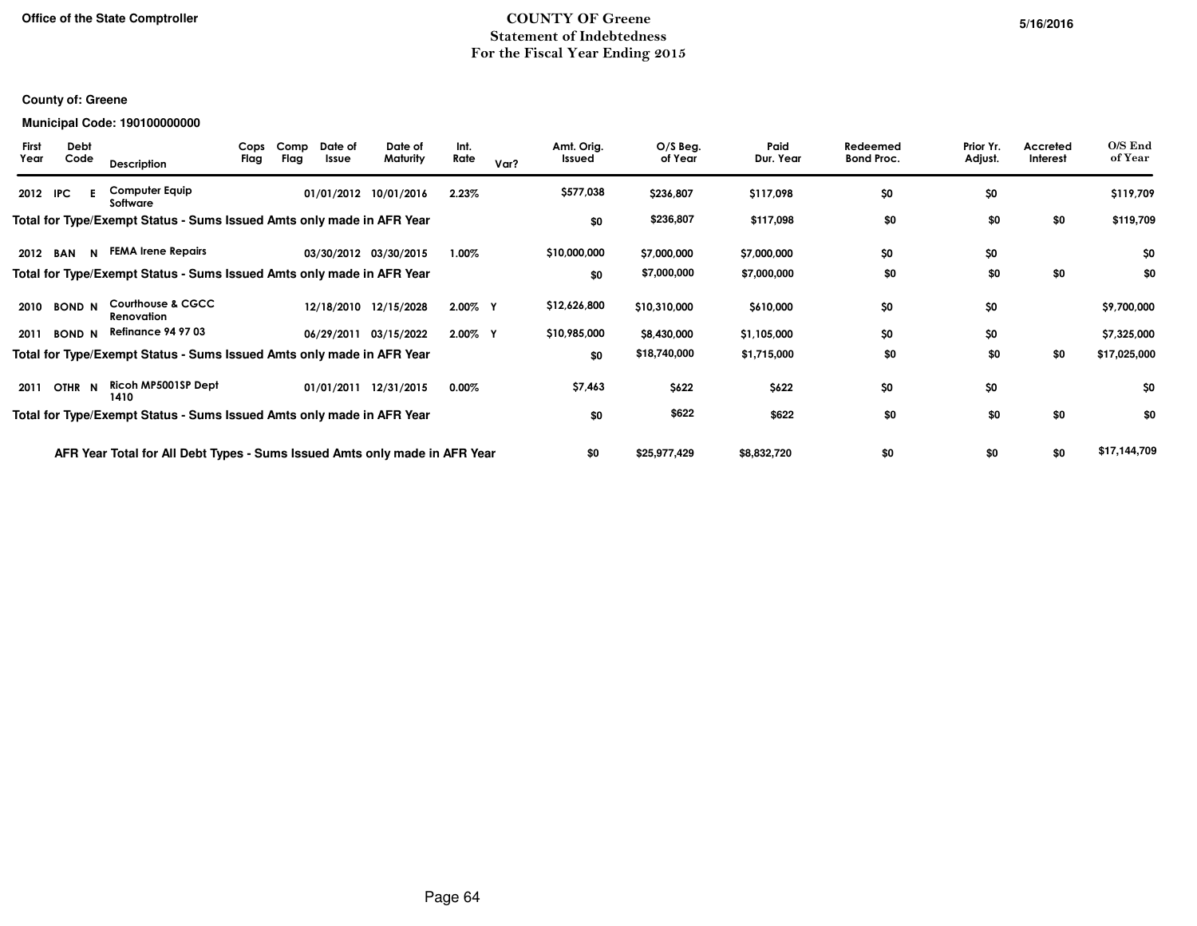Office of the State Comptroller

# COUNTY OF Greene
## Statement of Indebtedness
## For the Fiscal Year Ending 2015

5/16/2016

**County of: Greene**

**Municipal Code: 190100000000**

| First Year | Debt Code | | Description | Cops Flag | Comp Flag | Date of Issue | Date of Maturity | Int. Rate | Var? | Amt. Orig. Issued | O/S Beg. of Year | Paid Dur. Year | Redeemed Bond Proc. | Prior Yr. Adjust. | Accreted Interest | O/S End of Year |
|---|---|---|---|---|---|---|---|---|---|---|---|---|---|---|---|---|
| 2012 | IPC | E | Computer Equip Software | | | 01/01/2012 | 10/01/2016 | 2.23% | | $577,038 | $236,807 | $117,098 | $0 | $0 | | $119,709 |
| **Total for Type/Exempt Status - Sums Issued Amts only made in AFR Year** | | | | | | | | | | $0 | $236,807 | $117,098 | $0 | $0 | $0 | $119,709 |
| 2012 | BAN | N | FEMA Irene Repairs | | | 03/30/2012 | 03/30/2015 | 1.00% | | $10,000,000 | $7,000,000 | $7,000,000 | $0 | $0 | | $0 |
| **Total for Type/Exempt Status - Sums Issued Amts only made in AFR Year** | | | | | | | | | | $0 | $7,000,000 | $7,000,000 | $0 | $0 | $0 | $0 |
| 2010 | BOND | N | Courthouse & CGCC Renovation | | | 12/18/2010 | 12/15/2028 | 2.00% | Y | $12,626,800 | $10,310,000 | $610,000 | $0 | $0 | | $9,700,000 |
| 2011 | BOND | N | Refinance 94 97 03 | | | 06/29/2011 | 03/15/2022 | 2.00% | Y | $10,985,000 | $8,430,000 | $1,105,000 | $0 | $0 | | $7,325,000 |
| **Total for Type/Exempt Status - Sums Issued Amts only made in AFR Year** | | | | | | | | | | $0 | $18,740,000 | $1,715,000 | $0 | $0 | $0 | $17,025,000 |
| 2011 | OTHR | N | Ricoh MP5001SP Dept 1410 | | | 01/01/2011 | 12/31/2015 | 0.00% | | $7,463 | $622 | $622 | $0 | $0 | | $0 |
| **Total for Type/Exempt Status - Sums Issued Amts only made in AFR Year** | | | | | | | | | | $0 | $622 | $622 | $0 | $0 | $0 | $0 |
| **AFR Year Total for All Debt Types - Sums Issued Amts only made in AFR Year** | | | | | | | | | | $0 | $25,977,429 | $8,832,720 | $0 | $0 | $0 | $17,144,709 |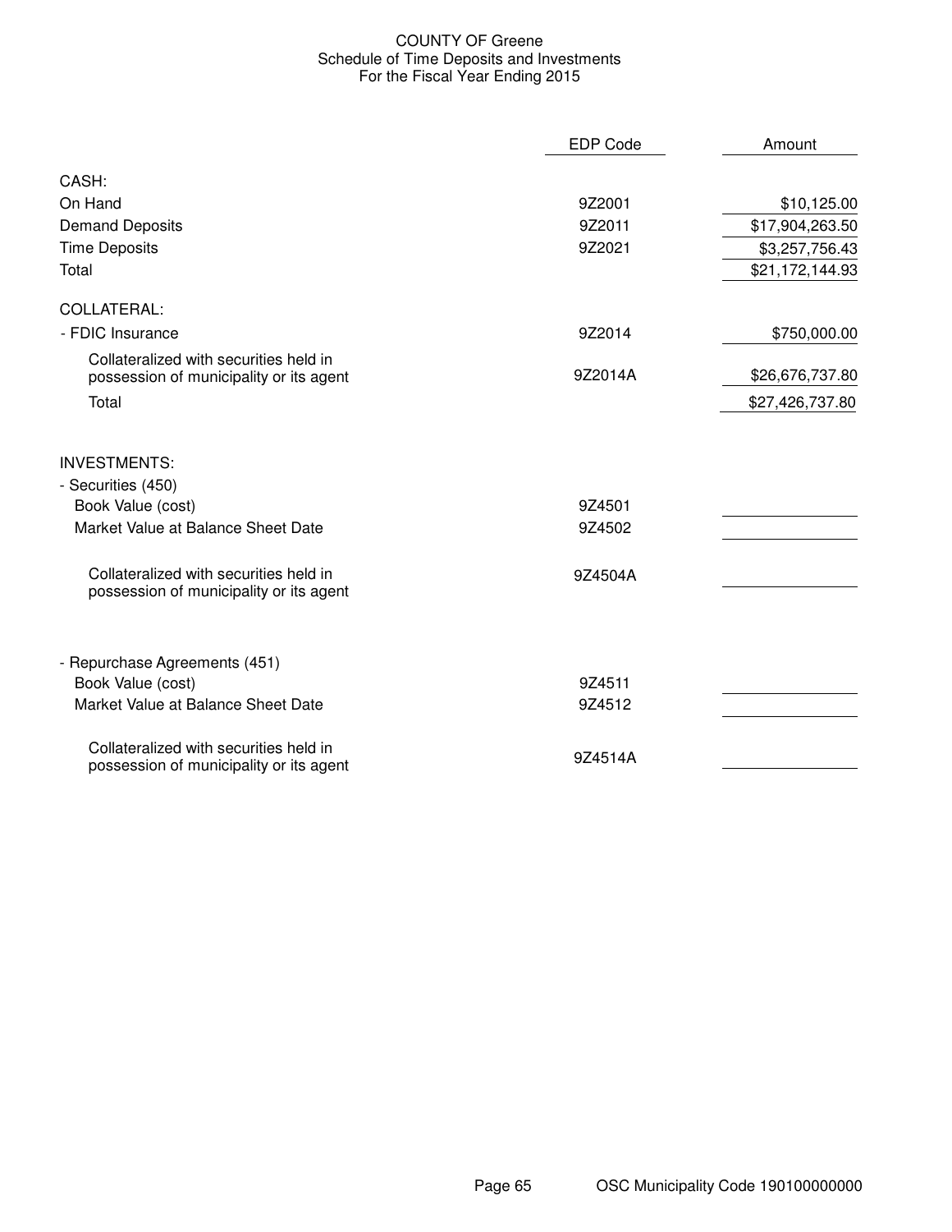# COUNTY OF Greene
## Schedule of Time Deposits and Investments
### For the Fiscal Year Ending 2015

| | EDP Code | Amount |
|---|---|---|
| CASH: | | |
| On Hand | 9Z2001 | $10,125.00 |
| Demand Deposits | 9Z2011 | $17,904,263.50 |
| Time Deposits | 9Z2021 | $3,257,756.43 |
| Total | | $21,172,144.93 |
| COLLATERAL: | | |
| - FDIC Insurance | 9Z2014 | $750,000.00 |
| Collateralized with securities held in possession of municipality or its agent | 9Z2014A | $26,676,737.80 |
| Total | | $27,426,737.80 |
| INVESTMENTS: | | |
| - Securities (450) | | |
| Book Value (cost) | 9Z4501 | |
| Market Value at Balance Sheet Date | 9Z4502 | |
| Collateralized with securities held in possession of municipality or its agent | 9Z4504A | |
| - Repurchase Agreements (451) | | |
| Book Value (cost) | 9Z4511 | |
| Market Value at Balance Sheet Date | 9Z4512 | |
| Collateralized with securities held in possession of municipality or its agent | 9Z4514A | |

OSC Municipality Code 190100000000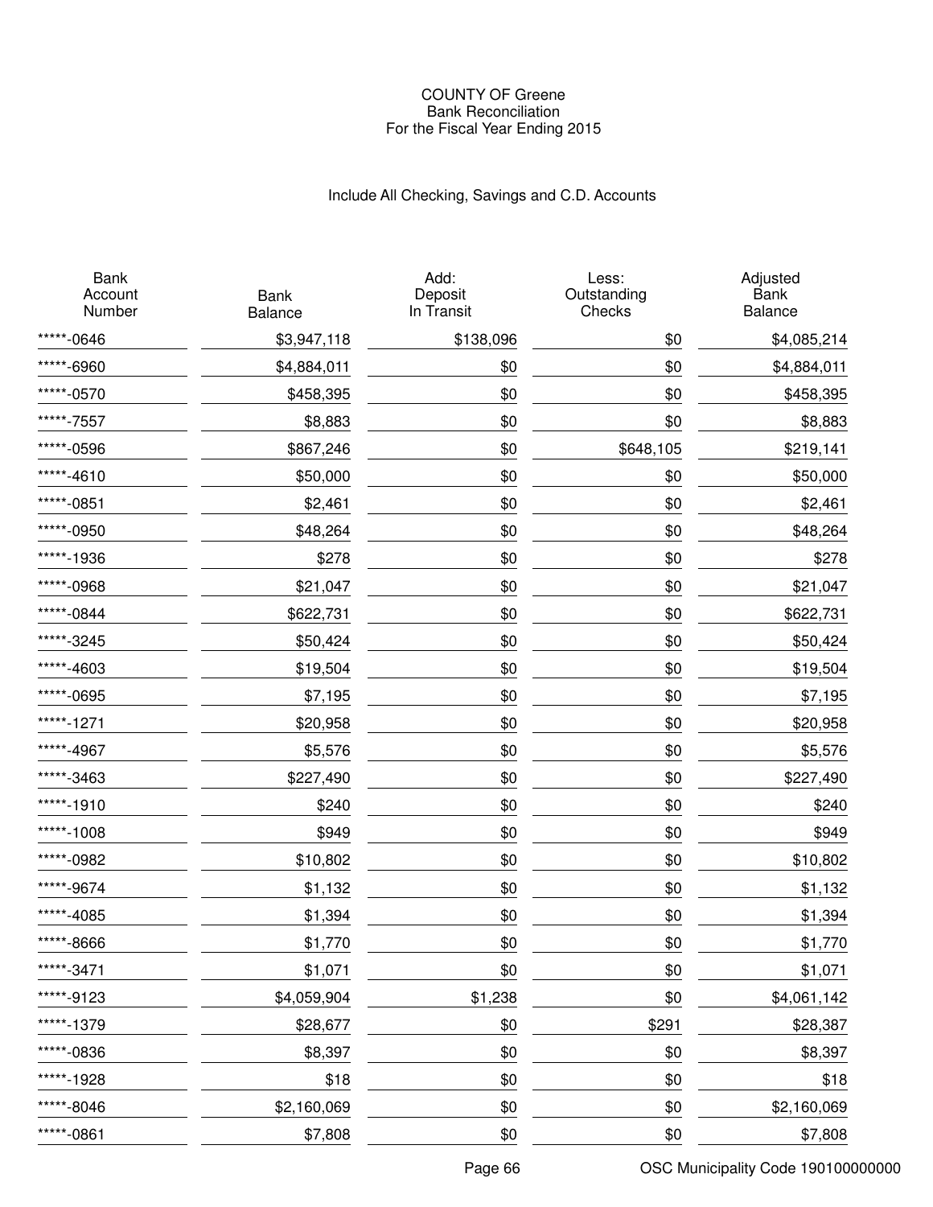COUNTY OF Greene
Bank Reconciliation
For the Fiscal Year Ending 2015

Include All Checking, Savings and C.D. Accounts

| Bank Account Number | Bank Balance | Add: Deposit In Transit | Less: Outstanding Checks | Adjusted Bank Balance |
|---|---|---|---|---|
| *****-0646 | $3,947,118 | $138,096 | $0 | $4,085,214 |
| *****-6960 | $4,884,011 | $0 | $0 | $4,884,011 |
| *****-0570 | $458,395 | $0 | $0 | $458,395 |
| *****-7557 | $8,883 | $0 | $0 | $8,883 |
| *****-0596 | $867,246 | $0 | $648,105 | $219,141 |
| *****-4610 | $50,000 | $0 | $0 | $50,000 |
| *****-0851 | $2,461 | $0 | $0 | $2,461 |
| *****-0950 | $48,264 | $0 | $0 | $48,264 |
| *****-1936 | $278 | $0 | $0 | $278 |
| *****-0968 | $21,047 | $0 | $0 | $21,047 |
| *****-0844 | $622,731 | $0 | $0 | $622,731 |
| *****-3245 | $50,424 | $0 | $0 | $50,424 |
| *****-4603 | $19,504 | $0 | $0 | $19,504 |
| *****-0695 | $7,195 | $0 | $0 | $7,195 |
| *****-1271 | $20,958 | $0 | $0 | $20,958 |
| *****-4967 | $5,576 | $0 | $0 | $5,576 |
| *****-3463 | $227,490 | $0 | $0 | $227,490 |
| *****-1910 | $240 | $0 | $0 | $240 |
| *****-1008 | $949 | $0 | $0 | $949 |
| *****-0982 | $10,802 | $0 | $0 | $10,802 |
| *****-9674 | $1,132 | $0 | $0 | $1,132 |
| *****-4085 | $1,394 | $0 | $0 | $1,394 |
| *****-8666 | $1,770 | $0 | $0 | $1,770 |
| *****-3471 | $1,071 | $0 | $0 | $1,071 |
| *****-9123 | $4,059,904 | $1,238 | $0 | $4,061,142 |
| *****-1379 | $28,677 | $0 | $291 | $28,387 |
| *****-0836 | $8,397 | $0 | $0 | $8,397 |
| *****-1928 | $18 | $0 | $0 | $18 |
| *****-8046 | $2,160,069 | $0 | $0 | $2,160,069 |
| *****-0861 | $7,808 | $0 | $0 | $7,808 |

OSC Municipality Code 190100000000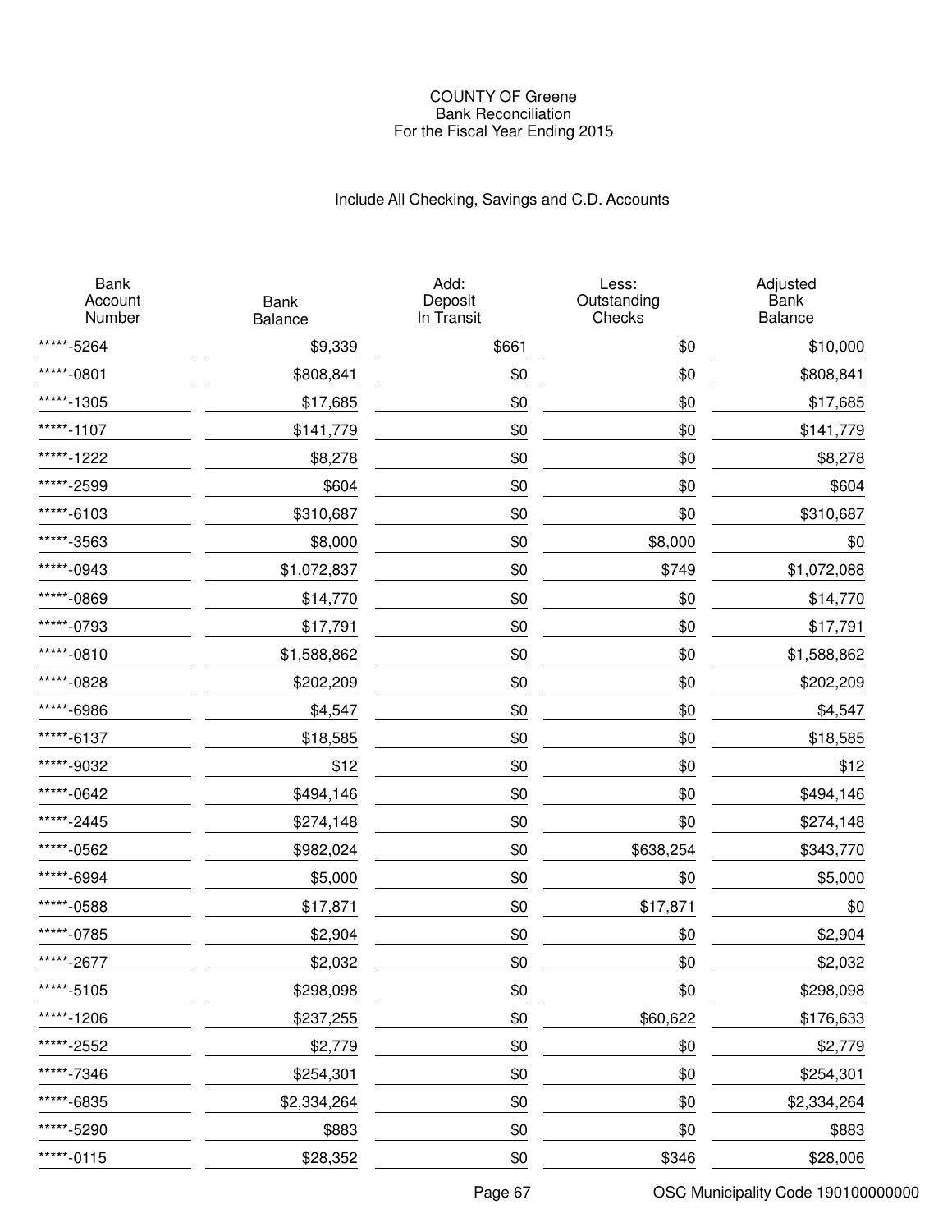COUNTY OF Greene
Bank Reconciliation
For the Fiscal Year Ending 2015

Include All Checking, Savings and C.D. Accounts

| Bank Account Number | Bank Balance | Add: Deposit In Transit | Less: Outstanding Checks | Adjusted Bank Balance |
|---|---|---|---|---|
| *****-5264 | $9,339 | $661 | $0 | $10,000 |
| *****-0801 | $808,841 | $0 | $0 | $808,841 |
| *****-1305 | $17,685 | $0 | $0 | $17,685 |
| *****-1107 | $141,779 | $0 | $0 | $141,779 |
| *****-1222 | $8,278 | $0 | $0 | $8,278 |
| *****-2599 | $604 | $0 | $0 | $604 |
| *****-6103 | $310,687 | $0 | $0 | $310,687 |
| *****-3563 | $8,000 | $0 | $8,000 | $0 |
| *****-0943 | $1,072,837 | $0 | $749 | $1,072,088 |
| *****-0869 | $14,770 | $0 | $0 | $14,770 |
| *****-0793 | $17,791 | $0 | $0 | $17,791 |
| *****-0810 | $1,588,862 | $0 | $0 | $1,588,862 |
| *****-0828 | $202,209 | $0 | $0 | $202,209 |
| *****-6986 | $4,547 | $0 | $0 | $4,547 |
| *****-6137 | $18,585 | $0 | $0 | $18,585 |
| *****-9032 | $12 | $0 | $0 | $12 |
| *****-0642 | $494,146 | $0 | $0 | $494,146 |
| *****-2445 | $274,148 | $0 | $0 | $274,148 |
| *****-0562 | $982,024 | $0 | $638,254 | $343,770 |
| *****-6994 | $5,000 | $0 | $0 | $5,000 |
| *****-0588 | $17,871 | $0 | $17,871 | $0 |
| *****-0785 | $2,904 | $0 | $0 | $2,904 |
| *****-2677 | $2,032 | $0 | $0 | $2,032 |
| *****-5105 | $298,098 | $0 | $0 | $298,098 |
| *****-1206 | $237,255 | $0 | $60,622 | $176,633 |
| *****-2552 | $2,779 | $0 | $0 | $2,779 |
| *****-7346 | $254,301 | $0 | $0 | $254,301 |
| *****-6835 | $2,334,264 | $0 | $0 | $2,334,264 |
| *****-5290 | $883 | $0 | $0 | $883 |
| *****-0115 | $28,352 | $0 | $346 | $28,006 |

OSC Municipality Code 190100000000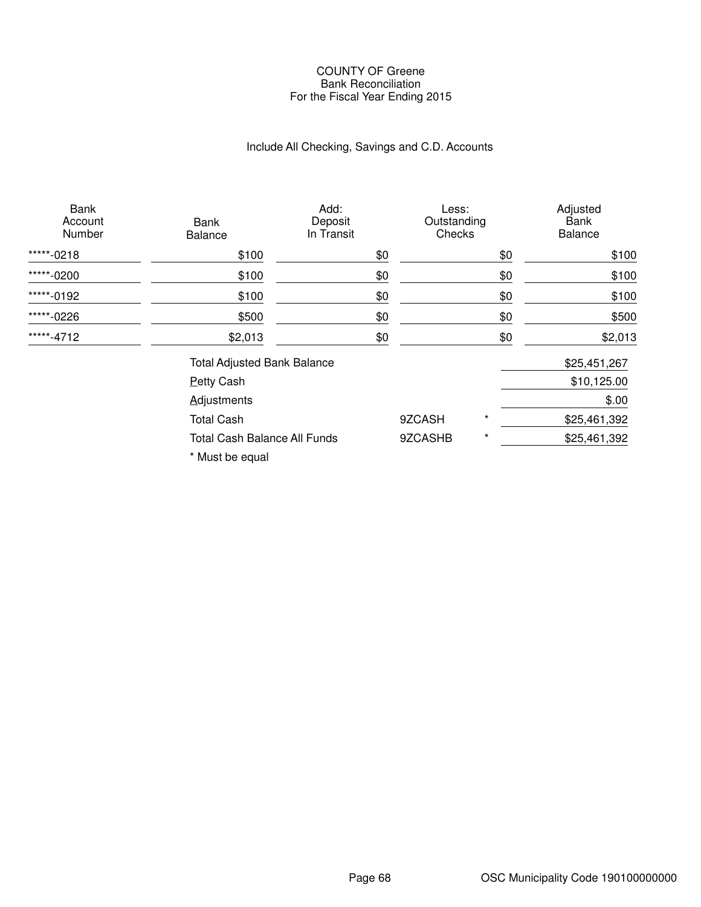COUNTY OF Greene
Bank Reconciliation
For the Fiscal Year Ending 2015

Include All Checking, Savings and C.D. Accounts

| Bank Account Number | Bank Balance | Add: Deposit In Transit | Less: Outstanding Checks | Adjusted Bank Balance |
|---|---|---|---|---|
| *****-0218 | $100 | $0 | $0 | $100 |
| *****-0200 | $100 | $0 | $0 | $100 |
| *****-0192 | $100 | $0 | $0 | $100 |
| *****-0226 | $500 | $0 | $0 | $500 |
| *****-4712 | $2,013 | $0 | $0 | $2,013 |

| | | | |
|---|---|---|---|
| Total Adjusted Bank Balance | | | $25,451,267 |
| Petty Cash | | | $10,125.00 |
| Adjustments | | | $.00 |
| Total Cash | 9ZCASH | * | $25,461,392 |
| Total Cash Balance All Funds | 9ZCASHB | * | $25,461,392 |

* Must be equal

OSC Municipality Code 190100000000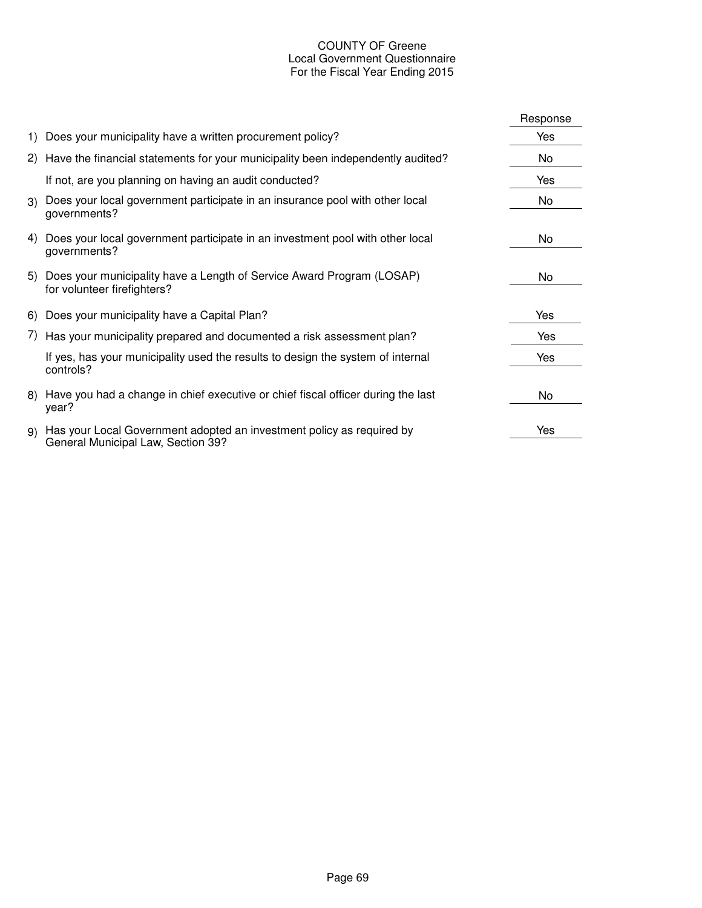# COUNTY OF Greene
## Local Government Questionnaire
### For the Fiscal Year Ending 2015

| | | Response |
|---|---|---|
| 1) | Does your municipality have a written procurement policy? | Yes |
| 2) | Have the financial statements for your municipality been independently audited? | No |
| | If not, are you planning on having an audit conducted? | Yes |
| 3) | Does your local government participate in an insurance pool with other local governments? | No |
| 4) | Does your local government participate in an investment pool with other local governments? | No |
| 5) | Does your municipality have a Length of Service Award Program (LOSAP) for volunteer firefighters? | No |
| 6) | Does your municipality have a Capital Plan? | Yes |
| 7) | Has your municipality prepared and documented a risk assessment plan? | Yes |
| | If yes, has your municipality used the results to design the system of internal controls? | Yes |
| 8) | Have you had a change in chief executive or chief fiscal officer during the last year? | No |
| 9) | Has your Local Government adopted an investment policy as required by General Municipal Law, Section 39? | Yes |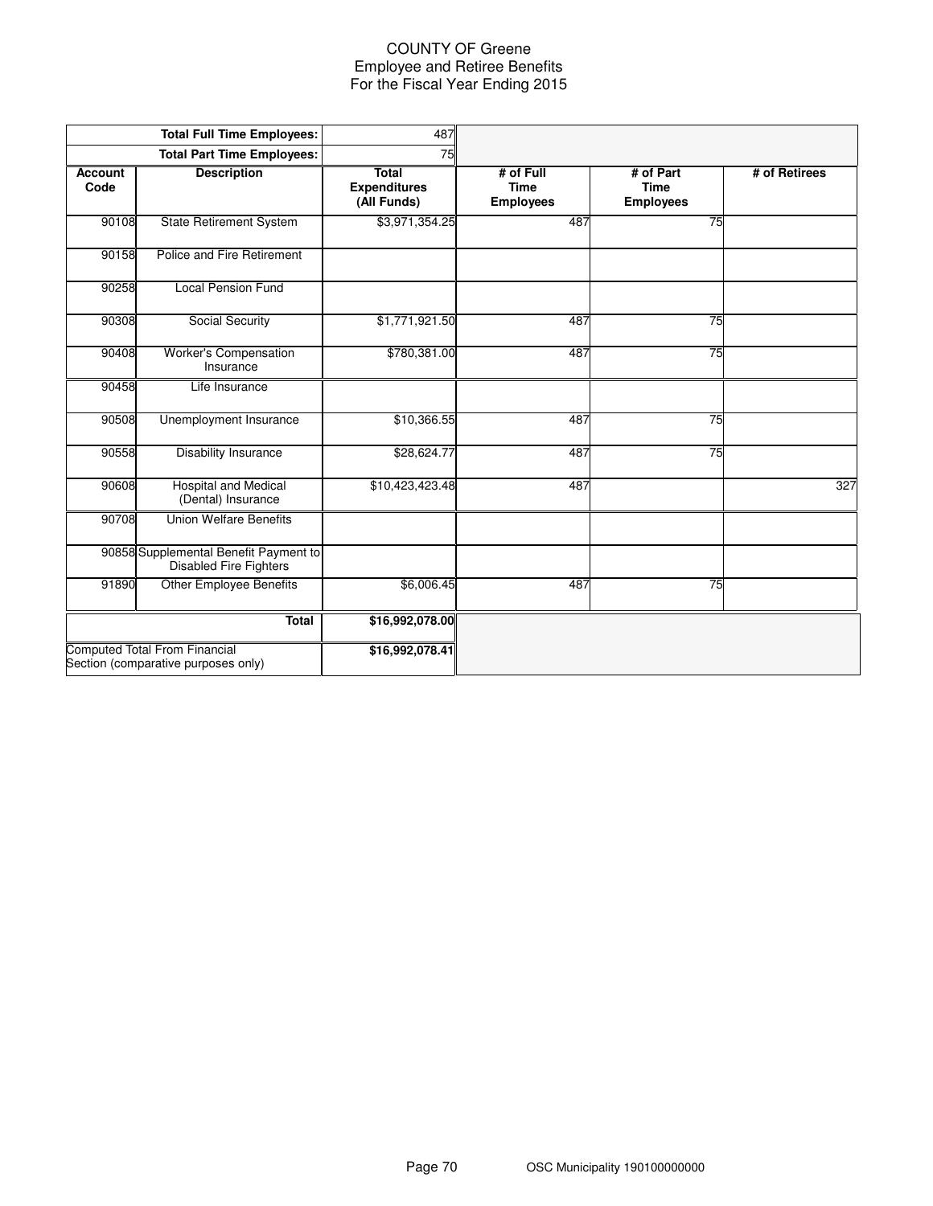# COUNTY OF Greene
## Employee and Retiree Benefits
## For the Fiscal Year Ending 2015

| | Total Full Time Employees: | 487 | | | |
|---|---|---|---|---|---|
| | **Total Part Time Employees:** | 75 | | | |
| **Account Code** | **Description** | **Total Expenditures (All Funds)** | **# of Full Time Employees** | **# of Part Time Employees** | **# of Retirees** |
| 90108 | State Retirement System | $3,971,354.25 | 487 | 75 | |
| 90158 | Police and Fire Retirement | | | | |
| 90258 | Local Pension Fund | | | | |
| 90308 | Social Security | $1,771,921.50 | 487 | 75 | |
| 90408 | Worker's Compensation Insurance | $780,381.00 | 487 | 75 | |
| 90458 | Life Insurance | | | | |
| 90508 | Unemployment Insurance | $10,366.55 | 487 | 75 | |
| 90558 | Disability Insurance | $28,624.77 | 487 | 75 | |
| 90608 | Hospital and Medical (Dental) Insurance | $10,423,423.48 | 487 | | 327 |
| 90708 | Union Welfare Benefits | | | | |
| 90858 | Supplemental Benefit Payment to Disabled Fire Fighters | | | | |
| 91890 | Other Employee Benefits | $6,006.45 | 487 | 75 | |
| | **Total** | **$16,992,078.00** | | | |
| | Computed Total From Financial Section (comparative purposes only) | **$16,992,078.41** | | | |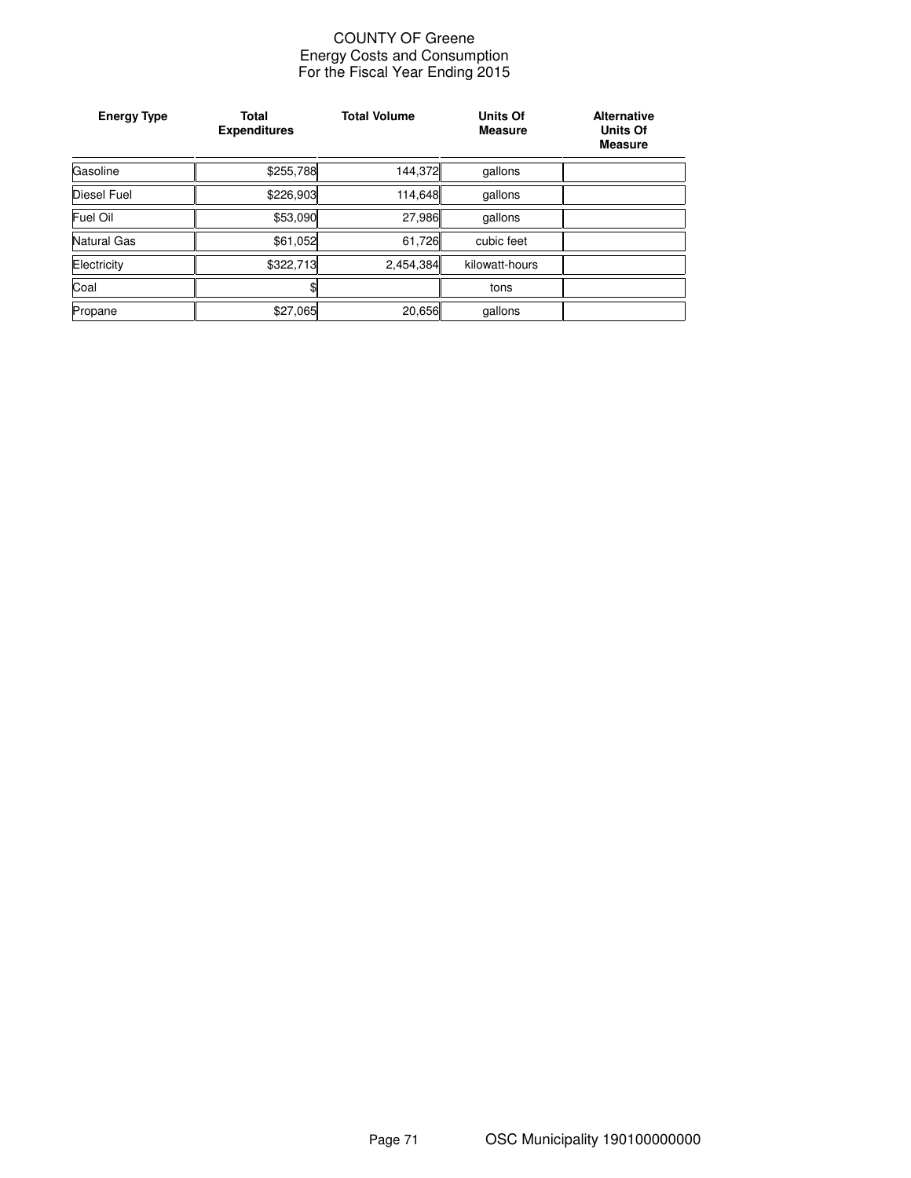# COUNTY OF Greene
## Energy Costs and Consumption
## For the Fiscal Year Ending 2015

| Energy Type | Total Expenditures | Total Volume | Units Of Measure | Alternative Units Of Measure |
|---|---|---|---|---|
| Gasoline | $255,788 | 144,372 | gallons | |
| Diesel Fuel | $226,903 | 114,648 | gallons | |
| Fuel Oil | $53,090 | 27,986 | gallons | |
| Natural Gas | $61,052 | 61,726 | cubic feet | |
| Electricity | $322,713 | 2,454,384 | kilowatt-hours | |
| Coal | $ | | tons | |
| Propane | $27,065 | 20,656 | gallons | |

OSC Municipality 190100000000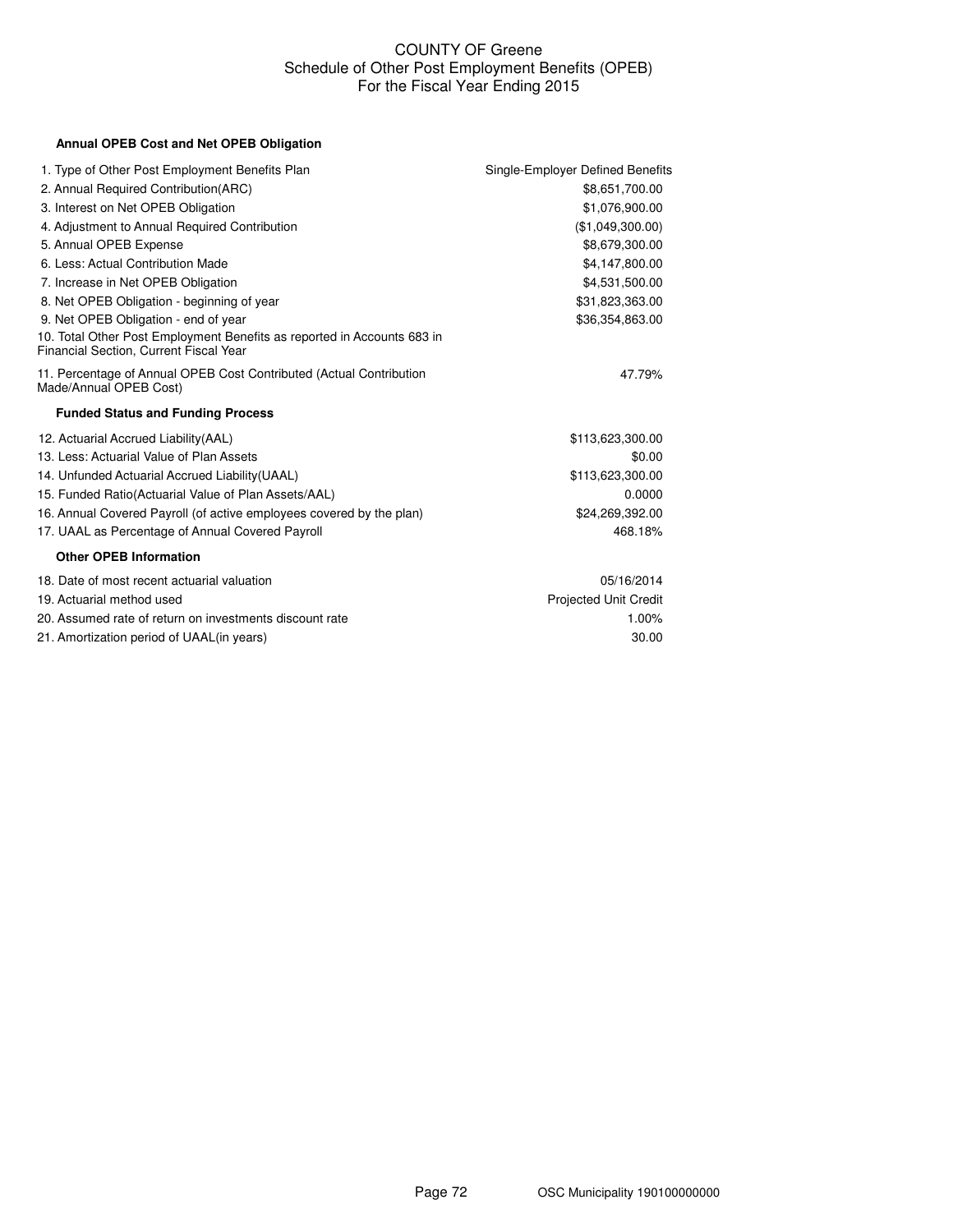# COUNTY OF Greene
## Schedule of Other Post Employment Benefits (OPEB)
## For the Fiscal Year Ending 2015

### Annual OPEB Cost and Net OPEB Obligation

| | |
|---|---|
| 1. Type of Other Post Employment Benefits Plan | Single-Employer Defined Benefits |
| 2. Annual Required Contribution(ARC) | $8,651,700.00 |
| 3. Interest on Net OPEB Obligation | $1,076,900.00 |
| 4. Adjustment to Annual Required Contribution | ($1,049,300.00) |
| 5. Annual OPEB Expense | $8,679,300.00 |
| 6. Less: Actual Contribution Made | $4,147,800.00 |
| 7. Increase in Net OPEB Obligation | $4,531,500.00 |
| 8. Net OPEB Obligation - beginning of year | $31,823,363.00 |
| 9. Net OPEB Obligation - end of year | $36,354,863.00 |
| 10. Total Other Post Employment Benefits as reported in Accounts 683 in Financial Section, Current Fiscal Year | |
| 11. Percentage of Annual OPEB Cost Contributed (Actual Contribution Made/Annual OPEB Cost) | 47.79% |

### Funded Status and Funding Process

| | |
|---|---|
| 12. Actuarial Accrued Liability(AAL) | $113,623,300.00 |
| 13. Less: Actuarial Value of Plan Assets | $0.00 |
| 14. Unfunded Actuarial Accrued Liability(UAAL) | $113,623,300.00 |
| 15. Funded Ratio(Actuarial Value of Plan Assets/AAL) | 0.0000 |
| 16. Annual Covered Payroll (of active employees covered by the plan) | $24,269,392.00 |
| 17. UAAL as Percentage of Annual Covered Payroll | 468.18% |

### Other OPEB Information

| | |
|---|---|
| 18. Date of most recent actuarial valuation | 05/16/2014 |
| 19. Actuarial method used | Projected Unit Credit |
| 20. Assumed rate of return on investments discount rate | 1.00% |
| 21. Amortization period of UAAL(in years) | 30.00 |

OSC Municipality 190100000000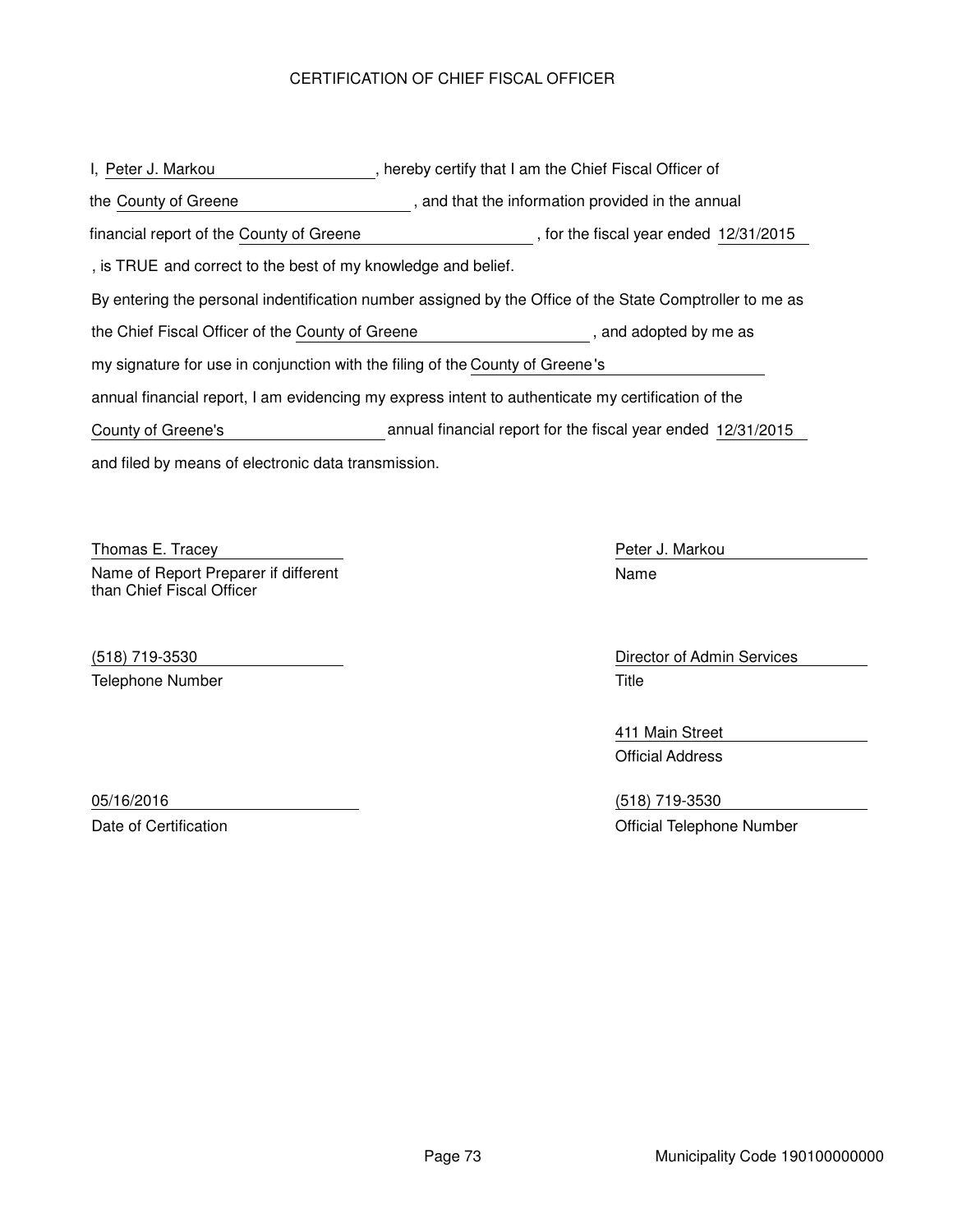# CERTIFICATION OF CHIEF FISCAL OFFICER

I, Peter J. Markou, hereby certify that I am the Chief Fiscal Officer of the County of Greene, and that the information provided in the annual financial report of the County of Greene, for the fiscal year ended 12/31/2015, is TRUE and correct to the best of my knowledge and belief.

By entering the personal indentification number assigned by the Office of the State Comptroller to me as the Chief Fiscal Officer of the County of Greene, and adopted by me as my signature for use in conjunction with the filing of the County of Greene's annual financial report, I am evidencing my express intent to authenticate my certification of the County of Greene's annual financial report for the fiscal year ended 12/31/2015 and filed by means of electronic data transmission.

Thomas E. Tracey
Name of Report Preparer if different than Chief Fiscal Officer

(518) 719-3530
Telephone Number

05/16/2016
Date of Certification

Peter J. Markou
Name

Director of Admin Services
Title

411 Main Street
Official Address

(518) 719-3530
Official Telephone Number

Municipality Code 190100000000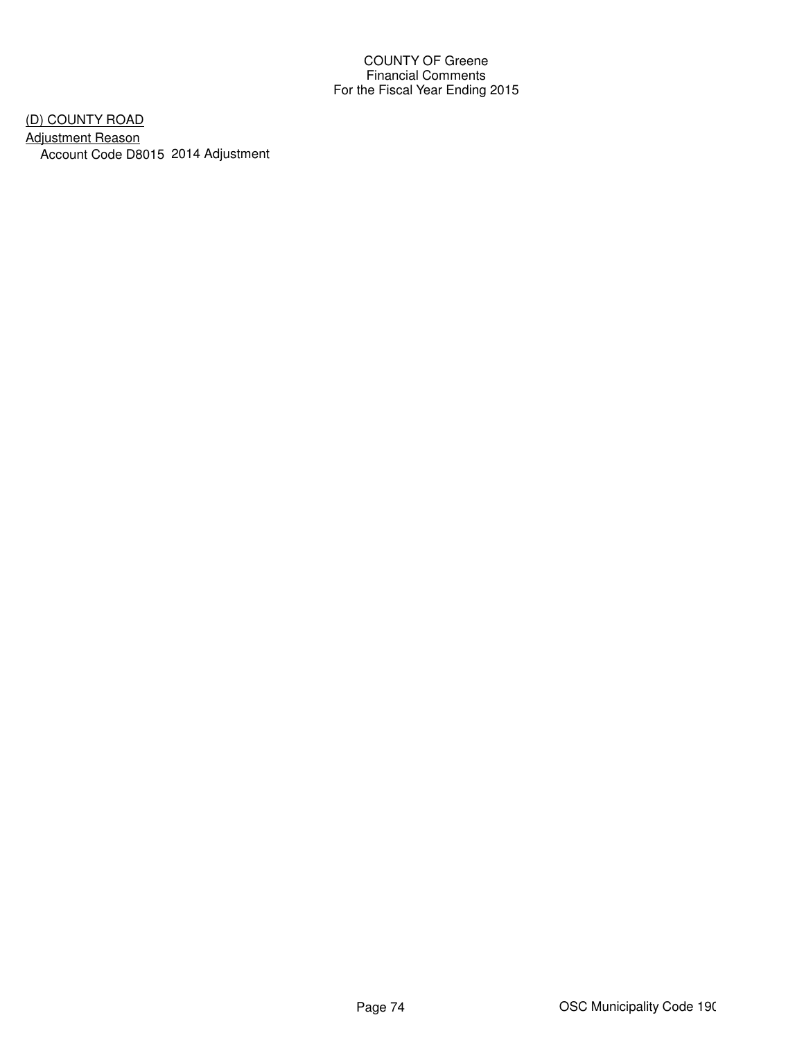COUNTY OF Greene
Financial Comments
For the Fiscal Year Ending 2015

(D) COUNTY ROAD

Adjustment Reason

Account Code D8015 2014 Adjustment